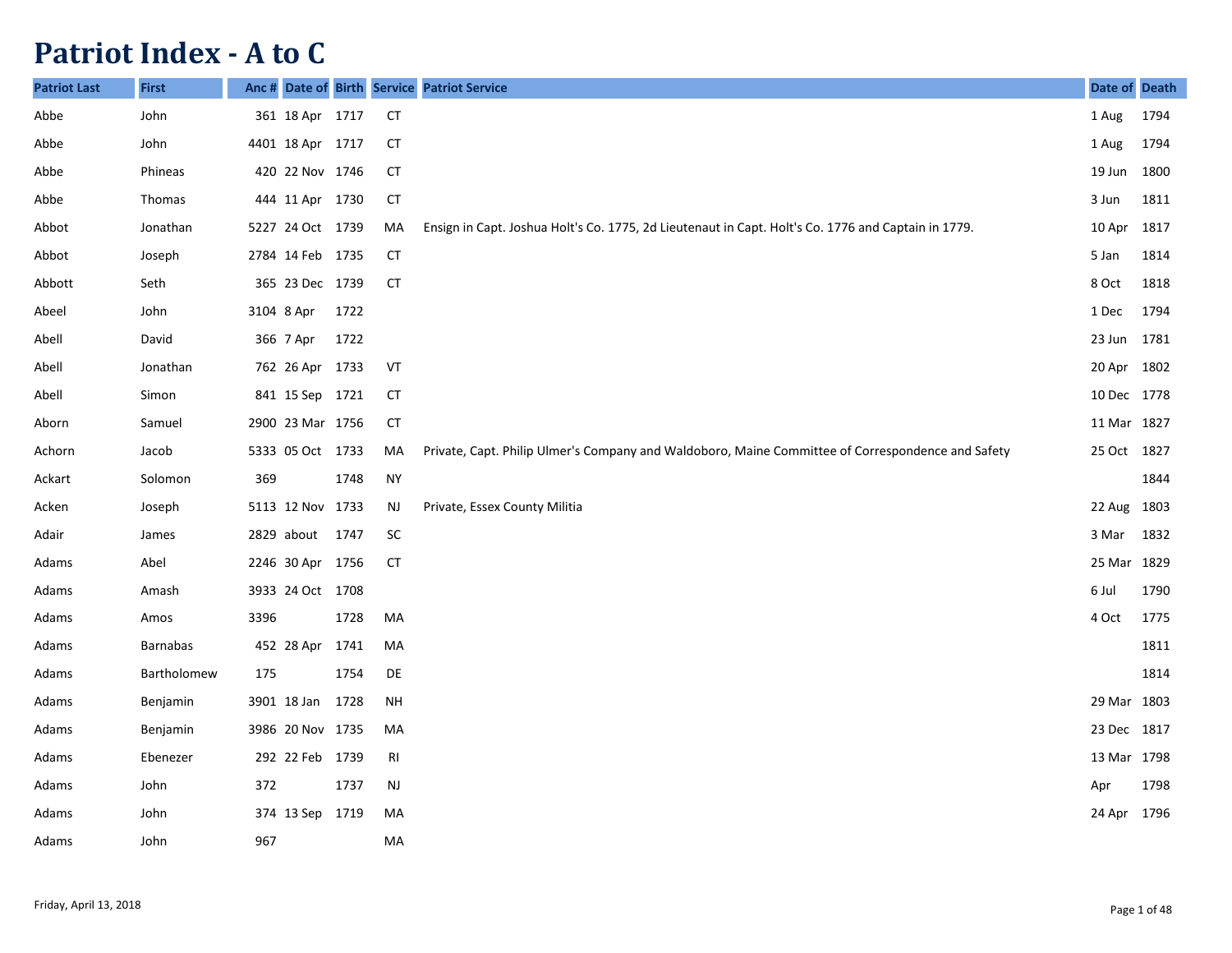# Patriot Index - A to C

| Patriot Last | First | Anc # | Date of Birth | | Service | Patriot Service | Date of Death | |
|---|---|---|---|---|---|---|---|---|
| Abbe | John | 361 | 18 Apr | 1717 | CT | | 1 Aug | 1794 |
| Abbe | John | 4401 | 18 Apr | 1717 | CT | | 1 Aug | 1794 |
| Abbe | Phineas | 420 | 22 Nov | 1746 | CT | | 19 Jun | 1800 |
| Abbe | Thomas | 444 | 11 Apr | 1730 | CT | | 3 Jun | 1811 |
| Abbot | Jonathan | 5227 | 24 Oct | 1739 | MA | Ensign in Capt. Joshua Holt's Co. 1775, 2d Lieutenaut in Capt. Holt's Co. 1776 and Captain in 1779. | 10 Apr | 1817 |
| Abbot | Joseph | 2784 | 14 Feb | 1735 | CT | | 5 Jan | 1814 |
| Abbott | Seth | 365 | 23 Dec | 1739 | CT | | 8 Oct | 1818 |
| Abeel | John | 3104 | 8 Apr | 1722 | | | 1 Dec | 1794 |
| Abell | David | 366 | 7 Apr | 1722 | | | 23 Jun | 1781 |
| Abell | Jonathan | 762 | 26 Apr | 1733 | VT | | 20 Apr | 1802 |
| Abell | Simon | 841 | 15 Sep | 1721 | CT | | 10 Dec | 1778 |
| Aborn | Samuel | 2900 | 23 Mar | 1756 | CT | | 11 Mar | 1827 |
| Achorn | Jacob | 5333 | 05 Oct | 1733 | MA | Private, Capt. Philip Ulmer's Company and Waldoboro, Maine Committee of Correspondence and Safety | 25 Oct | 1827 |
| Ackart | Solomon | 369 | | 1748 | NY | | | 1844 |
| Acken | Joseph | 5113 | 12 Nov | 1733 | NJ | Private, Essex County Militia | 22 Aug | 1803 |
| Adair | James | 2829 | about | 1747 | SC | | 3 Mar | 1832 |
| Adams | Abel | 2246 | 30 Apr | 1756 | CT | | 25 Mar | 1829 |
| Adams | Amash | 3933 | 24 Oct | 1708 | | | 6 Jul | 1790 |
| Adams | Amos | 3396 | | 1728 | MA | | 4 Oct | 1775 |
| Adams | Barnabas | 452 | 28 Apr | 1741 | MA | | | 1811 |
| Adams | Bartholomew | 175 | | 1754 | DE | | | 1814 |
| Adams | Benjamin | 3901 | 18 Jan | 1728 | NH | | 29 Mar | 1803 |
| Adams | Benjamin | 3986 | 20 Nov | 1735 | MA | | 23 Dec | 1817 |
| Adams | Ebenezer | 292 | 22 Feb | 1739 | RI | | 13 Mar | 1798 |
| Adams | John | 372 | | 1737 | NJ | | Apr | 1798 |
| Adams | John | 374 | 13 Sep | 1719 | MA | | 24 Apr | 1796 |
| Adams | John | 967 | | | MA | | | |

Friday, April 13, 2018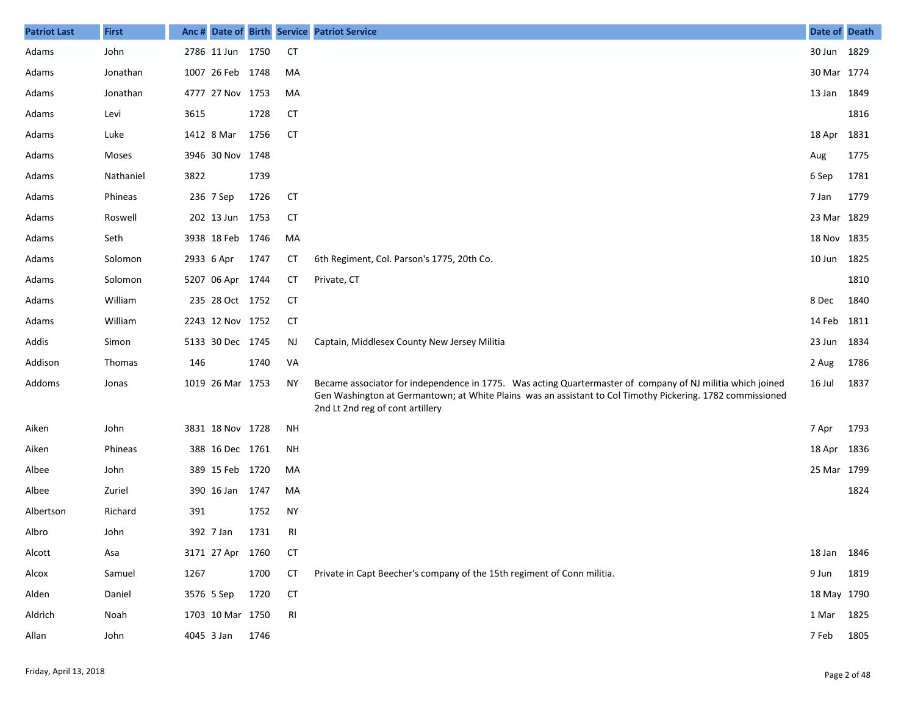| Patriot Last | First | Anc # | Date of | Birth | Service | Patriot Service | Date of | Death |
|---|---|---|---|---|---|---|---|---|
| Adams | John | 2786 | 11 Jun | 1750 | CT | | 30 Jun | 1829 |
| Adams | Jonathan | 1007 | 26 Feb | 1748 | MA | | 30 Mar | 1774 |
| Adams | Jonathan | 4777 | 27 Nov | 1753 | MA | | 13 Jan | 1849 |
| Adams | Levi | 3615 | | 1728 | CT | | | 1816 |
| Adams | Luke | 1412 | 8 Mar | 1756 | CT | | 18 Apr | 1831 |
| Adams | Moses | 3946 | 30 Nov | 1748 | | | Aug | 1775 |
| Adams | Nathaniel | 3822 | | 1739 | | | 6 Sep | 1781 |
| Adams | Phineas | 236 | 7 Sep | 1726 | CT | | 7 Jan | 1779 |
| Adams | Roswell | 202 | 13 Jun | 1753 | CT | | 23 Mar | 1829 |
| Adams | Seth | 3938 | 18 Feb | 1746 | MA | | 18 Nov | 1835 |
| Adams | Solomon | 2933 | 6 Apr | 1747 | CT | 6th Regiment, Col. Parson's 1775, 20th Co. | 10 Jun | 1825 |
| Adams | Solomon | 5207 | 06 Apr | 1744 | CT | Private, CT | | 1810 |
| Adams | William | 235 | 28 Oct | 1752 | CT | | 8 Dec | 1840 |
| Adams | William | 2243 | 12 Nov | 1752 | CT | | 14 Feb | 1811 |
| Addis | Simon | 5133 | 30 Dec | 1745 | NJ | Captain, Middlesex County New Jersey Militia | 23 Jun | 1834 |
| Addison | Thomas | 146 | | 1740 | VA | | 2 Aug | 1786 |
| Addoms | Jonas | 1019 | 26 Mar | 1753 | NY | Became associator for independence in 1775. Was acting Quartermaster of company of NJ militia which joined Gen Washington at Germantown; at White Plains was an assistant to Col Timothy Pickering. 1782 commissioned 2nd Lt 2nd reg of cont artillery | 16 Jul | 1837 |
| Aiken | John | 3831 | 18 Nov | 1728 | NH | | 7 Apr | 1793 |
| Aiken | Phineas | 388 | 16 Dec | 1761 | NH | | 18 Apr | 1836 |
| Albee | John | 389 | 15 Feb | 1720 | MA | | 25 Mar | 1799 |
| Albee | Zuriel | 390 | 16 Jan | 1747 | MA | | | 1824 |
| Albertson | Richard | 391 | | 1752 | NY | | | |
| Albro | John | 392 | 7 Jan | 1731 | RI | | | |
| Alcott | Asa | 3171 | 27 Apr | 1760 | CT | | 18 Jan | 1846 |
| Alcox | Samuel | 1267 | | 1700 | CT | Private in Capt Beecher's company of the 15th regiment of Conn militia. | 9 Jun | 1819 |
| Alden | Daniel | 3576 | 5 Sep | 1720 | CT | | 18 May | 1790 |
| Aldrich | Noah | 1703 | 10 Mar | 1750 | RI | | 1 Mar | 1825 |
| Allan | John | 4045 | 3 Jan | 1746 | | | 7 Feb | 1805 |

Friday, April 13, 2018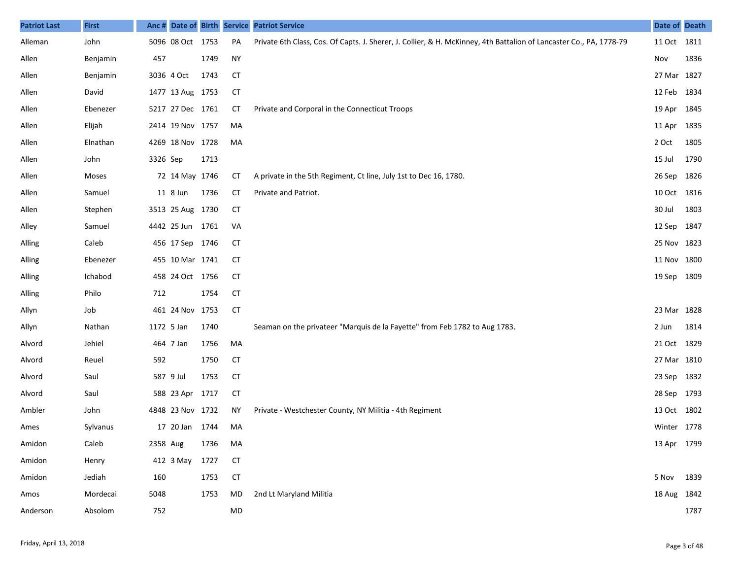| Patriot Last | First | Anc # | Date of | Birth | Service | Patriot Service | Date of | Death |
|---|---|---|---|---|---|---|---|---|
| Alleman | John | 5096 | 08 Oct | 1753 | PA | Private 6th Class, Cos. Of Capts. J. Sherer, J. Collier, & H. McKinney, 4th Battalion of Lancaster Co., PA, 1778-79 | 11 Oct | 1811 |
| Allen | Benjamin | 457 | | 1749 | NY | | Nov | 1836 |
| Allen | Benjamin | 3036 | 4 Oct | 1743 | CT | | 27 Mar | 1827 |
| Allen | David | 1477 | 13 Aug | 1753 | CT | | 12 Feb | 1834 |
| Allen | Ebenezer | 5217 | 27 Dec | 1761 | CT | Private and Corporal in the Connecticut Troops | 19 Apr | 1845 |
| Allen | Elijah | 2414 | 19 Nov | 1757 | MA | | 11 Apr | 1835 |
| Allen | Elnathan | 4269 | 18 Nov | 1728 | MA | | 2 Oct | 1805 |
| Allen | John | 3326 | Sep | 1713 | | | 15 Jul | 1790 |
| Allen | Moses | 72 | 14 May | 1746 | CT | A private in the 5th Regiment, Ct line, July 1st to Dec 16, 1780. | 26 Sep | 1826 |
| Allen | Samuel | 11 | 8 Jun | 1736 | CT | Private and Patriot. | 10 Oct | 1816 |
| Allen | Stephen | 3513 | 25 Aug | 1730 | CT | | 30 Jul | 1803 |
| Alley | Samuel | 4442 | 25 Jun | 1761 | VA | | 12 Sep | 1847 |
| Alling | Caleb | 456 | 17 Sep | 1746 | CT | | 25 Nov | 1823 |
| Alling | Ebenezer | 455 | 10 Mar | 1741 | CT | | 11 Nov | 1800 |
| Alling | Ichabod | 458 | 24 Oct | 1756 | CT | | 19 Sep | 1809 |
| Alling | Philo | 712 | | 1754 | CT | | | |
| Allyn | Job | 461 | 24 Nov | 1753 | CT | | 23 Mar | 1828 |
| Allyn | Nathan | 1172 | 5 Jan | 1740 | | Seaman on the privateer "Marquis de la Fayette" from Feb 1782 to Aug 1783. | 2 Jun | 1814 |
| Alvord | Jehiel | 464 | 7 Jan | 1756 | MA | | 21 Oct | 1829 |
| Alvord | Reuel | 592 | | 1750 | CT | | 27 Mar | 1810 |
| Alvord | Saul | 587 | 9 Jul | 1753 | CT | | 23 Sep | 1832 |
| Alvord | Saul | 588 | 23 Apr | 1717 | CT | | 28 Sep | 1793 |
| Ambler | John | 4848 | 23 Nov | 1732 | NY | Private - Westchester County, NY Militia - 4th Regiment | 13 Oct | 1802 |
| Ames | Sylvanus | 17 | 20 Jan | 1744 | MA | | Winter | 1778 |
| Amidon | Caleb | 2358 | Aug | 1736 | MA | | 13 Apr | 1799 |
| Amidon | Henry | 412 | 3 May | 1727 | CT | | | |
| Amidon | Jediah | 160 | | 1753 | CT | | 5 Nov | 1839 |
| Amos | Mordecai | 5048 | | 1753 | MD | 2nd Lt Maryland Militia | 18 Aug | 1842 |
| Anderson | Absolom | 752 | | | MD | | | 1787 |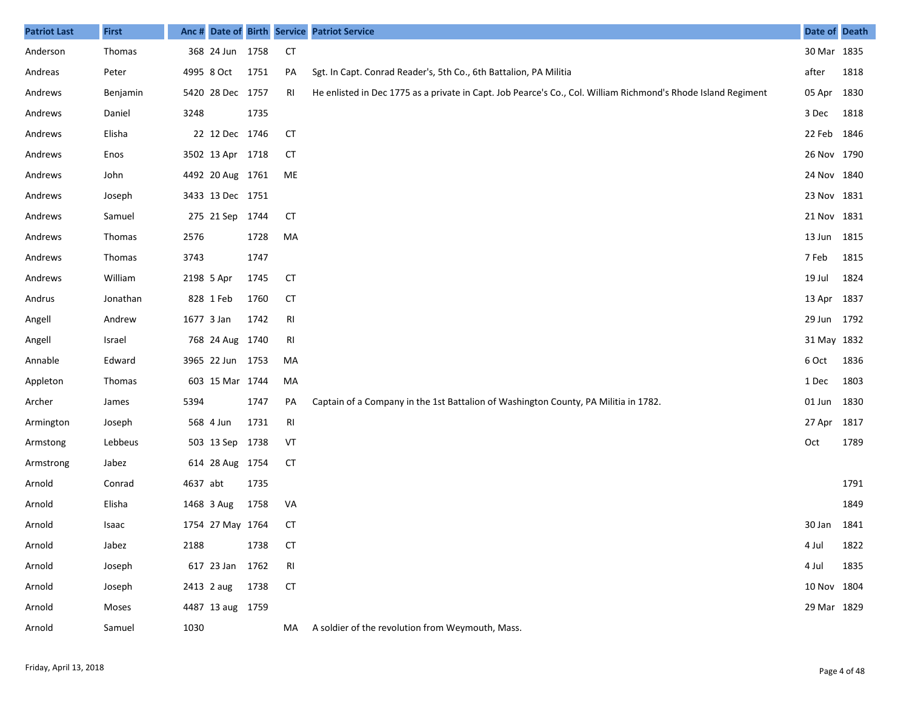| Patriot Last | First | Anc # | Date of | Birth | Service | Patriot Service | Date of | Death |
|---|---|---|---|---|---|---|---|---|
| Anderson | Thomas | 368 | 24 Jun | 1758 | CT | | 30 Mar | 1835 |
| Andreas | Peter | 4995 | 8 Oct | 1751 | PA | Sgt. In Capt. Conrad Reader's, 5th Co., 6th Battalion, PA Militia | after | 1818 |
| Andrews | Benjamin | 5420 | 28 Dec | 1757 | RI | He enlisted in Dec 1775 as a private in Capt. Job Pearce's Co., Col. William Richmond's Rhode Island Regiment | 05 Apr | 1830 |
| Andrews | Daniel | 3248 | | 1735 | | | 3 Dec | 1818 |
| Andrews | Elisha | 22 | 12 Dec | 1746 | CT | | 22 Feb | 1846 |
| Andrews | Enos | 3502 | 13 Apr | 1718 | CT | | 26 Nov | 1790 |
| Andrews | John | 4492 | 20 Aug | 1761 | ME | | 24 Nov | 1840 |
| Andrews | Joseph | 3433 | 13 Dec | 1751 | | | 23 Nov | 1831 |
| Andrews | Samuel | 275 | 21 Sep | 1744 | CT | | 21 Nov | 1831 |
| Andrews | Thomas | 2576 | | 1728 | MA | | 13 Jun | 1815 |
| Andrews | Thomas | 3743 | | 1747 | | | 7 Feb | 1815 |
| Andrews | William | 2198 | 5 Apr | 1745 | CT | | 19 Jul | 1824 |
| Andrus | Jonathan | 828 | 1 Feb | 1760 | CT | | 13 Apr | 1837 |
| Angell | Andrew | 1677 | 3 Jan | 1742 | RI | | 29 Jun | 1792 |
| Angell | Israel | 768 | 24 Aug | 1740 | RI | | 31 May | 1832 |
| Annable | Edward | 3965 | 22 Jun | 1753 | MA | | 6 Oct | 1836 |
| Appleton | Thomas | 603 | 15 Mar | 1744 | MA | | 1 Dec | 1803 |
| Archer | James | 5394 | | 1747 | PA | Captain of a Company in the 1st Battalion of Washington County, PA Militia in 1782. | 01 Jun | 1830 |
| Armington | Joseph | 568 | 4 Jun | 1731 | RI | | 27 Apr | 1817 |
| Armstong | Lebbeus | 503 | 13 Sep | 1738 | VT | | Oct | 1789 |
| Armstrong | Jabez | 614 | 28 Aug | 1754 | CT | | | |
| Arnold | Conrad | 4637 | abt | 1735 | | | | 1791 |
| Arnold | Elisha | 1468 | 3 Aug | 1758 | VA | | | 1849 |
| Arnold | Isaac | 1754 | 27 May | 1764 | CT | | 30 Jan | 1841 |
| Arnold | Jabez | 2188 | | 1738 | CT | | 4 Jul | 1822 |
| Arnold | Joseph | 617 | 23 Jan | 1762 | RI | | 4 Jul | 1835 |
| Arnold | Joseph | 2413 | 2 aug | 1738 | CT | | 10 Nov | 1804 |
| Arnold | Moses | 4487 | 13 aug | 1759 | | | 29 Mar | 1829 |
| Arnold | Samuel | 1030 | | | MA | A soldier of the revolution from Weymouth, Mass. | | |

Friday, April 13, 2018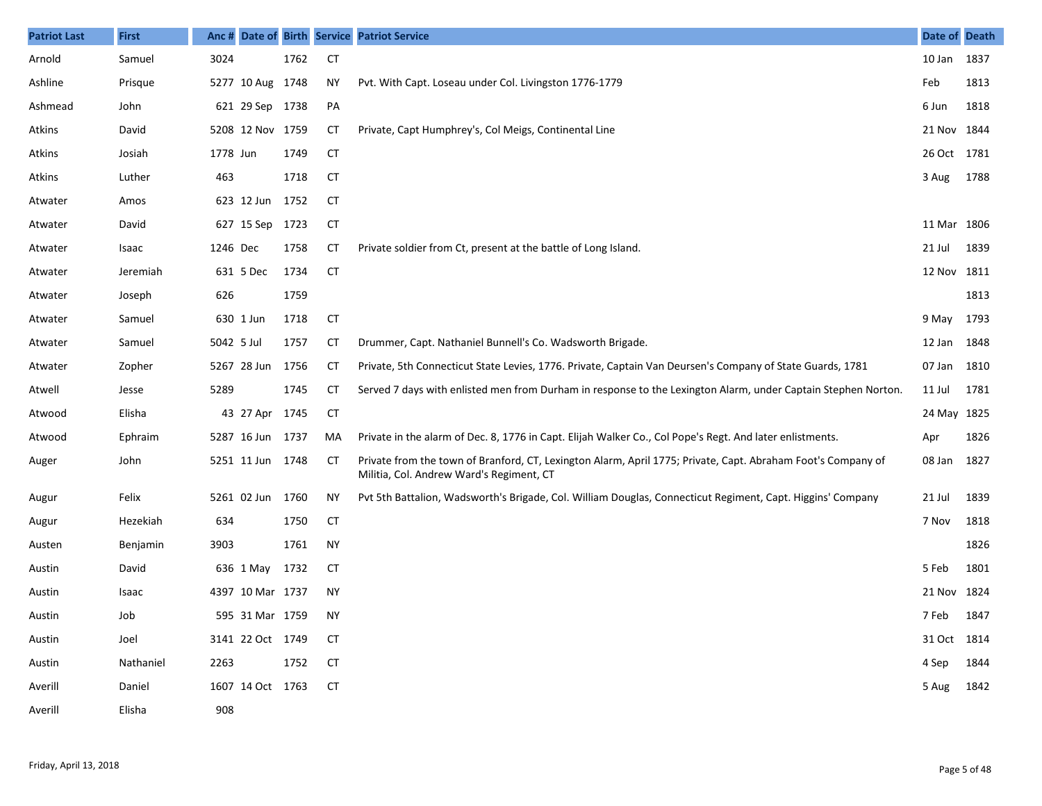| Patriot Last | First | Anc # | Date of | Birth | Service | Patriot Service | Date of | Death |
|---|---|---|---|---|---|---|---|---|
| Arnold | Samuel | 3024 | | 1762 | CT | | 10 Jan | 1837 |
| Ashline | Prisque | 5277 | 10 Aug | 1748 | NY | Pvt. With Capt. Loseau under Col. Livingston 1776-1779 | Feb | 1813 |
| Ashmead | John | 621 | 29 Sep | 1738 | PA | | 6 Jun | 1818 |
| Atkins | David | 5208 | 12 Nov | 1759 | CT | Private, Capt Humphrey's, Col Meigs, Continental Line | 21 Nov | 1844 |
| Atkins | Josiah | 1778 | Jun | 1749 | CT | | 26 Oct | 1781 |
| Atkins | Luther | 463 | | 1718 | CT | | 3 Aug | 1788 |
| Atwater | Amos | 623 | 12 Jun | 1752 | CT | | | |
| Atwater | David | 627 | 15 Sep | 1723 | CT | | 11 Mar | 1806 |
| Atwater | Isaac | 1246 | Dec | 1758 | CT | Private soldier from Ct, present at the battle of Long Island. | 21 Jul | 1839 |
| Atwater | Jeremiah | 631 | 5 Dec | 1734 | CT | | 12 Nov | 1811 |
| Atwater | Joseph | 626 | | 1759 | | | | 1813 |
| Atwater | Samuel | 630 | 1 Jun | 1718 | CT | | 9 May | 1793 |
| Atwater | Samuel | 5042 | 5 Jul | 1757 | CT | Drummer, Capt. Nathaniel Bunnell's Co. Wadsworth Brigade. | 12 Jan | 1848 |
| Atwater | Zopher | 5267 | 28 Jun | 1756 | CT | Private, 5th Connecticut State Levies, 1776. Private, Captain Van Deursen's Company of State Guards, 1781 | 07 Jan | 1810 |
| Atwell | Jesse | 5289 | | 1745 | CT | Served 7 days with enlisted men from Durham in response to the Lexington Alarm, under Captain Stephen Norton. | 11 Jul | 1781 |
| Atwood | Elisha | 43 | 27 Apr | 1745 | CT | | 24 May | 1825 |
| Atwood | Ephraim | 5287 | 16 Jun | 1737 | MA | Private in the alarm of Dec. 8, 1776 in Capt. Elijah Walker Co., Col Pope's Regt. And later enlistments. | Apr | 1826 |
| Auger | John | 5251 | 11 Jun | 1748 | CT | Private from the town of Branford, CT, Lexington Alarm, April 1775; Private, Capt. Abraham Foot's Company of Militia, Col. Andrew Ward's Regiment, CT | 08 Jan | 1827 |
| Augur | Felix | 5261 | 02 Jun | 1760 | NY | Pvt 5th Battalion, Wadsworth's Brigade, Col. William Douglas, Connecticut Regiment, Capt. Higgins' Company | 21 Jul | 1839 |
| Augur | Hezekiah | 634 | | 1750 | CT | | 7 Nov | 1818 |
| Austen | Benjamin | 3903 | | 1761 | NY | | | 1826 |
| Austin | David | 636 | 1 May | 1732 | CT | | 5 Feb | 1801 |
| Austin | Isaac | 4397 | 10 Mar | 1737 | NY | | 21 Nov | 1824 |
| Austin | Job | 595 | 31 Mar | 1759 | NY | | 7 Feb | 1847 |
| Austin | Joel | 3141 | 22 Oct | 1749 | CT | | 31 Oct | 1814 |
| Austin | Nathaniel | 2263 | | 1752 | CT | | 4 Sep | 1844 |
| Averill | Daniel | 1607 | 14 Oct | 1763 | CT | | 5 Aug | 1842 |
| Averill | Elisha | 908 | | | | | | |

Friday, April 13, 2018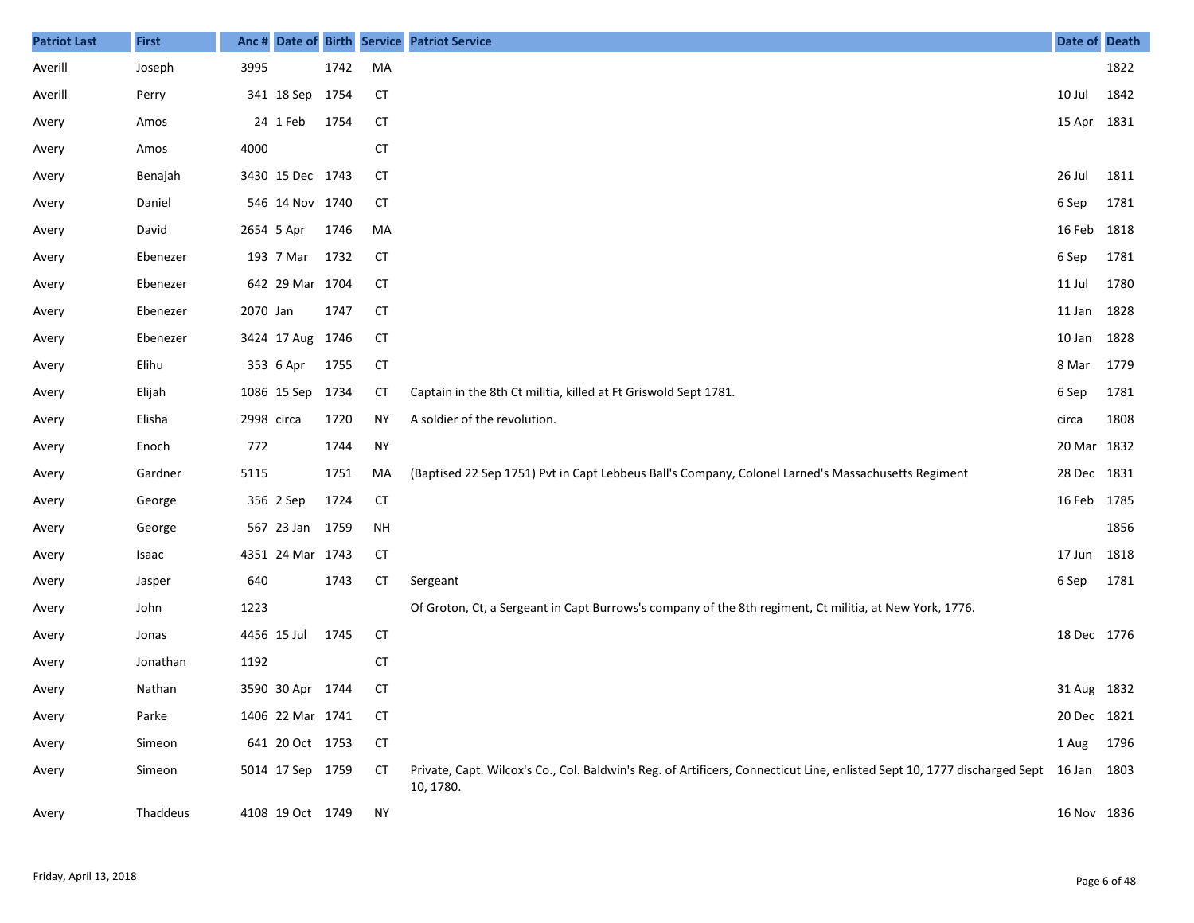| Patriot Last | First | Anc # | Date of | Birth | Service | Patriot Service | Date of | Death |
|---|---|---|---|---|---|---|---|---|
| Averill | Joseph | 3995 | | 1742 | MA | | | 1822 |
| Averill | Perry | 341 | 18 Sep | 1754 | CT | | 10 Jul | 1842 |
| Avery | Amos | 24 | 1 Feb | 1754 | CT | | 15 Apr | 1831 |
| Avery | Amos | 4000 | | | CT | | | |
| Avery | Benajah | 3430 | 15 Dec | 1743 | CT | | 26 Jul | 1811 |
| Avery | Daniel | 546 | 14 Nov | 1740 | CT | | 6 Sep | 1781 |
| Avery | David | 2654 | 5 Apr | 1746 | MA | | 16 Feb | 1818 |
| Avery | Ebenezer | 193 | 7 Mar | 1732 | CT | | 6 Sep | 1781 |
| Avery | Ebenezer | 642 | 29 Mar | 1704 | CT | | 11 Jul | 1780 |
| Avery | Ebenezer | 2070 | Jan | 1747 | CT | | 11 Jan | 1828 |
| Avery | Ebenezer | 3424 | 17 Aug | 1746 | CT | | 10 Jan | 1828 |
| Avery | Elihu | 353 | 6 Apr | 1755 | CT | | 8 Mar | 1779 |
| Avery | Elijah | 1086 | 15 Sep | 1734 | CT | Captain in the 8th Ct militia, killed at Ft Griswold Sept 1781. | 6 Sep | 1781 |
| Avery | Elisha | 2998 | circa | 1720 | NY | A soldier of the revolution. | circa | 1808 |
| Avery | Enoch | 772 | | 1744 | NY | | 20 Mar | 1832 |
| Avery | Gardner | 5115 | | 1751 | MA | (Baptised 22 Sep 1751) Pvt in Capt Lebbeus Ball's Company, Colonel Larned's Massachusetts Regiment | 28 Dec | 1831 |
| Avery | George | 356 | 2 Sep | 1724 | CT | | 16 Feb | 1785 |
| Avery | George | 567 | 23 Jan | 1759 | NH | | | 1856 |
| Avery | Isaac | 4351 | 24 Mar | 1743 | CT | | 17 Jun | 1818 |
| Avery | Jasper | 640 | | 1743 | CT | Sergeant | 6 Sep | 1781 |
| Avery | John | 1223 | | | | Of Groton, Ct, a Sergeant in Capt Burrows's company of the 8th regiment, Ct militia, at New York, 1776. | | |
| Avery | Jonas | 4456 | 15 Jul | 1745 | CT | | 18 Dec | 1776 |
| Avery | Jonathan | 1192 | | | CT | | | |
| Avery | Nathan | 3590 | 30 Apr | 1744 | CT | | 31 Aug | 1832 |
| Avery | Parke | 1406 | 22 Mar | 1741 | CT | | 20 Dec | 1821 |
| Avery | Simeon | 641 | 20 Oct | 1753 | CT | | 1 Aug | 1796 |
| Avery | Simeon | 5014 | 17 Sep | 1759 | CT | Private, Capt. Wilcox's Co., Col. Baldwin's Reg. of Artificers, Connecticut Line, enlisted Sept 10, 1777 discharged Sept 10, 1780. | 16 Jan | 1803 |
| Avery | Thaddeus | 4108 | 19 Oct | 1749 | NY | | 16 Nov | 1836 |

Friday, April 13, 2018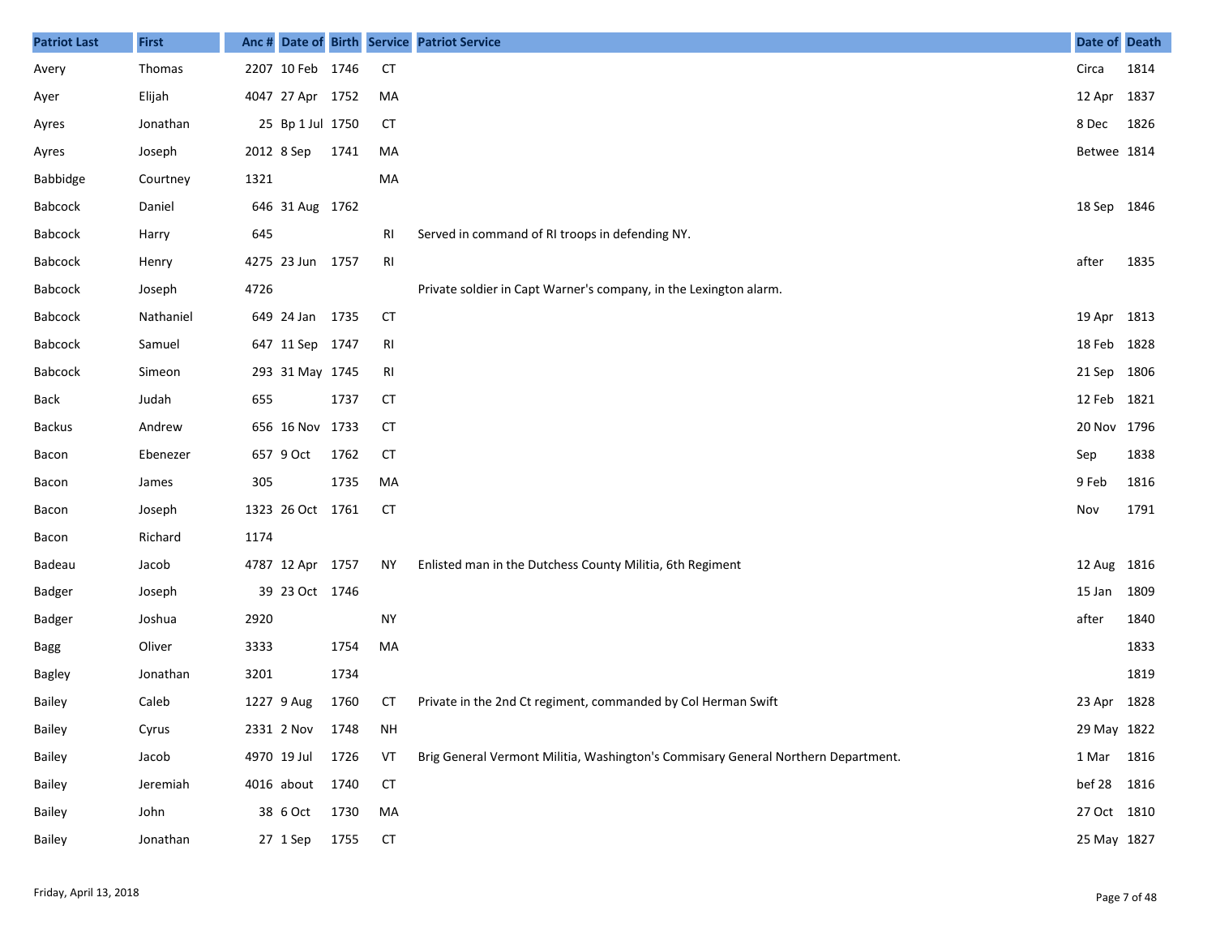| Patriot Last | First | Anc # | Date of | Birth | Service | Patriot Service | Date of | Death |
|---|---|---|---|---|---|---|---|---|
| Avery | Thomas | 2207 | 10 Feb | 1746 | CT | | Circa | 1814 |
| Ayer | Elijah | 4047 | 27 Apr | 1752 | MA | | 12 Apr | 1837 |
| Ayres | Jonathan | 25 | Bp 1 Jul | 1750 | CT | | 8 Dec | 1826 |
| Ayres | Joseph | 2012 | 8 Sep | 1741 | MA | | Betwee | 1814 |
| Babbidge | Courtney | 1321 | | | MA | | | |
| Babcock | Daniel | 646 | 31 Aug | 1762 | | | 18 Sep | 1846 |
| Babcock | Harry | 645 | | | RI | Served in command of RI troops in defending NY. | | |
| Babcock | Henry | 4275 | 23 Jun | 1757 | RI | | after | 1835 |
| Babcock | Joseph | 4726 | | | | Private soldier in Capt Warner's company, in the Lexington alarm. | | |
| Babcock | Nathaniel | 649 | 24 Jan | 1735 | CT | | 19 Apr | 1813 |
| Babcock | Samuel | 647 | 11 Sep | 1747 | RI | | 18 Feb | 1828 |
| Babcock | Simeon | 293 | 31 May | 1745 | RI | | 21 Sep | 1806 |
| Back | Judah | 655 | | 1737 | CT | | 12 Feb | 1821 |
| Backus | Andrew | 656 | 16 Nov | 1733 | CT | | 20 Nov | 1796 |
| Bacon | Ebenezer | 657 | 9 Oct | 1762 | CT | | Sep | 1838 |
| Bacon | James | 305 | | 1735 | MA | | 9 Feb | 1816 |
| Bacon | Joseph | 1323 | 26 Oct | 1761 | CT | | Nov | 1791 |
| Bacon | Richard | 1174 | | | | | | |
| Badeau | Jacob | 4787 | 12 Apr | 1757 | NY | Enlisted man in the Dutchess County Militia, 6th Regiment | 12 Aug | 1816 |
| Badger | Joseph | 39 | 23 Oct | 1746 | | | 15 Jan | 1809 |
| Badger | Joshua | 2920 | | | NY | | after | 1840 |
| Bagg | Oliver | 3333 | | 1754 | MA | | | 1833 |
| Bagley | Jonathan | 3201 | | 1734 | | | | 1819 |
| Bailey | Caleb | 1227 | 9 Aug | 1760 | CT | Private in the 2nd Ct regiment, commanded by Col Herman Swift | 23 Apr | 1828 |
| Bailey | Cyrus | 2331 | 2 Nov | 1748 | NH | | 29 May | 1822 |
| Bailey | Jacob | 4970 | 19 Jul | 1726 | VT | Brig General Vermont Militia, Washington's Commisary General Northern Department. | 1 Mar | 1816 |
| Bailey | Jeremiah | 4016 | about | 1740 | CT | | bef 28 | 1816 |
| Bailey | John | 38 | 6 Oct | 1730 | MA | | 27 Oct | 1810 |
| Bailey | Jonathan | 27 | 1 Sep | 1755 | CT | | 25 May | 1827 |

Friday, April 13, 2018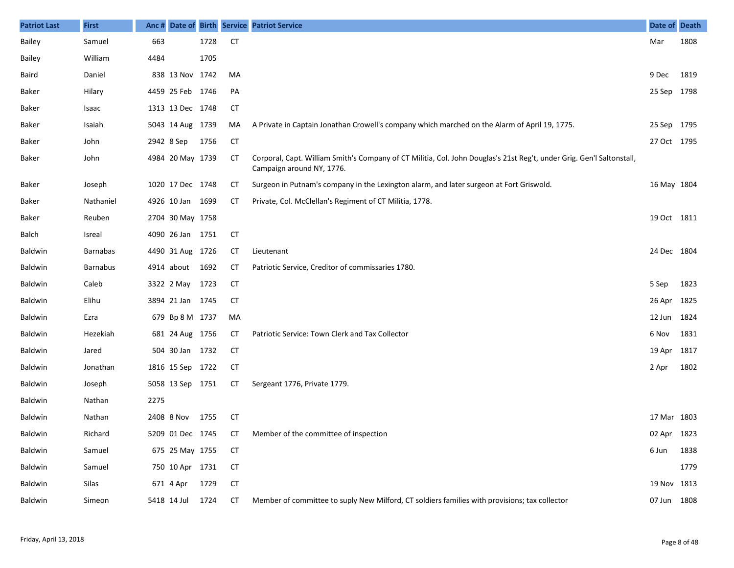| Patriot Last | First | Anc # | Date of | Birth | Service | Patriot Service | Date of | Death |
|---|---|---|---|---|---|---|---|---|
| Bailey | Samuel | 663 | | 1728 | CT | | Mar | 1808 |
| Bailey | William | 4484 | | 1705 | | | | |
| Baird | Daniel | 838 | 13 Nov | 1742 | MA | | 9 Dec | 1819 |
| Baker | Hilary | 4459 | 25 Feb | 1746 | PA | | 25 Sep | 1798 |
| Baker | Isaac | 1313 | 13 Dec | 1748 | CT | | | |
| Baker | Isaiah | 5043 | 14 Aug | 1739 | MA | A Private in Captain Jonathan Crowell's company which marched on the Alarm of April 19, 1775. | 25 Sep | 1795 |
| Baker | John | 2942 | 8 Sep | 1756 | CT | | 27 Oct | 1795 |
| Baker | John | 4984 | 20 May | 1739 | CT | Corporal, Capt. William Smith's Company of CT Militia, Col. John Douglas's 21st Reg't, under Grig. Gen'l Saltonstall, Campaign around NY, 1776. | | |
| Baker | Joseph | 1020 | 17 Dec | 1748 | CT | Surgeon in Putnam's company in the Lexington alarm, and later surgeon at Fort Griswold. | 16 May | 1804 |
| Baker | Nathaniel | 4926 | 10 Jan | 1699 | CT | Private, Col. McClellan's Regiment of CT Militia, 1778. | | |
| Baker | Reuben | 2704 | 30 May | 1758 | | | 19 Oct | 1811 |
| Balch | Isreal | 4090 | 26 Jan | 1751 | CT | | | |
| Baldwin | Barnabas | 4490 | 31 Aug | 1726 | CT | Lieutenant | 24 Dec | 1804 |
| Baldwin | Barnabus | 4914 | about | 1692 | CT | Patriotic Service, Creditor of commissaries 1780. | | |
| Baldwin | Caleb | 3322 | 2 May | 1723 | CT | | 5 Sep | 1823 |
| Baldwin | Elihu | 3894 | 21 Jan | 1745 | CT | | 26 Apr | 1825 |
| Baldwin | Ezra | 679 | Bp 8 M | 1737 | MA | | 12 Jun | 1824 |
| Baldwin | Hezekiah | 681 | 24 Aug | 1756 | CT | Patriotic Service: Town Clerk and Tax Collector | 6 Nov | 1831 |
| Baldwin | Jared | 504 | 30 Jan | 1732 | CT | | 19 Apr | 1817 |
| Baldwin | Jonathan | 1816 | 15 Sep | 1722 | CT | | 2 Apr | 1802 |
| Baldwin | Joseph | 5058 | 13 Sep | 1751 | CT | Sergeant 1776, Private 1779. | | |
| Baldwin | Nathan | 2275 | | | | | | |
| Baldwin | Nathan | 2408 | 8 Nov | 1755 | CT | | 17 Mar | 1803 |
| Baldwin | Richard | 5209 | 01 Dec | 1745 | CT | Member of the committee of inspection | 02 Apr | 1823 |
| Baldwin | Samuel | 675 | 25 May | 1755 | CT | | 6 Jun | 1838 |
| Baldwin | Samuel | 750 | 10 Apr | 1731 | CT | | | 1779 |
| Baldwin | Silas | 671 | 4 Apr | 1729 | CT | | 19 Nov | 1813 |
| Baldwin | Simeon | 5418 | 14 Jul | 1724 | CT | Member of committee to suply New Milford, CT soldiers families with provisions; tax collector | 07 Jun | 1808 |

Friday, April 13, 2018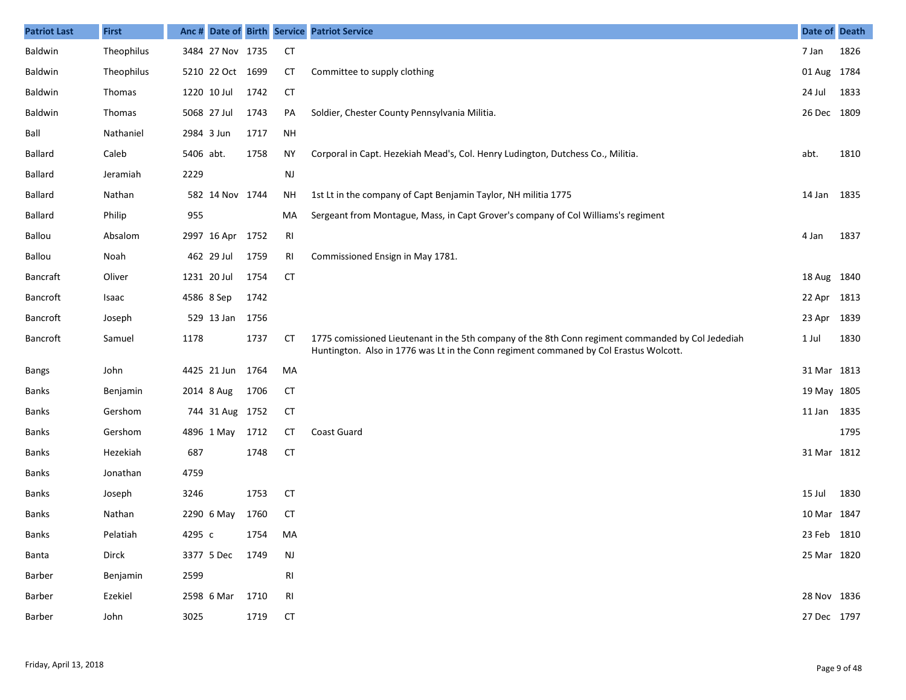| Patriot Last | First | Anc # | Date of | Birth | Service | Patriot Service | Date of | Death |
|---|---|---|---|---|---|---|---|---|
| Baldwin | Theophilus | 3484 | 27 Nov | 1735 | CT | | 7 Jan | 1826 |
| Baldwin | Theophilus | 5210 | 22 Oct | 1699 | CT | Committee to supply clothing | 01 Aug | 1784 |
| Baldwin | Thomas | 1220 | 10 Jul | 1742 | CT | | 24 Jul | 1833 |
| Baldwin | Thomas | 5068 | 27 Jul | 1743 | PA | Soldier, Chester County Pennsylvania Militia. | 26 Dec | 1809 |
| Ball | Nathaniel | 2984 | 3 Jun | 1717 | NH | | | |
| Ballard | Caleb | 5406 | abt. | 1758 | NY | Corporal in Capt. Hezekiah Mead's, Col. Henry Ludington, Dutchess Co., Militia. | abt. | 1810 |
| Ballard | Jeramiah | 2229 | | | NJ | | | |
| Ballard | Nathan | 582 | 14 Nov | 1744 | NH | 1st Lt in the company of Capt Benjamin Taylor, NH militia 1775 | 14 Jan | 1835 |
| Ballard | Philip | 955 | | | MA | Sergeant from Montague, Mass, in Capt Grover's company of Col Williams's regiment | | |
| Ballou | Absalom | 2997 | 16 Apr | 1752 | RI | | 4 Jan | 1837 |
| Ballou | Noah | 462 | 29 Jul | 1759 | RI | Commissioned Ensign in May 1781. | | |
| Bancraft | Oliver | 1231 | 20 Jul | 1754 | CT | | 18 Aug | 1840 |
| Bancroft | Isaac | 4586 | 8 Sep | 1742 | | | 22 Apr | 1813 |
| Bancroft | Joseph | 529 | 13 Jan | 1756 | | | 23 Apr | 1839 |
| Bancroft | Samuel | 1178 | | 1737 | CT | 1775 comissioned Lieutenant in the 5th company of the 8th Conn regiment commanded by Col Jedediah Huntington. Also in 1776 was Lt in the Conn regiment commaned by Col Erastus Wolcott. | 1 Jul | 1830 |
| Bangs | John | 4425 | 21 Jun | 1764 | MA | | 31 Mar | 1813 |
| Banks | Benjamin | 2014 | 8 Aug | 1706 | CT | | 19 May | 1805 |
| Banks | Gershom | 744 | 31 Aug | 1752 | CT | | 11 Jan | 1835 |
| Banks | Gershom | 4896 | 1 May | 1712 | CT | Coast Guard | | 1795 |
| Banks | Hezekiah | 687 | | 1748 | CT | | 31 Mar | 1812 |
| Banks | Jonathan | 4759 | | | | | | |
| Banks | Joseph | 3246 | | 1753 | CT | | 15 Jul | 1830 |
| Banks | Nathan | 2290 | 6 May | 1760 | CT | | 10 Mar | 1847 |
| Banks | Pelatiah | 4295 | c | 1754 | MA | | 23 Feb | 1810 |
| Banta | Dirck | 3377 | 5 Dec | 1749 | NJ | | 25 Mar | 1820 |
| Barber | Benjamin | 2599 | | | RI | | | |
| Barber | Ezekiel | 2598 | 6 Mar | 1710 | RI | | 28 Nov | 1836 |
| Barber | John | 3025 | | 1719 | CT | | 27 Dec | 1797 |

Friday, April 13, 2018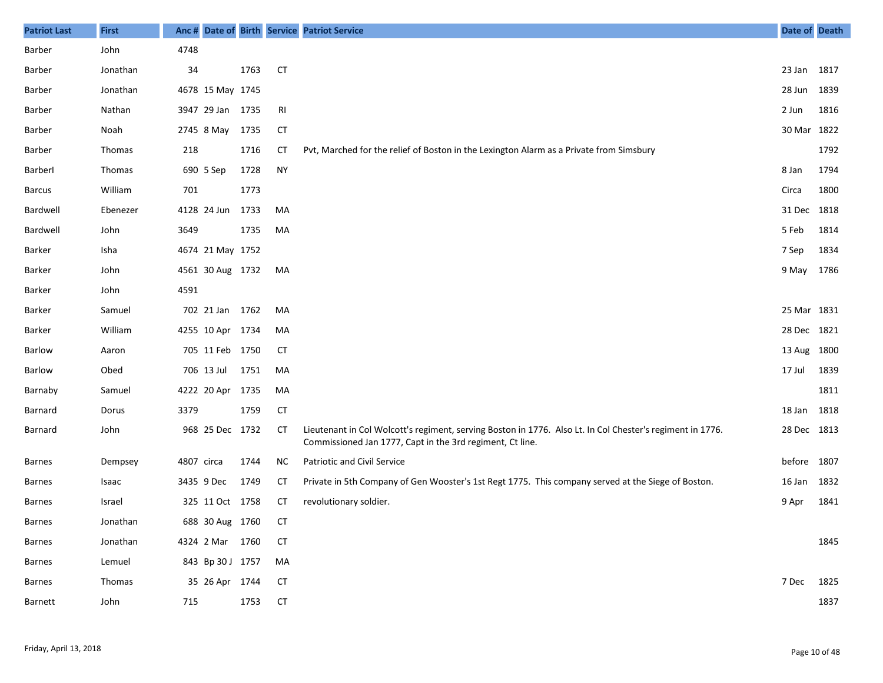| Patriot Last | First | Anc # | Date of | Birth | Service | Patriot Service | Date of | Death |
|---|---|---|---|---|---|---|---|---|
| Barber | John | 4748 | | | | | | |
| Barber | Jonathan | 34 | | 1763 | CT | | 23 Jan | 1817 |
| Barber | Jonathan | 4678 | 15 May | 1745 | | | 28 Jun | 1839 |
| Barber | Nathan | 3947 | 29 Jan | 1735 | RI | | 2 Jun | 1816 |
| Barber | Noah | 2745 | 8 May | 1735 | CT | | 30 Mar | 1822 |
| Barber | Thomas | 218 | | 1716 | CT | Pvt, Marched for the relief of Boston in the Lexington Alarm as a Private from Simsbury | | 1792 |
| Barberl | Thomas | 690 | 5 Sep | 1728 | NY | | 8 Jan | 1794 |
| Barcus | William | 701 | | 1773 | | | Circa | 1800 |
| Bardwell | Ebenezer | 4128 | 24 Jun | 1733 | MA | | 31 Dec | 1818 |
| Bardwell | John | 3649 | | 1735 | MA | | 5 Feb | 1814 |
| Barker | Isha | 4674 | 21 May | 1752 | | | 7 Sep | 1834 |
| Barker | John | 4561 | 30 Aug | 1732 | MA | | 9 May | 1786 |
| Barker | John | 4591 | | | | | | |
| Barker | Samuel | 702 | 21 Jan | 1762 | MA | | 25 Mar | 1831 |
| Barker | William | 4255 | 10 Apr | 1734 | MA | | 28 Dec | 1821 |
| Barlow | Aaron | 705 | 11 Feb | 1750 | CT | | 13 Aug | 1800 |
| Barlow | Obed | 706 | 13 Jul | 1751 | MA | | 17 Jul | 1839 |
| Barnaby | Samuel | 4222 | 20 Apr | 1735 | MA | | | 1811 |
| Barnard | Dorus | 3379 | | 1759 | CT | | 18 Jan | 1818 |
| Barnard | John | 968 | 25 Dec | 1732 | CT | Lieutenant in Col Wolcott's regiment, serving Boston in 1776. Also Lt. In Col Chester's regiment in 1776. Commissioned Jan 1777, Capt in the 3rd regiment, Ct line. | 28 Dec | 1813 |
| Barnes | Dempsey | 4807 | circa | 1744 | NC | Patriotic and Civil Service | before | 1807 |
| Barnes | Isaac | 3435 | 9 Dec | 1749 | CT | Private in 5th Company of Gen Wooster's 1st Regt 1775. This company served at the Siege of Boston. | 16 Jan | 1832 |
| Barnes | Israel | 325 | 11 Oct | 1758 | CT | revolutionary soldier. | 9 Apr | 1841 |
| Barnes | Jonathan | 688 | 30 Aug | 1760 | CT | | | |
| Barnes | Jonathan | 4324 | 2 Mar | 1760 | CT | | | 1845 |
| Barnes | Lemuel | 843 | Bp 30 J | 1757 | MA | | | |
| Barnes | Thomas | 35 | 26 Apr | 1744 | CT | | 7 Dec | 1825 |
| Barnett | John | 715 | | 1753 | CT | | | 1837 |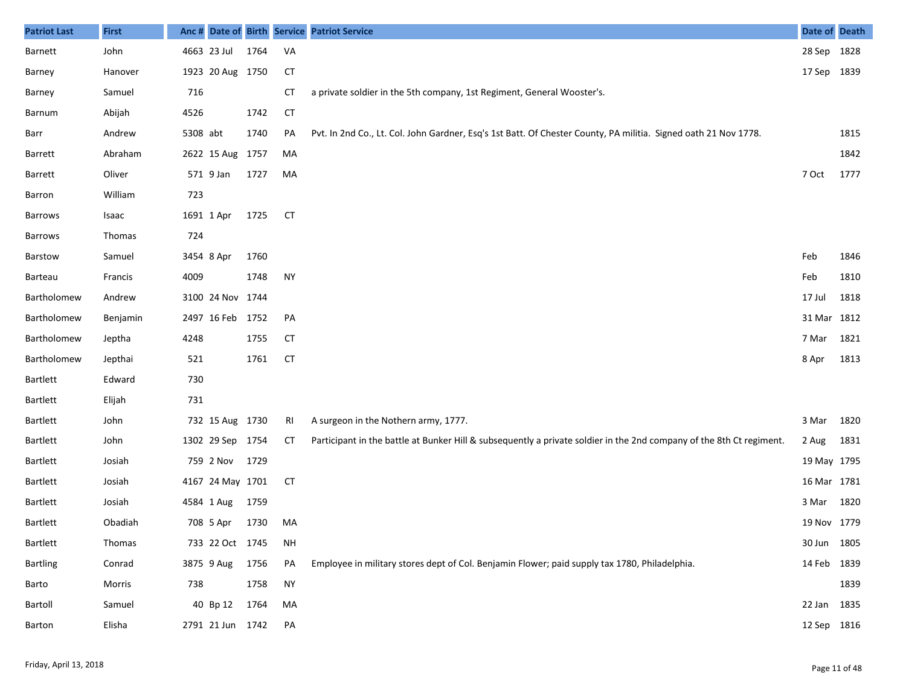| Patriot Last | First | Anc # | Date of | Birth | Service | Patriot Service | Date of | Death |
|---|---|---|---|---|---|---|---|---|
| Barnett | John | 4663 | 23 Jul | 1764 | VA | | 28 Sep | 1828 |
| Barney | Hanover | 1923 | 20 Aug | 1750 | CT | | 17 Sep | 1839 |
| Barney | Samuel | 716 | | | CT | a private soldier in the 5th company, 1st Regiment, General Wooster's. | | |
| Barnum | Abijah | 4526 | | 1742 | CT | | | |
| Barr | Andrew | 5308 | abt | 1740 | PA | Pvt. In 2nd Co., Lt. Col. John Gardner, Esq's 1st Batt. Of Chester County, PA militia. Signed oath 21 Nov 1778. | | 1815 |
| Barrett | Abraham | 2622 | 15 Aug | 1757 | MA | | | 1842 |
| Barrett | Oliver | 571 | 9 Jan | 1727 | MA | | 7 Oct | 1777 |
| Barron | William | 723 | | | | | | |
| Barrows | Isaac | 1691 | 1 Apr | 1725 | CT | | | |
| Barrows | Thomas | 724 | | | | | | |
| Barstow | Samuel | 3454 | 8 Apr | 1760 | | | Feb | 1846 |
| Barteau | Francis | 4009 | | 1748 | NY | | Feb | 1810 |
| Bartholomew | Andrew | 3100 | 24 Nov | 1744 | | | 17 Jul | 1818 |
| Bartholomew | Benjamin | 2497 | 16 Feb | 1752 | PA | | 31 Mar | 1812 |
| Bartholomew | Jeptha | 4248 | | 1755 | CT | | 7 Mar | 1821 |
| Bartholomew | Jepthai | 521 | | 1761 | CT | | 8 Apr | 1813 |
| Bartlett | Edward | 730 | | | | | | |
| Bartlett | Elijah | 731 | | | | | | |
| Bartlett | John | 732 | 15 Aug | 1730 | RI | A surgeon in the Nothern army, 1777. | 3 Mar | 1820 |
| Bartlett | John | 1302 | 29 Sep | 1754 | CT | Participant in the battle at Bunker Hill & subsequently a private soldier in the 2nd company of the 8th Ct regiment. | 2 Aug | 1831 |
| Bartlett | Josiah | 759 | 2 Nov | 1729 | | | 19 May | 1795 |
| Bartlett | Josiah | 4167 | 24 May | 1701 | CT | | 16 Mar | 1781 |
| Bartlett | Josiah | 4584 | 1 Aug | 1759 | | | 3 Mar | 1820 |
| Bartlett | Obadiah | 708 | 5 Apr | 1730 | MA | | 19 Nov | 1779 |
| Bartlett | Thomas | 733 | 22 Oct | 1745 | NH | | 30 Jun | 1805 |
| Bartling | Conrad | 3875 | 9 Aug | 1756 | PA | Employee in military stores dept of Col. Benjamin Flower; paid supply tax 1780, Philadelphia. | 14 Feb | 1839 |
| Barto | Morris | 738 | | 1758 | NY | | | 1839 |
| Bartoll | Samuel | 40 | Bp 12 | 1764 | MA | | 22 Jan | 1835 |
| Barton | Elisha | 2791 | 21 Jun | 1742 | PA | | 12 Sep | 1816 |

Friday, April 13, 2018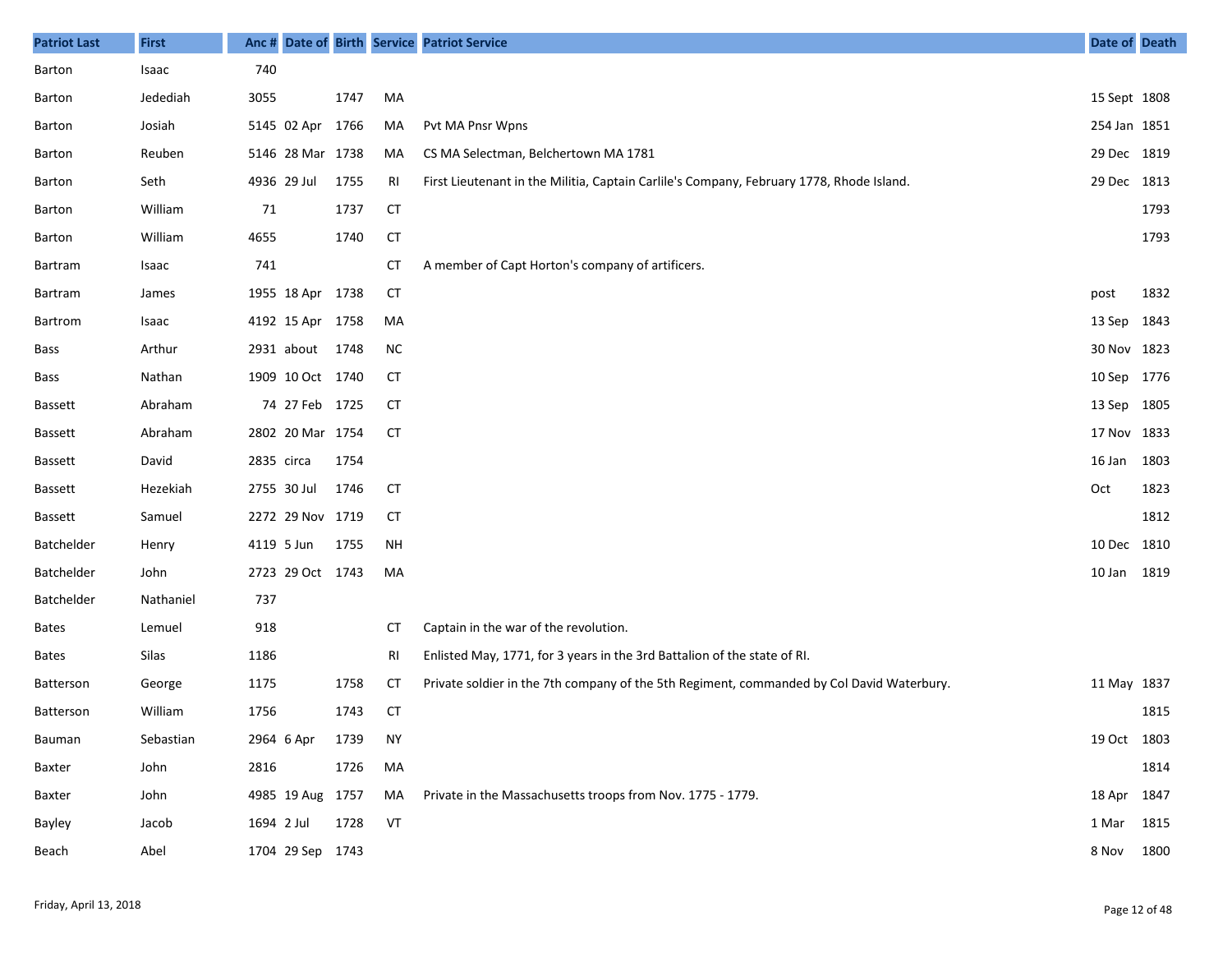| Patriot Last | First | Anc # | Date of | Birth | Service | Patriot Service | Date of | Death |
|---|---|---|---|---|---|---|---|---|
| Barton | Isaac | 740 | | | | | | |
| Barton | Jedediah | 3055 | | 1747 | MA | | 15 Sept | 1808 |
| Barton | Josiah | 5145 | 02 Apr | 1766 | MA | Pvt MA Pnsr Wpns | 254 Jan | 1851 |
| Barton | Reuben | 5146 | 28 Mar | 1738 | MA | CS MA Selectman, Belchertown MA 1781 | 29 Dec | 1819 |
| Barton | Seth | 4936 | 29 Jul | 1755 | RI | First Lieutenant in the Militia, Captain Carlile's Company, February 1778, Rhode Island. | 29 Dec | 1813 |
| Barton | William | 71 | | 1737 | CT | | | 1793 |
| Barton | William | 4655 | | 1740 | CT | | | 1793 |
| Bartram | Isaac | 741 | | | CT | A member of Capt Horton's company of artificers. | | |
| Bartram | James | 1955 | 18 Apr | 1738 | CT | | post | 1832 |
| Bartrom | Isaac | 4192 | 15 Apr | 1758 | MA | | 13 Sep | 1843 |
| Bass | Arthur | 2931 | about | 1748 | NC | | 30 Nov | 1823 |
| Bass | Nathan | 1909 | 10 Oct | 1740 | CT | | 10 Sep | 1776 |
| Bassett | Abraham | 74 | 27 Feb | 1725 | CT | | 13 Sep | 1805 |
| Bassett | Abraham | 2802 | 20 Mar | 1754 | CT | | 17 Nov | 1833 |
| Bassett | David | 2835 | circa | 1754 | | | 16 Jan | 1803 |
| Bassett | Hezekiah | 2755 | 30 Jul | 1746 | CT | | Oct | 1823 |
| Bassett | Samuel | 2272 | 29 Nov | 1719 | CT | | | 1812 |
| Batchelder | Henry | 4119 | 5 Jun | 1755 | NH | | 10 Dec | 1810 |
| Batchelder | John | 2723 | 29 Oct | 1743 | MA | | 10 Jan | 1819 |
| Batchelder | Nathaniel | 737 | | | | | | |
| Bates | Lemuel | 918 | | | CT | Captain in the war of the revolution. | | |
| Bates | Silas | 1186 | | | RI | Enlisted May, 1771, for 3 years in the 3rd Battalion of the state of RI. | | |
| Batterson | George | 1175 | | 1758 | CT | Private soldier in the 7th company of the 5th Regiment, commanded by Col David Waterbury. | 11 May | 1837 |
| Batterson | William | 1756 | | 1743 | CT | | | 1815 |
| Bauman | Sebastian | 2964 | 6 Apr | 1739 | NY | | 19 Oct | 1803 |
| Baxter | John | 2816 | | 1726 | MA | | | 1814 |
| Baxter | John | 4985 | 19 Aug | 1757 | MA | Private in the Massachusetts troops from Nov. 1775 - 1779. | 18 Apr | 1847 |
| Bayley | Jacob | 1694 | 2 Jul | 1728 | VT | | 1 Mar | 1815 |
| Beach | Abel | 1704 | 29 Sep | 1743 | | | 8 Nov | 1800 |

Friday, April 13, 2018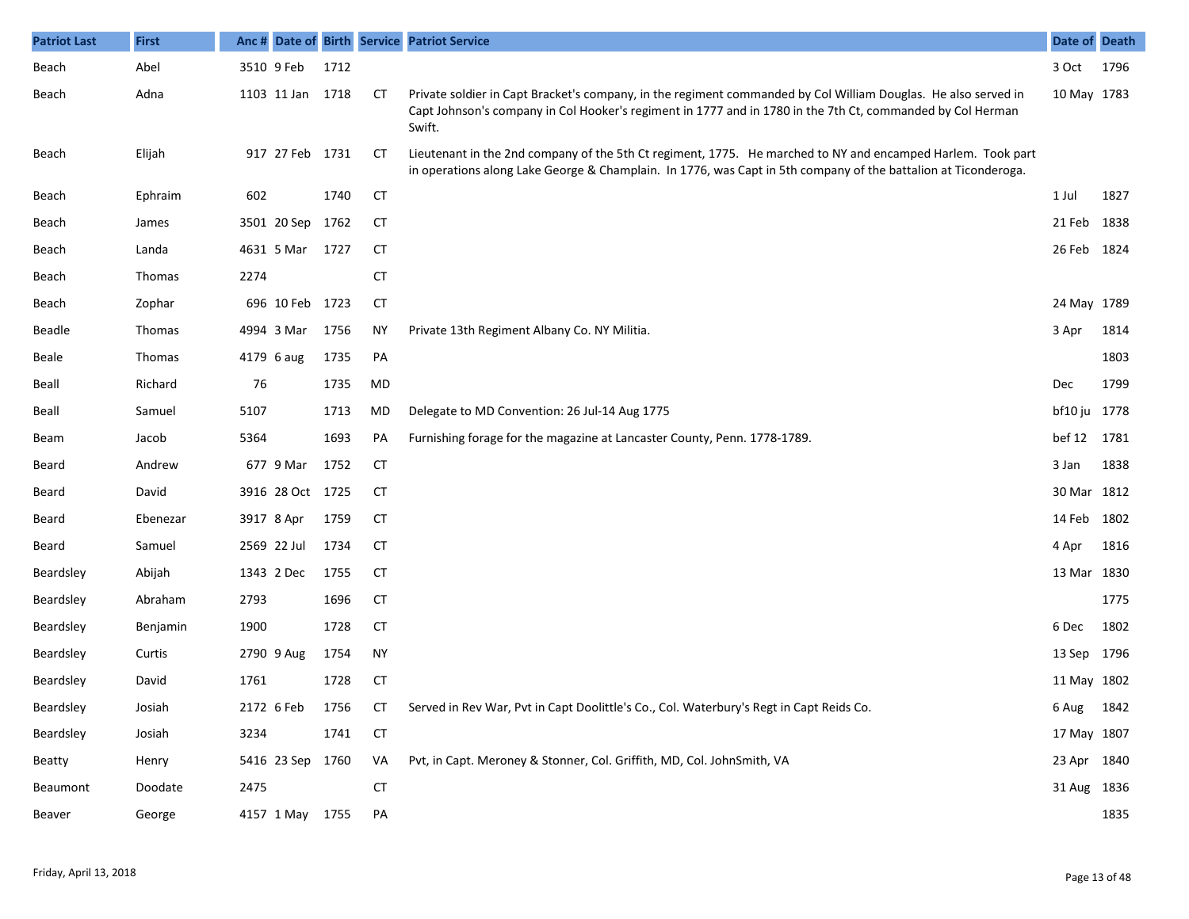| Patriot Last | First | Anc # | Date of | Birth | Service | Patriot Service | Date of | Death |
|---|---|---|---|---|---|---|---|---|
| Beach | Abel | 3510 | 9 Feb | 1712 | | | 3 Oct | 1796 |
| Beach | Adna | 1103 | 11 Jan | 1718 | CT | Private soldier in Capt Bracket's company, in the regiment commanded by Col William Douglas. He also served in Capt Johnson's company in Col Hooker's regiment in 1777 and in 1780 in the 7th Ct, commanded by Col Herman Swift. | 10 May | 1783 |
| Beach | Elijah | 917 | 27 Feb | 1731 | CT | Lieutenant in the 2nd company of the 5th Ct regiment, 1775. He marched to NY and encamped Harlem. Took part in operations along Lake George & Champlain. In 1776, was Capt in 5th company of the battalion at Ticonderoga. | | |
| Beach | Ephraim | 602 | | 1740 | CT | | 1 Jul | 1827 |
| Beach | James | 3501 | 20 Sep | 1762 | CT | | 21 Feb | 1838 |
| Beach | Landa | 4631 | 5 Mar | 1727 | CT | | 26 Feb | 1824 |
| Beach | Thomas | 2274 | | | CT | | | |
| Beach | Zophar | 696 | 10 Feb | 1723 | CT | | 24 May | 1789 |
| Beadle | Thomas | 4994 | 3 Mar | 1756 | NY | Private 13th Regiment Albany Co. NY Militia. | 3 Apr | 1814 |
| Beale | Thomas | 4179 | 6 aug | 1735 | PA | | | 1803 |
| Beall | Richard | 76 | | 1735 | MD | | Dec | 1799 |
| Beall | Samuel | 5107 | | 1713 | MD | Delegate to MD Convention: 26 Jul-14 Aug 1775 | bf10 ju | 1778 |
| Beam | Jacob | 5364 | | 1693 | PA | Furnishing forage for the magazine at Lancaster County, Penn. 1778-1789. | bef 12 | 1781 |
| Beard | Andrew | 677 | 9 Mar | 1752 | CT | | 3 Jan | 1838 |
| Beard | David | 3916 | 28 Oct | 1725 | CT | | 30 Mar | 1812 |
| Beard | Ebenezar | 3917 | 8 Apr | 1759 | CT | | 14 Feb | 1802 |
| Beard | Samuel | 2569 | 22 Jul | 1734 | CT | | 4 Apr | 1816 |
| Beardsley | Abijah | 1343 | 2 Dec | 1755 | CT | | 13 Mar | 1830 |
| Beardsley | Abraham | 2793 | | 1696 | CT | | | 1775 |
| Beardsley | Benjamin | 1900 | | 1728 | CT | | 6 Dec | 1802 |
| Beardsley | Curtis | 2790 | 9 Aug | 1754 | NY | | 13 Sep | 1796 |
| Beardsley | David | 1761 | | 1728 | CT | | 11 May | 1802 |
| Beardsley | Josiah | 2172 | 6 Feb | 1756 | CT | Served in Rev War, Pvt in Capt Doolittle's Co., Col. Waterbury's Regt in Capt Reids Co. | 6 Aug | 1842 |
| Beardsley | Josiah | 3234 | | 1741 | CT | | 17 May | 1807 |
| Beatty | Henry | 5416 | 23 Sep | 1760 | VA | Pvt, in Capt. Meroney & Stonner, Col. Griffith, MD, Col. JohnSmith, VA | 23 Apr | 1840 |
| Beaumont | Doodate | 2475 | | | CT | | 31 Aug | 1836 |
| Beaver | George | 4157 | 1 May | 1755 | PA | | | 1835 |

Friday, April 13, 2018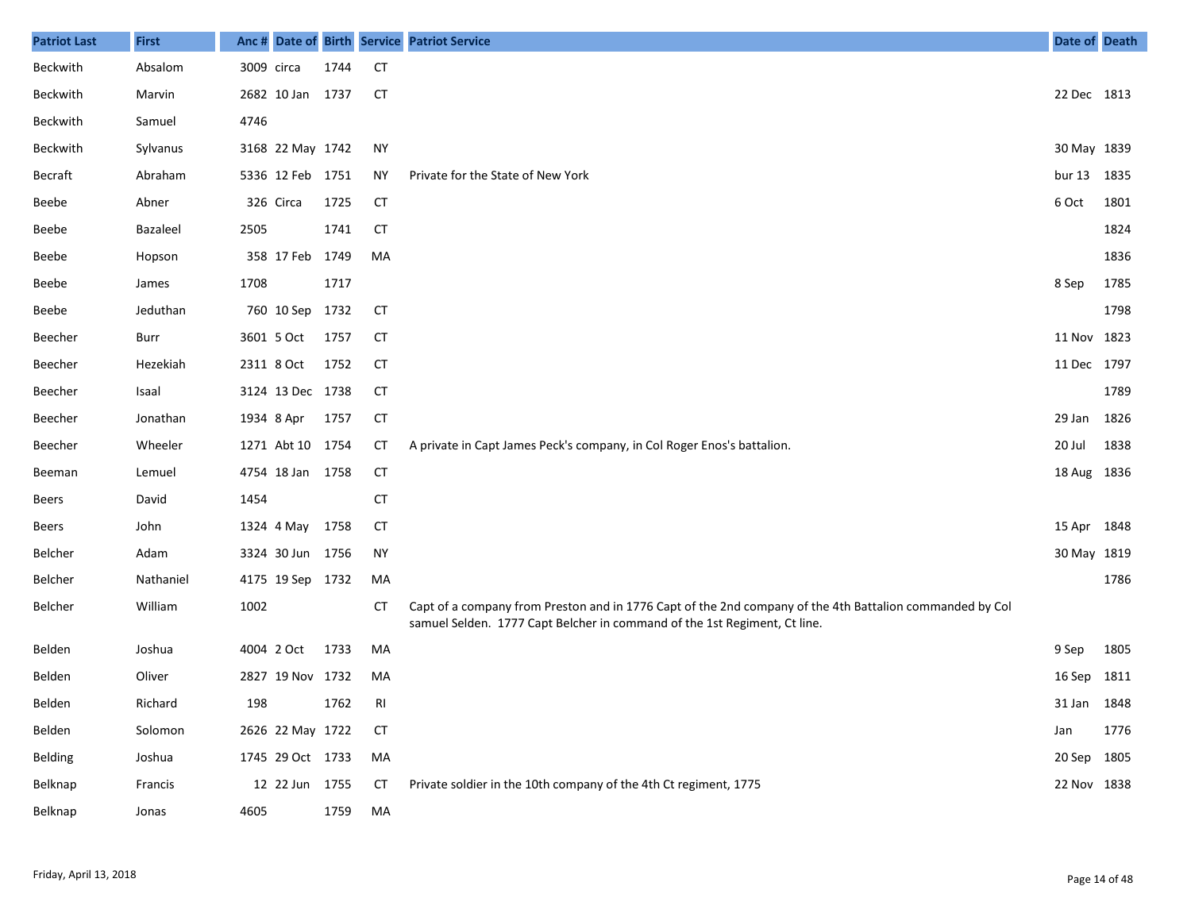| Patriot Last | First | Anc # | Date of | Birth | Service | Patriot Service | Date of | Death |
|---|---|---|---|---|---|---|---|---|
| Beckwith | Absalom | 3009 | circa | 1744 | CT | | | |
| Beckwith | Marvin | 2682 | 10 Jan | 1737 | CT | | 22 Dec | 1813 |
| Beckwith | Samuel | 4746 | | | | | | |
| Beckwith | Sylvanus | 3168 | 22 May | 1742 | NY | | 30 May | 1839 |
| Becraft | Abraham | 5336 | 12 Feb | 1751 | NY | Private for the State of New York | bur 13 | 1835 |
| Beebe | Abner | 326 | Circa | 1725 | CT | | 6 Oct | 1801 |
| Beebe | Bazaleel | 2505 | | 1741 | CT | | | 1824 |
| Beebe | Hopson | 358 | 17 Feb | 1749 | MA | | | 1836 |
| Beebe | James | 1708 | | 1717 | | | 8 Sep | 1785 |
| Beebe | Jeduthan | 760 | 10 Sep | 1732 | CT | | | 1798 |
| Beecher | Burr | 3601 | 5 Oct | 1757 | CT | | 11 Nov | 1823 |
| Beecher | Hezekiah | 2311 | 8 Oct | 1752 | CT | | 11 Dec | 1797 |
| Beecher | Isaal | 3124 | 13 Dec | 1738 | CT | | | 1789 |
| Beecher | Jonathan | 1934 | 8 Apr | 1757 | CT | | 29 Jan | 1826 |
| Beecher | Wheeler | 1271 | Abt 10 | 1754 | CT | A private in Capt James Peck's company, in Col Roger Enos's battalion. | 20 Jul | 1838 |
| Beeman | Lemuel | 4754 | 18 Jan | 1758 | CT | | 18 Aug | 1836 |
| Beers | David | 1454 | | | CT | | | |
| Beers | John | 1324 | 4 May | 1758 | CT | | 15 Apr | 1848 |
| Belcher | Adam | 3324 | 30 Jun | 1756 | NY | | 30 May | 1819 |
| Belcher | Nathaniel | 4175 | 19 Sep | 1732 | MA | | | 1786 |
| Belcher | William | 1002 | | | CT | Capt of a company from Preston and in 1776 Capt of the 2nd company of the 4th Battalion commanded by Col samuel Selden. 1777 Capt Belcher in command of the 1st Regiment, Ct line. | | |
| Belden | Joshua | 4004 | 2 Oct | 1733 | MA | | 9 Sep | 1805 |
| Belden | Oliver | 2827 | 19 Nov | 1732 | MA | | 16 Sep | 1811 |
| Belden | Richard | 198 | | 1762 | RI | | 31 Jan | 1848 |
| Belden | Solomon | 2626 | 22 May | 1722 | CT | | Jan | 1776 |
| Belding | Joshua | 1745 | 29 Oct | 1733 | MA | | 20 Sep | 1805 |
| Belknap | Francis | 12 | 22 Jun | 1755 | CT | Private soldier in the 10th company of the 4th Ct regiment, 1775 | 22 Nov | 1838 |
| Belknap | Jonas | 4605 | | 1759 | MA | | | |

Friday, April 13, 2018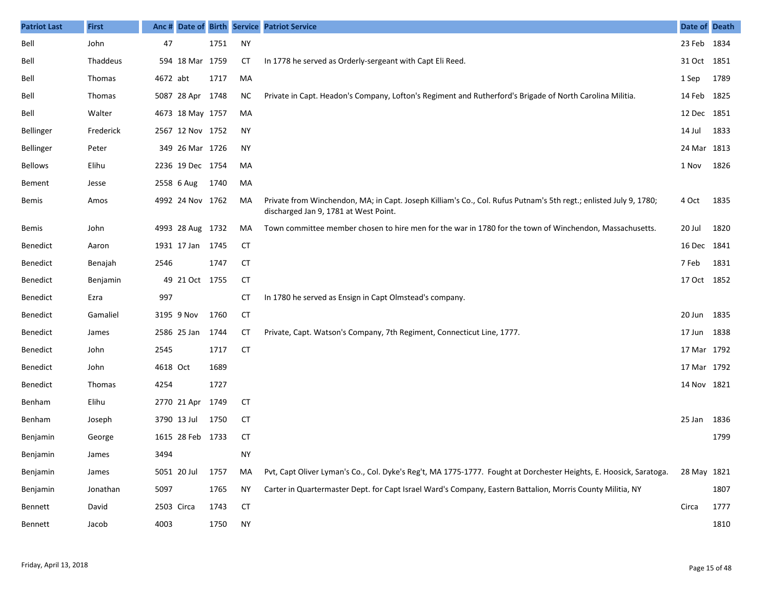| Patriot Last | First | Anc # | Date of | Birth | Service | Patriot Service | Date of | Death |
|---|---|---|---|---|---|---|---|---|
| Bell | John | 47 | | 1751 | NY | | 23 Feb | 1834 |
| Bell | Thaddeus | 594 | 18 Mar | 1759 | CT | In 1778 he served as Orderly-sergeant with Capt Eli Reed. | 31 Oct | 1851 |
| Bell | Thomas | 4672 | abt | 1717 | MA | | 1 Sep | 1789 |
| Bell | Thomas | 5087 | 28 Apr | 1748 | NC | Private in Capt. Headon's Company, Lofton's Regiment and Rutherford's Brigade of North Carolina Militia. | 14 Feb | 1825 |
| Bell | Walter | 4673 | 18 May | 1757 | MA | | 12 Dec | 1851 |
| Bellinger | Frederick | 2567 | 12 Nov | 1752 | NY | | 14 Jul | 1833 |
| Bellinger | Peter | 349 | 26 Mar | 1726 | NY | | 24 Mar | 1813 |
| Bellows | Elihu | 2236 | 19 Dec | 1754 | MA | | 1 Nov | 1826 |
| Bement | Jesse | 2558 | 6 Aug | 1740 | MA | | | |
| Bemis | Amos | 4992 | 24 Nov | 1762 | MA | Private from Winchendon, MA; in Capt. Joseph Killiam's Co., Col. Rufus Putnam's 5th regt.; enlisted July 9, 1780; discharged Jan 9, 1781 at West Point. | 4 Oct | 1835 |
| Bemis | John | 4993 | 28 Aug | 1732 | MA | Town committee member chosen to hire men for the war in 1780 for the town of Winchendon, Massachusetts. | 20 Jul | 1820 |
| Benedict | Aaron | 1931 | 17 Jan | 1745 | CT | | 16 Dec | 1841 |
| Benedict | Benajah | 2546 | | 1747 | CT | | 7 Feb | 1831 |
| Benedict | Benjamin | 49 | 21 Oct | 1755 | CT | | 17 Oct | 1852 |
| Benedict | Ezra | 997 | | | CT | In 1780 he served as Ensign in Capt Olmstead's company. | | |
| Benedict | Gamaliel | 3195 | 9 Nov | 1760 | CT | | 20 Jun | 1835 |
| Benedict | James | 2586 | 25 Jan | 1744 | CT | Private, Capt. Watson's Company, 7th Regiment, Connecticut Line, 1777. | 17 Jun | 1838 |
| Benedict | John | 2545 | | 1717 | CT | | 17 Mar | 1792 |
| Benedict | John | 4618 | Oct | 1689 | | | 17 Mar | 1792 |
| Benedict | Thomas | 4254 | | 1727 | | | 14 Nov | 1821 |
| Benham | Elihu | 2770 | 21 Apr | 1749 | CT | | | |
| Benham | Joseph | 3790 | 13 Jul | 1750 | CT | | 25 Jan | 1836 |
| Benjamin | George | 1615 | 28 Feb | 1733 | CT | | | 1799 |
| Benjamin | James | 3494 | | | NY | | | |
| Benjamin | James | 5051 | 20 Jul | 1757 | MA | Pvt, Capt Oliver Lyman's Co., Col. Dyke's Reg't, MA 1775-1777. Fought at Dorchester Heights, E. Hoosick, Saratoga. | 28 May | 1821 |
| Benjamin | Jonathan | 5097 | | 1765 | NY | Carter in Quartermaster Dept. for Capt Israel Ward's Company, Eastern Battalion, Morris County Militia, NY | | 1807 |
| Bennett | David | 2503 | Circa | 1743 | CT | | Circa | 1777 |
| Bennett | Jacob | 4003 | | 1750 | NY | | | 1810 |

Friday, April 13, 2018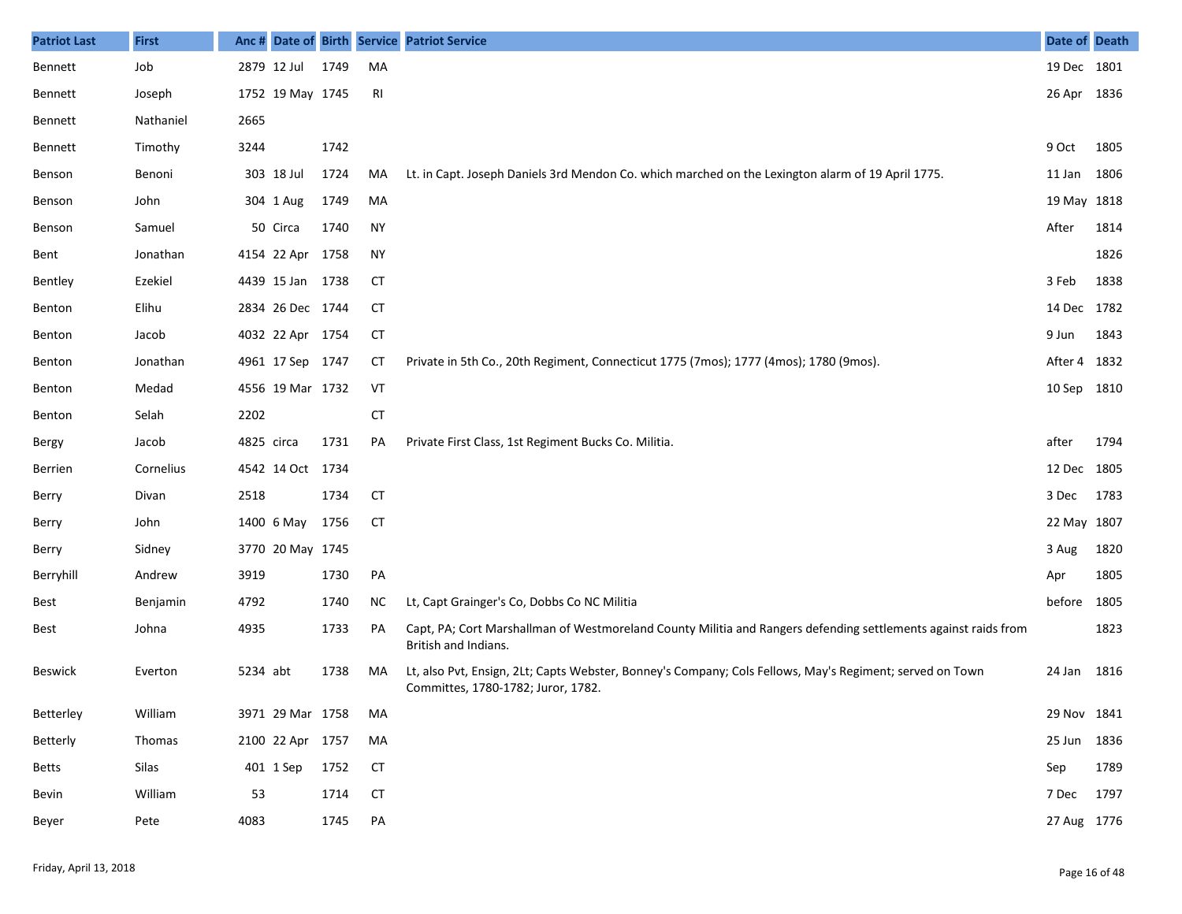| Patriot Last | First | Anc # | Date of | Birth | Service | Patriot Service | Date of | Death |
|---|---|---|---|---|---|---|---|---|
| Bennett | Job | 2879 | 12 Jul | 1749 | MA | | 19 Dec | 1801 |
| Bennett | Joseph | 1752 | 19 May | 1745 | RI | | 26 Apr | 1836 |
| Bennett | Nathaniel | 2665 | | | | | | |
| Bennett | Timothy | 3244 | | 1742 | | | 9 Oct | 1805 |
| Benson | Benoni | 303 | 18 Jul | 1724 | MA | Lt. in Capt. Joseph Daniels 3rd Mendon Co. which marched on the Lexington alarm of 19 April 1775. | 11 Jan | 1806 |
| Benson | John | 304 | 1 Aug | 1749 | MA | | 19 May | 1818 |
| Benson | Samuel | 50 | Circa | 1740 | NY | | After | 1814 |
| Bent | Jonathan | 4154 | 22 Apr | 1758 | NY | | | 1826 |
| Bentley | Ezekiel | 4439 | 15 Jan | 1738 | CT | | 3 Feb | 1838 |
| Benton | Elihu | 2834 | 26 Dec | 1744 | CT | | 14 Dec | 1782 |
| Benton | Jacob | 4032 | 22 Apr | 1754 | CT | | 9 Jun | 1843 |
| Benton | Jonathan | 4961 | 17 Sep | 1747 | CT | Private in 5th Co., 20th Regiment, Connecticut 1775 (7mos); 1777 (4mos); 1780 (9mos). | After 4 | 1832 |
| Benton | Medad | 4556 | 19 Mar | 1732 | VT | | 10 Sep | 1810 |
| Benton | Selah | 2202 | | | CT | | | |
| Bergy | Jacob | 4825 | circa | 1731 | PA | Private First Class, 1st Regiment Bucks Co. Militia. | after | 1794 |
| Berrien | Cornelius | 4542 | 14 Oct | 1734 | | | 12 Dec | 1805 |
| Berry | Divan | 2518 | | 1734 | CT | | 3 Dec | 1783 |
| Berry | John | 1400 | 6 May | 1756 | CT | | 22 May | 1807 |
| Berry | Sidney | 3770 | 20 May | 1745 | | | 3 Aug | 1820 |
| Berryhill | Andrew | 3919 | | 1730 | PA | | Apr | 1805 |
| Best | Benjamin | 4792 | | 1740 | NC | Lt, Capt Grainger's Co, Dobbs Co NC Militia | before | 1805 |
| Best | Johna | 4935 | | 1733 | PA | Capt, PA; Cort Marshallman of Westmoreland County Militia and Rangers defending settlements against raids from British and Indians. | | 1823 |
| Beswick | Everton | 5234 | abt | 1738 | MA | Lt, also Pvt, Ensign, 2Lt; Capts Webster, Bonney's Company; Cols Fellows, May's Regiment; served on Town Committes, 1780-1782; Juror, 1782. | 24 Jan | 1816 |
| Betterley | William | 3971 | 29 Mar | 1758 | MA | | 29 Nov | 1841 |
| Betterly | Thomas | 2100 | 22 Apr | 1757 | MA | | 25 Jun | 1836 |
| Betts | Silas | 401 | 1 Sep | 1752 | CT | | Sep | 1789 |
| Bevin | William | 53 | | 1714 | CT | | 7 Dec | 1797 |
| Beyer | Pete | 4083 | | 1745 | PA | | 27 Aug | 1776 |

Friday, April 13, 2018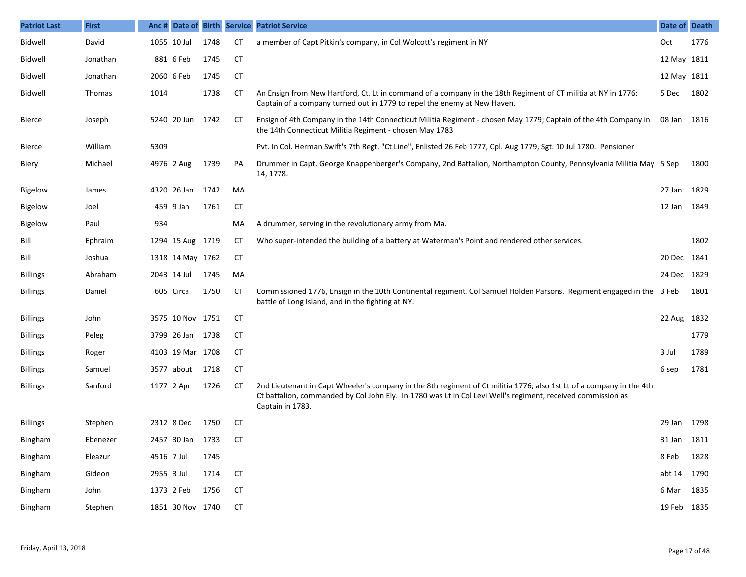| Patriot Last | First | Anc # | Date of | Birth | Service | Patriot Service | Date of | Death |
|---|---|---|---|---|---|---|---|---|
| Bidwell | David | 1055 | 10 Jul | 1748 | CT | a member of Capt Pitkin's company, in Col Wolcott's regiment in NY | Oct | 1776 |
| Bidwell | Jonathan | 881 | 6 Feb | 1745 | CT | | 12 May | 1811 |
| Bidwell | Jonathan | 2060 | 6 Feb | 1745 | CT | | 12 May | 1811 |
| Bidwell | Thomas | 1014 | | 1738 | CT | An Ensign from New Hartford, Ct, Lt in command of a company in the 18th Regiment of CT militia at NY in 1776; Captain of a company turned out in 1779 to repel the enemy at New Haven. | 5 Dec | 1802 |
| Bierce | Joseph | 5240 | 20 Jun | 1742 | CT | Ensign of 4th Company in the 14th Connecticut Militia Regiment - chosen May 1779; Captain of the 4th Company in the 14th Connecticut Militia Regiment - chosen May 1783 | 08 Jan | 1816 |
| Bierce | William | 5309 | | | | Pvt. In Col. Herman Swift's 7th Regt. "Ct Line", Enlisted 26 Feb 1777, Cpl. Aug 1779, Sgt. 10 Jul 1780. Pensioner | | |
| Biery | Michael | 4976 | 2 Aug | 1739 | PA | Drummer in Capt. George Knappenberger's Company, 2nd Battalion, Northampton County, Pennsylvania Militia May 14, 1778. | 5 Sep | 1800 |
| Bigelow | James | 4320 | 26 Jan | 1742 | MA | | 27 Jan | 1829 |
| Bigelow | Joel | 459 | 9 Jan | 1761 | CT | | 12 Jan | 1849 |
| Bigelow | Paul | 934 | | | MA | A drummer, serving in the revolutionary army from Ma. | | |
| Bill | Ephraim | 1294 | 15 Aug | 1719 | CT | Who super-intended the building of a battery at Waterman's Point and rendered other services. | | 1802 |
| Bill | Joshua | 1318 | 14 May | 1762 | CT | | 20 Dec | 1841 |
| Billings | Abraham | 2043 | 14 Jul | 1745 | MA | | 24 Dec | 1829 |
| Billings | Daniel | 605 | Circa | 1750 | CT | Commissioned 1776, Ensign in the 10th Continental regiment, Col Samuel Holden Parsons. Regiment engaged in the battle of Long Island, and in the fighting at NY. | 3 Feb | 1801 |
| Billings | John | 3575 | 10 Nov | 1751 | CT | | 22 Aug | 1832 |
| Billings | Peleg | 3799 | 26 Jan | 1738 | CT | | | 1779 |
| Billings | Roger | 4103 | 19 Mar | 1708 | CT | | 3 Jul | 1789 |
| Billings | Samuel | 3577 | about | 1718 | CT | | 6 sep | 1781 |
| Billings | Sanford | 1177 | 2 Apr | 1726 | CT | 2nd Lieutenant in Capt Wheeler's company in the 8th regiment of Ct militia 1776; also 1st Lt of a company in the 4th Ct battalion, commanded by Col John Ely. In 1780 was Lt in Col Levi Well's regiment, received commission as Captain in 1783. | | |
| Billings | Stephen | 2312 | 8 Dec | 1750 | CT | | 29 Jan | 1798 |
| Bingham | Ebenezer | 2457 | 30 Jan | 1733 | CT | | 31 Jan | 1811 |
| Bingham | Eleazur | 4516 | 7 Jul | 1745 | | | 8 Feb | 1828 |
| Bingham | Gideon | 2955 | 3 Jul | 1714 | CT | | abt 14 | 1790 |
| Bingham | John | 1373 | 2 Feb | 1756 | CT | | 6 Mar | 1835 |
| Bingham | Stephen | 1851 | 30 Nov | 1740 | CT | | 19 Feb | 1835 |

Friday, April 13, 2018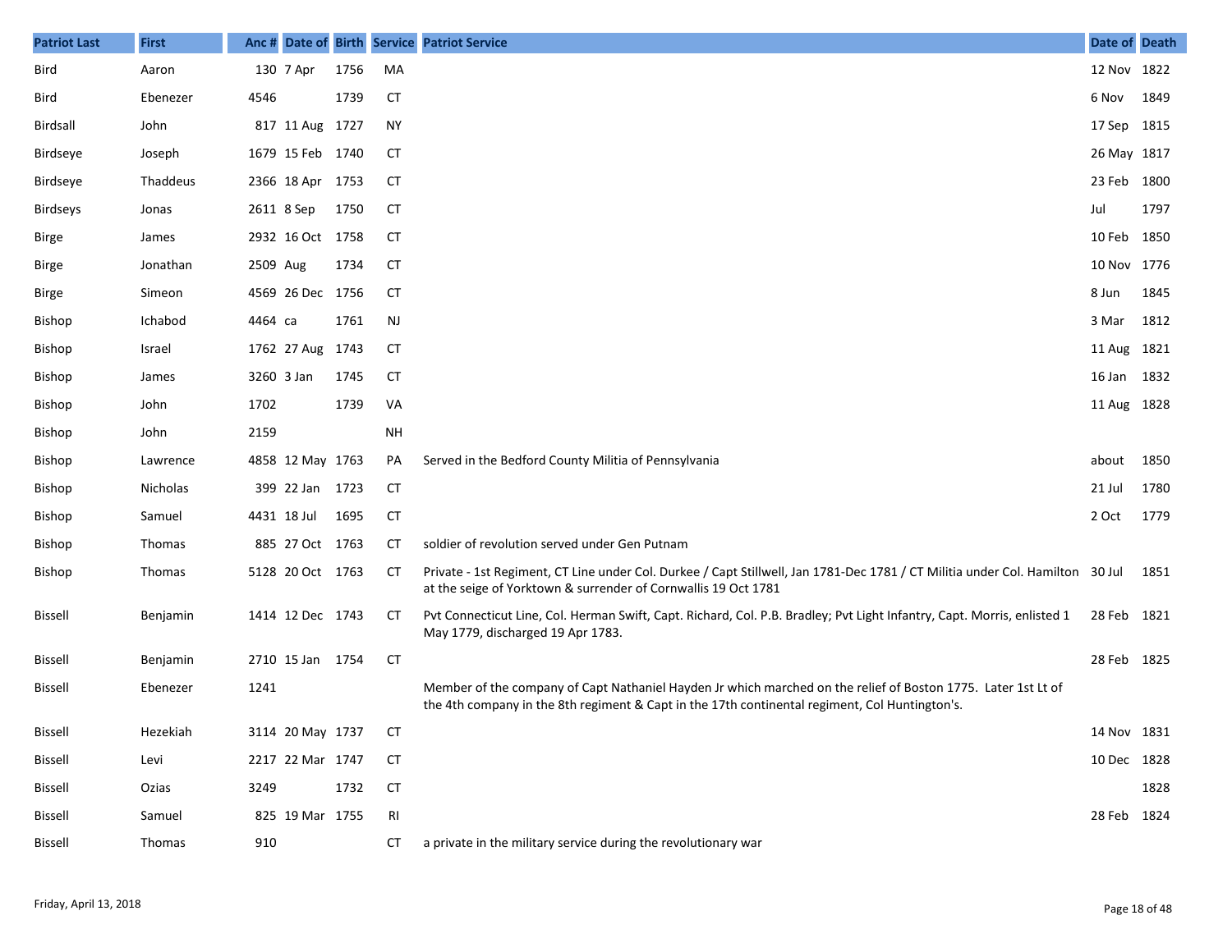| Patriot Last | First | Anc # | Date of | Birth | Service | Patriot Service | Date of | Death |
|---|---|---|---|---|---|---|---|---|
| Bird | Aaron | 130 | 7 Apr | 1756 | MA | | 12 Nov | 1822 |
| Bird | Ebenezer | 4546 | | 1739 | CT | | 6 Nov | 1849 |
| Birdsall | John | 817 | 11 Aug | 1727 | NY | | 17 Sep | 1815 |
| Birdseye | Joseph | 1679 | 15 Feb | 1740 | CT | | 26 May | 1817 |
| Birdseye | Thaddeus | 2366 | 18 Apr | 1753 | CT | | 23 Feb | 1800 |
| Birdseys | Jonas | 2611 | 8 Sep | 1750 | CT | | Jul | 1797 |
| Birge | James | 2932 | 16 Oct | 1758 | CT | | 10 Feb | 1850 |
| Birge | Jonathan | 2509 | Aug | 1734 | CT | | 10 Nov | 1776 |
| Birge | Simeon | 4569 | 26 Dec | 1756 | CT | | 8 Jun | 1845 |
| Bishop | Ichabod | 4464 | ca | 1761 | NJ | | 3 Mar | 1812 |
| Bishop | Israel | 1762 | 27 Aug | 1743 | CT | | 11 Aug | 1821 |
| Bishop | James | 3260 | 3 Jan | 1745 | CT | | 16 Jan | 1832 |
| Bishop | John | 1702 | | 1739 | VA | | 11 Aug | 1828 |
| Bishop | John | 2159 | | | NH | | | |
| Bishop | Lawrence | 4858 | 12 May | 1763 | PA | Served in the Bedford County Militia of Pennsylvania | about | 1850 |
| Bishop | Nicholas | 399 | 22 Jan | 1723 | CT | | 21 Jul | 1780 |
| Bishop | Samuel | 4431 | 18 Jul | 1695 | CT | | 2 Oct | 1779 |
| Bishop | Thomas | 885 | 27 Oct | 1763 | CT | soldier of revolution served under Gen Putnam | | |
| Bishop | Thomas | 5128 | 20 Oct | 1763 | CT | Private - 1st Regiment, CT Line under Col. Durkee / Capt Stillwell, Jan 1781-Dec 1781 / CT Militia under Col. Hamilton at the seige of Yorktown & surrender of Cornwallis 19 Oct 1781 | 30 Jul | 1851 |
| Bissell | Benjamin | 1414 | 12 Dec | 1743 | CT | Pvt Connecticut Line, Col. Herman Swift, Capt. Richard, Col. P.B. Bradley; Pvt Light Infantry, Capt. Morris, enlisted 1 May 1779, discharged 19 Apr 1783. | 28 Feb | 1821 |
| Bissell | Benjamin | 2710 | 15 Jan | 1754 | CT | | 28 Feb | 1825 |
| Bissell | Ebenezer | 1241 | | | | Member of the company of Capt Nathaniel Hayden Jr which marched on the relief of Boston 1775. Later 1st Lt of the 4th company in the 8th regiment & Capt in the 17th continental regiment, Col Huntington's. | | |
| Bissell | Hezekiah | 3114 | 20 May | 1737 | CT | | 14 Nov | 1831 |
| Bissell | Levi | 2217 | 22 Mar | 1747 | CT | | 10 Dec | 1828 |
| Bissell | Ozias | 3249 | | 1732 | CT | | | 1828 |
| Bissell | Samuel | 825 | 19 Mar | 1755 | RI | | 28 Feb | 1824 |
| Bissell | Thomas | 910 | | | CT | a private in the military service during the revolutionary war | | |

Friday, April 13, 2018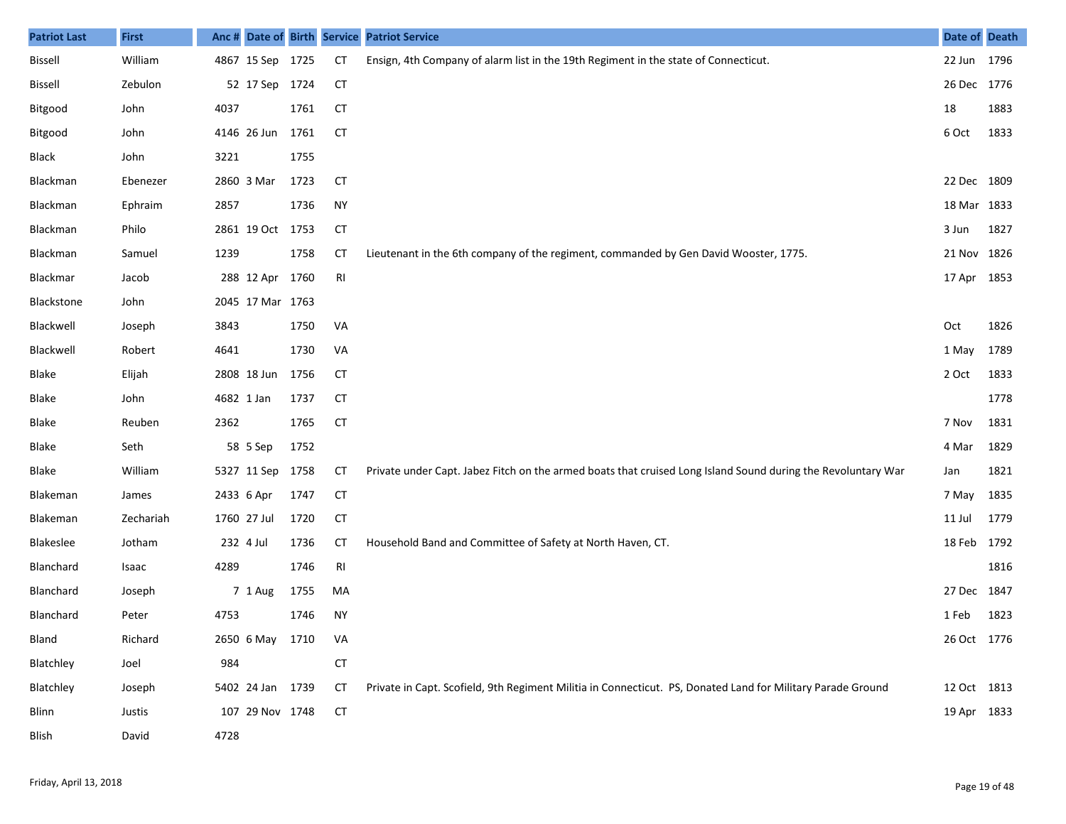| Patriot Last | First | Anc # | Date of | Birth | Service | Patriot Service | Date of | Death |
|---|---|---|---|---|---|---|---|---|
| Bissell | William | 4867 | 15 Sep | 1725 | CT | Ensign, 4th Company of alarm list in the 19th Regiment in the state of Connecticut. | 22 Jun | 1796 |
| Bissell | Zebulon | 52 | 17 Sep | 1724 | CT | | 26 Dec | 1776 |
| Bitgood | John | 4037 | | 1761 | CT | | 18 | 1883 |
| Bitgood | John | 4146 | 26 Jun | 1761 | CT | | 6 Oct | 1833 |
| Black | John | 3221 | | 1755 | | | | |
| Blackman | Ebenezer | 2860 | 3 Mar | 1723 | CT | | 22 Dec | 1809 |
| Blackman | Ephraim | 2857 | | 1736 | NY | | 18 Mar | 1833 |
| Blackman | Philo | 2861 | 19 Oct | 1753 | CT | | 3 Jun | 1827 |
| Blackman | Samuel | 1239 | | 1758 | CT | Lieutenant in the 6th company of the regiment, commanded by Gen David Wooster, 1775. | 21 Nov | 1826 |
| Blackmar | Jacob | 288 | 12 Apr | 1760 | RI | | 17 Apr | 1853 |
| Blackstone | John | 2045 | 17 Mar | 1763 | | | | |
| Blackwell | Joseph | 3843 | | 1750 | VA | | Oct | 1826 |
| Blackwell | Robert | 4641 | | 1730 | VA | | 1 May | 1789 |
| Blake | Elijah | 2808 | 18 Jun | 1756 | CT | | 2 Oct | 1833 |
| Blake | John | 4682 | 1 Jan | 1737 | CT | | | 1778 |
| Blake | Reuben | 2362 | | 1765 | CT | | 7 Nov | 1831 |
| Blake | Seth | 58 | 5 Sep | 1752 | | | 4 Mar | 1829 |
| Blake | William | 5327 | 11 Sep | 1758 | CT | Private under Capt. Jabez Fitch on the armed boats that cruised Long Island Sound during the Revoluntary War | Jan | 1821 |
| Blakeman | James | 2433 | 6 Apr | 1747 | CT | | 7 May | 1835 |
| Blakeman | Zechariah | 1760 | 27 Jul | 1720 | CT | | 11 Jul | 1779 |
| Blakeslee | Jotham | 232 | 4 Jul | 1736 | CT | Household Band and Committee of Safety at North Haven, CT. | 18 Feb | 1792 |
| Blanchard | Isaac | 4289 | | 1746 | RI | | | 1816 |
| Blanchard | Joseph | 7 | 1 Aug | 1755 | MA | | 27 Dec | 1847 |
| Blanchard | Peter | 4753 | | 1746 | NY | | 1 Feb | 1823 |
| Bland | Richard | 2650 | 6 May | 1710 | VA | | 26 Oct | 1776 |
| Blatchley | Joel | 984 | | | CT | | | |
| Blatchley | Joseph | 5402 | 24 Jan | 1739 | CT | Private in Capt. Scofield, 9th Regiment Militia in Connecticut. PS, Donated Land for Military Parade Ground | 12 Oct | 1813 |
| Blinn | Justis | 107 | 29 Nov | 1748 | CT | | 19 Apr | 1833 |
| Blish | David | 4728 | | | | | | |

Friday, April 13, 2018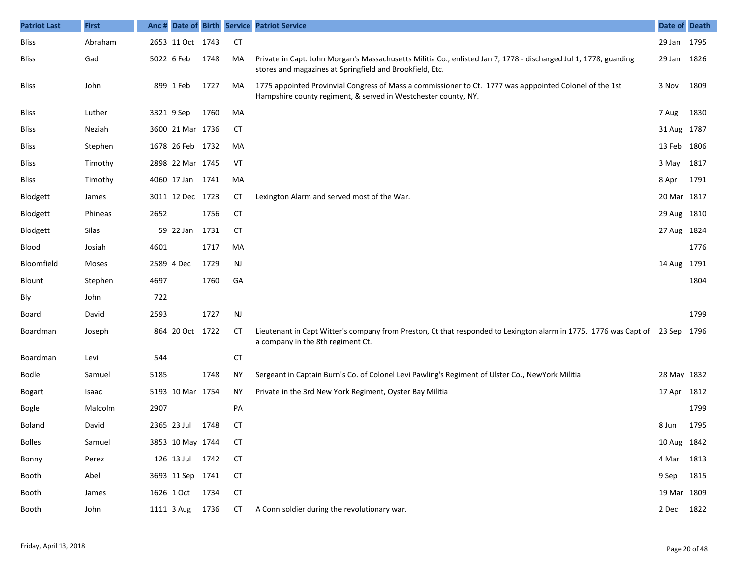| Patriot Last | First | Anc # | Date of | Birth | Service | Patriot Service | Date of | Death |
|---|---|---|---|---|---|---|---|---|
| Bliss | Abraham | 2653 | 11 Oct | 1743 | CT | | 29 Jan | 1795 |
| Bliss | Gad | 5022 | 6 Feb | 1748 | MA | Private in Capt. John Morgan's Massachusetts Militia Co., enlisted Jan 7, 1778 - discharged Jul 1, 1778, guarding stores and magazines at Springfield and Brookfield, Etc. | 29 Jan | 1826 |
| Bliss | John | 899 | 1 Feb | 1727 | MA | 1775 appointed Provinvial Congress of Mass a commissioner to Ct. 1777 was apppointed Colonel of the 1st Hampshire county regiment, & served in Westchester county, NY. | 3 Nov | 1809 |
| Bliss | Luther | 3321 | 9 Sep | 1760 | MA | | 7 Aug | 1830 |
| Bliss | Neziah | 3600 | 21 Mar | 1736 | CT | | 31 Aug | 1787 |
| Bliss | Stephen | 1678 | 26 Feb | 1732 | MA | | 13 Feb | 1806 |
| Bliss | Timothy | 2898 | 22 Mar | 1745 | VT | | 3 May | 1817 |
| Bliss | Timothy | 4060 | 17 Jan | 1741 | MA | | 8 Apr | 1791 |
| Blodgett | James | 3011 | 12 Dec | 1723 | CT | Lexington Alarm and served most of the War. | 20 Mar | 1817 |
| Blodgett | Phineas | 2652 | | 1756 | CT | | 29 Aug | 1810 |
| Blodgett | Silas | 59 | 22 Jan | 1731 | CT | | 27 Aug | 1824 |
| Blood | Josiah | 4601 | | 1717 | MA | | | 1776 |
| Bloomfield | Moses | 2589 | 4 Dec | 1729 | NJ | | 14 Aug | 1791 |
| Blount | Stephen | 4697 | | 1760 | GA | | | 1804 |
| Bly | John | 722 | | | | | | |
| Board | David | 2593 | | 1727 | NJ | | | 1799 |
| Boardman | Joseph | 864 | 20 Oct | 1722 | CT | Lieutenant in Capt Witter's company from Preston, Ct that responded to Lexington alarm in 1775. 1776 was Capt of a company in the 8th regiment Ct. | 23 Sep | 1796 |
| Boardman | Levi | 544 | | | CT | | | |
| Bodle | Samuel | 5185 | | 1748 | NY | Sergeant in Captain Burn's Co. of Colonel Levi Pawling's Regiment of Ulster Co., NewYork Militia | 28 May | 1832 |
| Bogart | Isaac | 5193 | 10 Mar | 1754 | NY | Private in the 3rd New York Regiment, Oyster Bay Militia | 17 Apr | 1812 |
| Bogle | Malcolm | 2907 | | | PA | | | 1799 |
| Boland | David | 2365 | 23 Jul | 1748 | CT | | 8 Jun | 1795 |
| Bolles | Samuel | 3853 | 10 May | 1744 | CT | | 10 Aug | 1842 |
| Bonny | Perez | 126 | 13 Jul | 1742 | CT | | 4 Mar | 1813 |
| Booth | Abel | 3693 | 11 Sep | 1741 | CT | | 9 Sep | 1815 |
| Booth | James | 1626 | 1 Oct | 1734 | CT | | 19 Mar | 1809 |
| Booth | John | 1111 | 3 Aug | 1736 | CT | A Conn soldier during the revolutionary war. | 2 Dec | 1822 |

Friday, April 13, 2018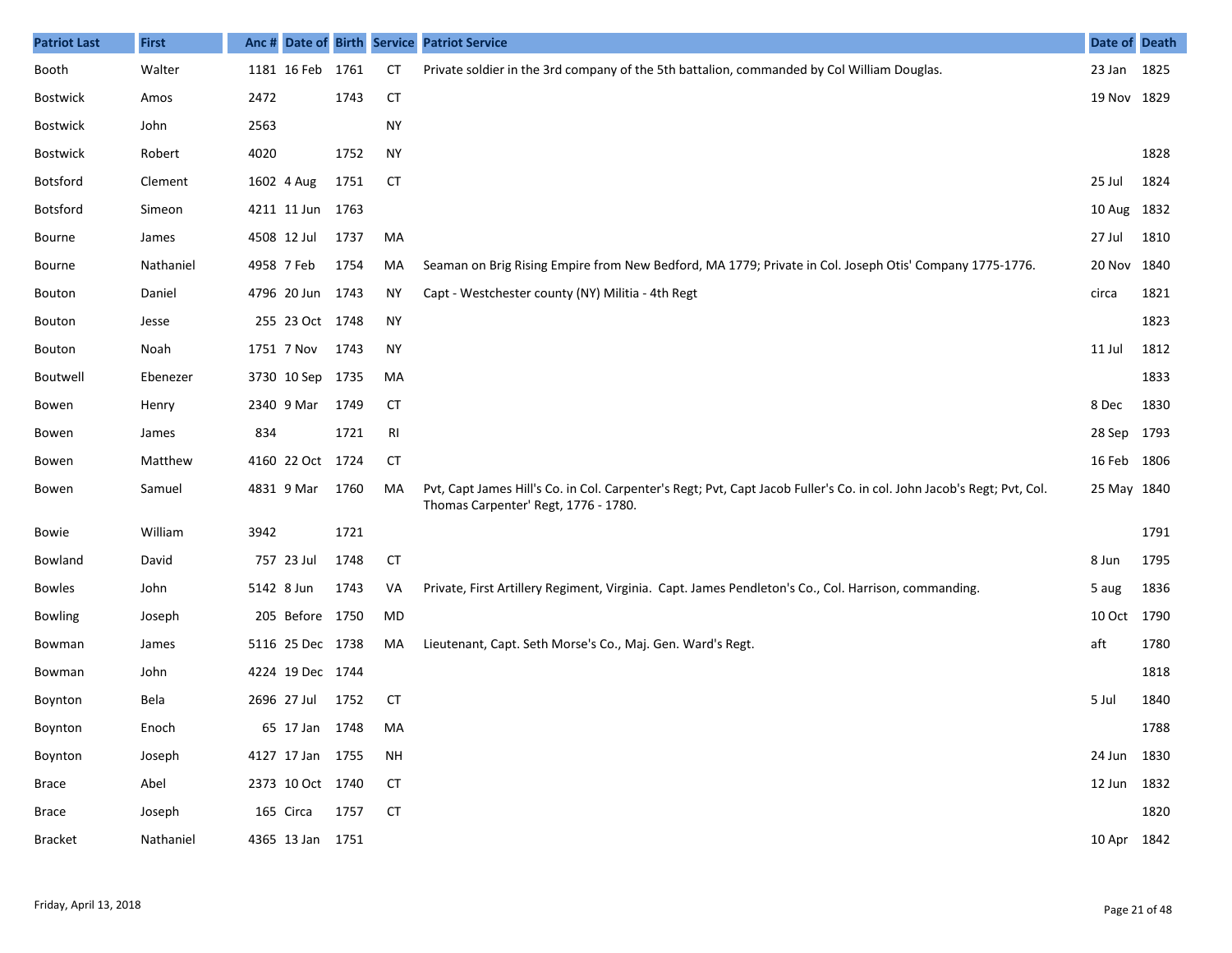| Patriot Last | First | Anc # | Date of | Birth | Service | Patriot Service | Date of | Death |
|---|---|---|---|---|---|---|---|---|
| Booth | Walter | 1181 | 16 Feb | 1761 | CT | Private soldier in the 3rd company of the 5th battalion, commanded by Col William Douglas. | 23 Jan | 1825 |
| Bostwick | Amos | 2472 | | 1743 | CT | | 19 Nov | 1829 |
| Bostwick | John | 2563 | | | NY | | | |
| Bostwick | Robert | 4020 | | 1752 | NY | | | 1828 |
| Botsford | Clement | 1602 | 4 Aug | 1751 | CT | | 25 Jul | 1824 |
| Botsford | Simeon | 4211 | 11 Jun | 1763 | | | 10 Aug | 1832 |
| Bourne | James | 4508 | 12 Jul | 1737 | MA | | 27 Jul | 1810 |
| Bourne | Nathaniel | 4958 | 7 Feb | 1754 | MA | Seaman on Brig Rising Empire from New Bedford, MA 1779; Private in Col. Joseph Otis' Company 1775-1776. | 20 Nov | 1840 |
| Bouton | Daniel | 4796 | 20 Jun | 1743 | NY | Capt - Westchester county (NY) Militia - 4th Regt | circa | 1821 |
| Bouton | Jesse | 255 | 23 Oct | 1748 | NY | | | 1823 |
| Bouton | Noah | 1751 | 7 Nov | 1743 | NY | | 11 Jul | 1812 |
| Boutwell | Ebenezer | 3730 | 10 Sep | 1735 | MA | | | 1833 |
| Bowen | Henry | 2340 | 9 Mar | 1749 | CT | | 8 Dec | 1830 |
| Bowen | James | 834 | | 1721 | RI | | 28 Sep | 1793 |
| Bowen | Matthew | 4160 | 22 Oct | 1724 | CT | | 16 Feb | 1806 |
| Bowen | Samuel | 4831 | 9 Mar | 1760 | MA | Pvt, Capt James Hill's Co. in Col. Carpenter's Regt; Pvt, Capt Jacob Fuller's Co. in col. John Jacob's Regt; Pvt, Col. Thomas Carpenter' Regt, 1776 - 1780. | 25 May | 1840 |
| Bowie | William | 3942 | | 1721 | | | | 1791 |
| Bowland | David | 757 | 23 Jul | 1748 | CT | | 8 Jun | 1795 |
| Bowles | John | 5142 | 8 Jun | 1743 | VA | Private, First Artillery Regiment, Virginia. Capt. James Pendleton's Co., Col. Harrison, commanding. | 5 aug | 1836 |
| Bowling | Joseph | 205 | Before | 1750 | MD | | 10 Oct | 1790 |
| Bowman | James | 5116 | 25 Dec | 1738 | MA | Lieutenant, Capt. Seth Morse's Co., Maj. Gen. Ward's Regt. | aft | 1780 |
| Bowman | John | 4224 | 19 Dec | 1744 | | | | 1818 |
| Boynton | Bela | 2696 | 27 Jul | 1752 | CT | | 5 Jul | 1840 |
| Boynton | Enoch | 65 | 17 Jan | 1748 | MA | | | 1788 |
| Boynton | Joseph | 4127 | 17 Jan | 1755 | NH | | 24 Jun | 1830 |
| Brace | Abel | 2373 | 10 Oct | 1740 | CT | | 12 Jun | 1832 |
| Brace | Joseph | 165 | Circa | 1757 | CT | | | 1820 |
| Bracket | Nathaniel | 4365 | 13 Jan | 1751 | | | 10 Apr | 1842 |

Friday, April 13, 2018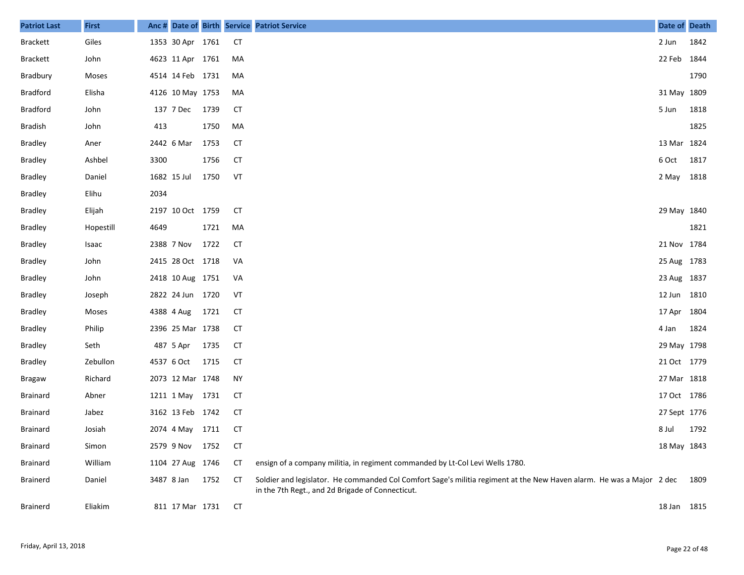| Patriot Last | First | Anc # | Date of | Birth | Service | Patriot Service | Date of | Death |
|---|---|---|---|---|---|---|---|---|
| Brackett | Giles | 1353 | 30 Apr | 1761 | CT | | 2 Jun | 1842 |
| Brackett | John | 4623 | 11 Apr | 1761 | MA | | 22 Feb | 1844 |
| Bradbury | Moses | 4514 | 14 Feb | 1731 | MA | | | 1790 |
| Bradford | Elisha | 4126 | 10 May | 1753 | MA | | 31 May | 1809 |
| Bradford | John | 137 | 7 Dec | 1739 | CT | | 5 Jun | 1818 |
| Bradish | John | 413 | | 1750 | MA | | | 1825 |
| Bradley | Aner | 2442 | 6 Mar | 1753 | CT | | 13 Mar | 1824 |
| Bradley | Ashbel | 3300 | | 1756 | CT | | 6 Oct | 1817 |
| Bradley | Daniel | 1682 | 15 Jul | 1750 | VT | | 2 May | 1818 |
| Bradley | Elihu | 2034 | | | | | | |
| Bradley | Elijah | 2197 | 10 Oct | 1759 | CT | | 29 May | 1840 |
| Bradley | Hopestill | 4649 | | 1721 | MA | | | 1821 |
| Bradley | Isaac | 2388 | 7 Nov | 1722 | CT | | 21 Nov | 1784 |
| Bradley | John | 2415 | 28 Oct | 1718 | VA | | 25 Aug | 1783 |
| Bradley | John | 2418 | 10 Aug | 1751 | VA | | 23 Aug | 1837 |
| Bradley | Joseph | 2822 | 24 Jun | 1720 | VT | | 12 Jun | 1810 |
| Bradley | Moses | 4388 | 4 Aug | 1721 | CT | | 17 Apr | 1804 |
| Bradley | Philip | 2396 | 25 Mar | 1738 | CT | | 4 Jan | 1824 |
| Bradley | Seth | 487 | 5 Apr | 1735 | CT | | 29 May | 1798 |
| Bradley | Zebullon | 4537 | 6 Oct | 1715 | CT | | 21 Oct | 1779 |
| Bragaw | Richard | 2073 | 12 Mar | 1748 | NY | | 27 Mar | 1818 |
| Brainard | Abner | 1211 | 1 May | 1731 | CT | | 17 Oct | 1786 |
| Brainard | Jabez | 3162 | 13 Feb | 1742 | CT | | 27 Sept | 1776 |
| Brainard | Josiah | 2074 | 4 May | 1711 | CT | | 8 Jul | 1792 |
| Brainard | Simon | 2579 | 9 Nov | 1752 | CT | | 18 May | 1843 |
| Brainard | William | 1104 | 27 Aug | 1746 | CT | ensign of a company militia, in regiment commanded by Lt-Col Levi Wells 1780. | | |
| Brainerd | Daniel | 3487 | 8 Jan | 1752 | CT | Soldier and legislator. He commanded Col Comfort Sage's militia regiment at the New Haven alarm. He was a Major in the 7th Regt., and 2d Brigade of Connecticut. | 2 dec | 1809 |
| Brainerd | Eliakim | 811 | 17 Mar | 1731 | CT | | 18 Jan | 1815 |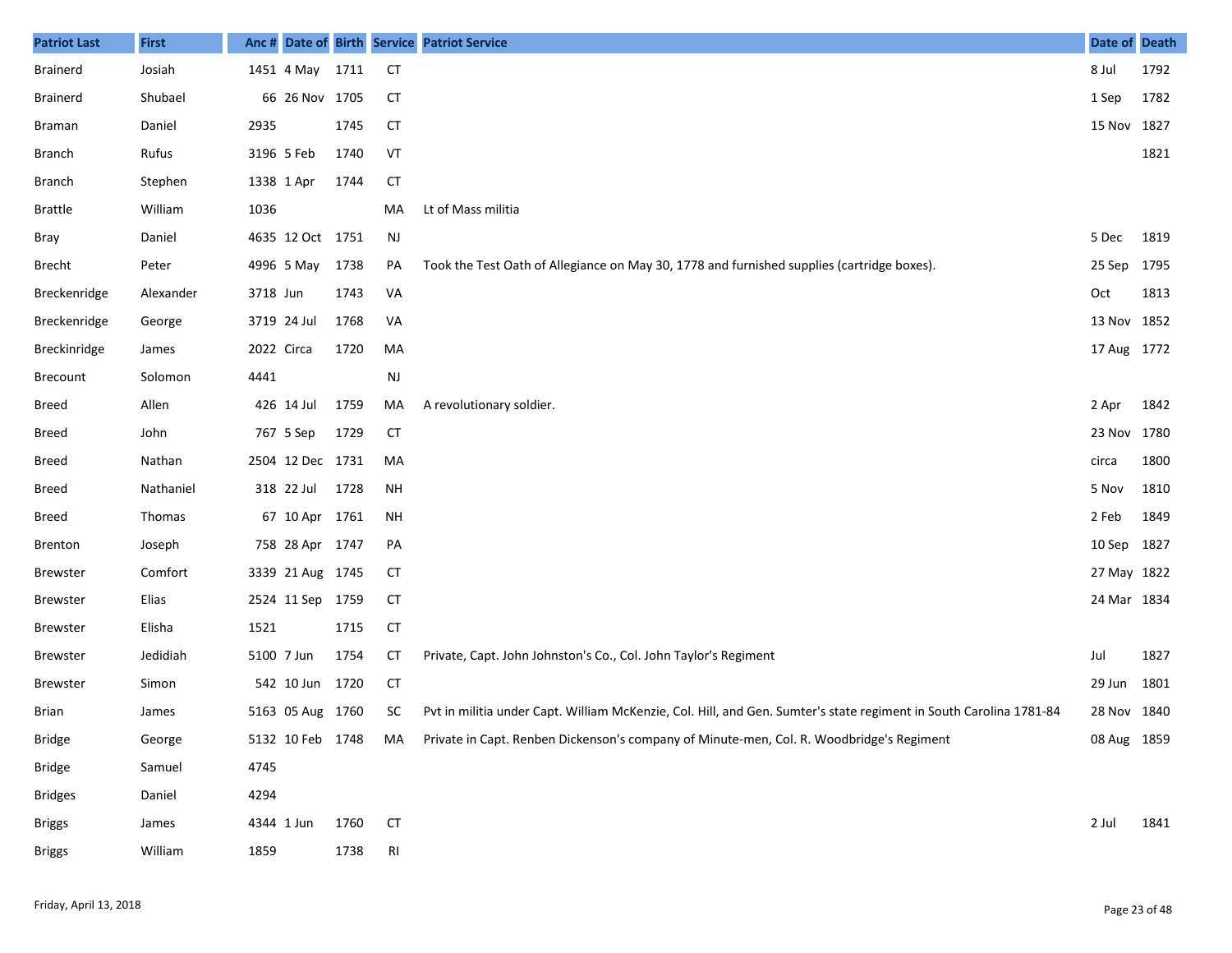| Patriot Last | First | Anc # | Date of | Birth | Service | Patriot Service | Date of | Death |
|---|---|---|---|---|---|---|---|---|
| Brainerd | Josiah | 1451 | 4 May | 1711 | CT | | 8 Jul | 1792 |
| Brainerd | Shubael | 66 | 26 Nov | 1705 | CT | | 1 Sep | 1782 |
| Braman | Daniel | 2935 | | 1745 | CT | | 15 Nov | 1827 |
| Branch | Rufus | 3196 | 5 Feb | 1740 | VT | | | 1821 |
| Branch | Stephen | 1338 | 1 Apr | 1744 | CT | | | |
| Brattle | William | 1036 | | | MA | Lt of Mass militia | | |
| Bray | Daniel | 4635 | 12 Oct | 1751 | NJ | | 5 Dec | 1819 |
| Brecht | Peter | 4996 | 5 May | 1738 | PA | Took the Test Oath of Allegiance on May 30, 1778 and furnished supplies (cartridge boxes). | 25 Sep | 1795 |
| Breckenridge | Alexander | 3718 | Jun | 1743 | VA | | Oct | 1813 |
| Breckenridge | George | 3719 | 24 Jul | 1768 | VA | | 13 Nov | 1852 |
| Breckinridge | James | 2022 | Circa | 1720 | MA | | 17 Aug | 1772 |
| Brecount | Solomon | 4441 | | | NJ | | | |
| Breed | Allen | 426 | 14 Jul | 1759 | MA | A revolutionary soldier. | 2 Apr | 1842 |
| Breed | John | 767 | 5 Sep | 1729 | CT | | 23 Nov | 1780 |
| Breed | Nathan | 2504 | 12 Dec | 1731 | MA | | circa | 1800 |
| Breed | Nathaniel | 318 | 22 Jul | 1728 | NH | | 5 Nov | 1810 |
| Breed | Thomas | 67 | 10 Apr | 1761 | NH | | 2 Feb | 1849 |
| Brenton | Joseph | 758 | 28 Apr | 1747 | PA | | 10 Sep | 1827 |
| Brewster | Comfort | 3339 | 21 Aug | 1745 | CT | | 27 May | 1822 |
| Brewster | Elias | 2524 | 11 Sep | 1759 | CT | | 24 Mar | 1834 |
| Brewster | Elisha | 1521 | | 1715 | CT | | | |
| Brewster | Jedidiah | 5100 | 7 Jun | 1754 | CT | Private, Capt. John Johnston's Co., Col. John Taylor's Regiment | Jul | 1827 |
| Brewster | Simon | 542 | 10 Jun | 1720 | CT | | 29 Jun | 1801 |
| Brian | James | 5163 | 05 Aug | 1760 | SC | Pvt in militia under Capt. William McKenzie, Col. Hill, and Gen. Sumter's state regiment in South Carolina 1781-84 | 28 Nov | 1840 |
| Bridge | George | 5132 | 10 Feb | 1748 | MA | Private in Capt. Renben Dickenson's company of Minute-men, Col. R. Woodbridge's Regiment | 08 Aug | 1859 |
| Bridge | Samuel | 4745 | | | | | | |
| Bridges | Daniel | 4294 | | | | | | |
| Briggs | James | 4344 | 1 Jun | 1760 | CT | | 2 Jul | 1841 |
| Briggs | William | 1859 | | 1738 | RI | | | |

Friday, April 13, 2018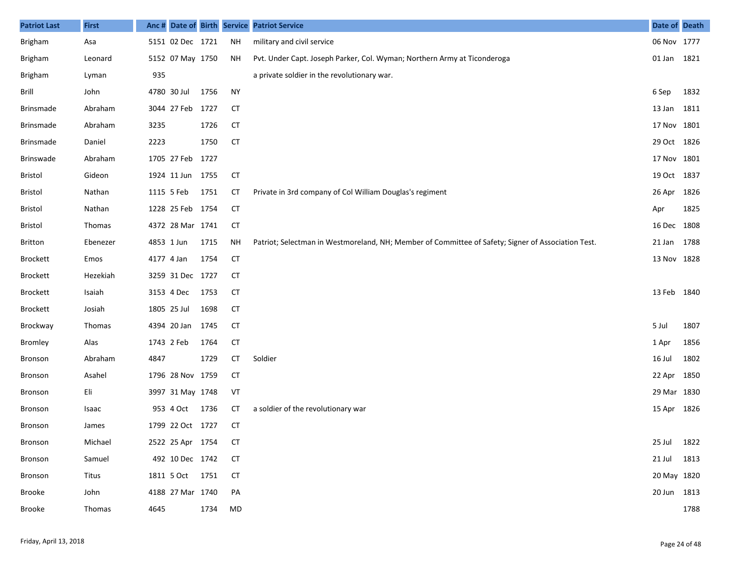| Patriot Last | First | Anc # | Date of | Birth | Service | Patriot Service | Date of | Death |
|---|---|---|---|---|---|---|---|---|
| Brigham | Asa | 5151 | 02 Dec | 1721 | NH | military and civil service | 06 Nov | 1777 |
| Brigham | Leonard | 5152 | 07 May | 1750 | NH | Pvt. Under Capt. Joseph Parker, Col. Wyman; Northern Army at Ticonderoga | 01 Jan | 1821 |
| Brigham | Lyman | 935 | | | | a private soldier in the revolutionary war. | | |
| Brill | John | 4780 | 30 Jul | 1756 | NY | | 6 Sep | 1832 |
| Brinsmade | Abraham | 3044 | 27 Feb | 1727 | CT | | 13 Jan | 1811 |
| Brinsmade | Abraham | 3235 | | 1726 | CT | | 17 Nov | 1801 |
| Brinsmade | Daniel | 2223 | | 1750 | CT | | 29 Oct | 1826 |
| Brinswade | Abraham | 1705 | 27 Feb | 1727 | | | 17 Nov | 1801 |
| Bristol | Gideon | 1924 | 11 Jun | 1755 | CT | | 19 Oct | 1837 |
| Bristol | Nathan | 1115 | 5 Feb | 1751 | CT | Private in 3rd company of Col William Douglas's regiment | 26 Apr | 1826 |
| Bristol | Nathan | 1228 | 25 Feb | 1754 | CT | | Apr | 1825 |
| Bristol | Thomas | 4372 | 28 Mar | 1741 | CT | | 16 Dec | 1808 |
| Britton | Ebenezer | 4853 | 1 Jun | 1715 | NH | Patriot; Selectman in Westmoreland, NH; Member of Committee of Safety; Signer of Association Test. | 21 Jan | 1788 |
| Brockett | Emos | 4177 | 4 Jan | 1754 | CT | | 13 Nov | 1828 |
| Brockett | Hezekiah | 3259 | 31 Dec | 1727 | CT | | | |
| Brockett | Isaiah | 3153 | 4 Dec | 1753 | CT | | 13 Feb | 1840 |
| Brockett | Josiah | 1805 | 25 Jul | 1698 | CT | | | |
| Brockway | Thomas | 4394 | 20 Jan | 1745 | CT | | 5 Jul | 1807 |
| Bromley | Alas | 1743 | 2 Feb | 1764 | CT | | 1 Apr | 1856 |
| Bronson | Abraham | 4847 | | 1729 | CT | Soldier | 16 Jul | 1802 |
| Bronson | Asahel | 1796 | 28 Nov | 1759 | CT | | 22 Apr | 1850 |
| Bronson | Eli | 3997 | 31 May | 1748 | VT | | 29 Mar | 1830 |
| Bronson | Isaac | 953 | 4 Oct | 1736 | CT | a soldier of the revolutionary war | 15 Apr | 1826 |
| Bronson | James | 1799 | 22 Oct | 1727 | CT | | | |
| Bronson | Michael | 2522 | 25 Apr | 1754 | CT | | 25 Jul | 1822 |
| Bronson | Samuel | 492 | 10 Dec | 1742 | CT | | 21 Jul | 1813 |
| Bronson | Titus | 1811 | 5 Oct | 1751 | CT | | 20 May | 1820 |
| Brooke | John | 4188 | 27 Mar | 1740 | PA | | 20 Jun | 1813 |
| Brooke | Thomas | 4645 | | 1734 | MD | | | 1788 |

Friday, April 13, 2018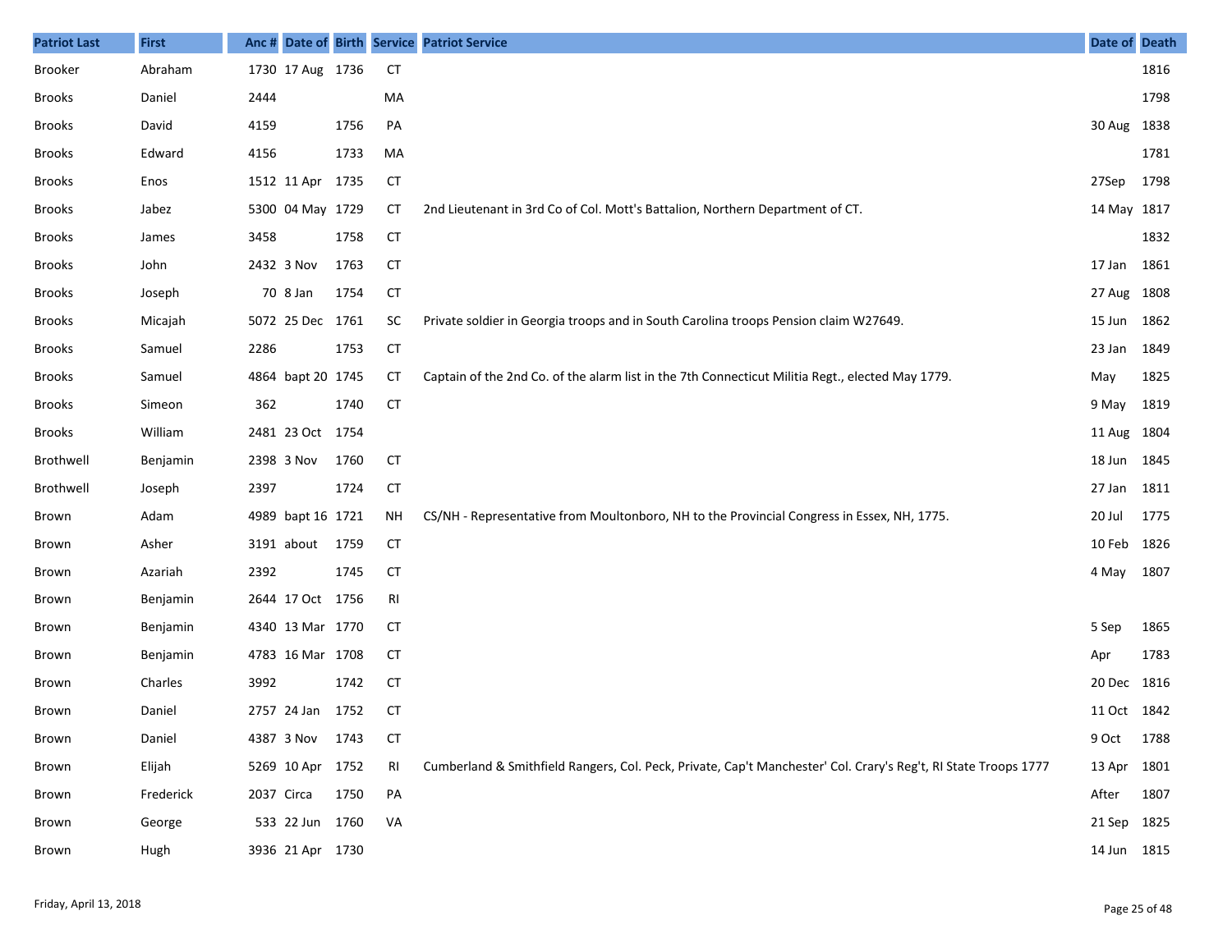| Patriot Last | First | Anc # | Date of | Birth | Service | Patriot Service | Date of | Death |
|---|---|---|---|---|---|---|---|---|
| Brooker | Abraham | 1730 | 17 Aug | 1736 | CT | | | 1816 |
| Brooks | Daniel | 2444 | | | MA | | | 1798 |
| Brooks | David | 4159 | | 1756 | PA | | 30 Aug | 1838 |
| Brooks | Edward | 4156 | | 1733 | MA | | | 1781 |
| Brooks | Enos | 1512 | 11 Apr | 1735 | CT | | 27Sep | 1798 |
| Brooks | Jabez | 5300 | 04 May | 1729 | CT | 2nd Lieutenant in 3rd Co of Col. Mott's Battalion, Northern Department of CT. | 14 May | 1817 |
| Brooks | James | 3458 | | 1758 | CT | | | 1832 |
| Brooks | John | 2432 | 3 Nov | 1763 | CT | | 17 Jan | 1861 |
| Brooks | Joseph | 70 | 8 Jan | 1754 | CT | | 27 Aug | 1808 |
| Brooks | Micajah | 5072 | 25 Dec | 1761 | SC | Private soldier in Georgia troops and in South Carolina troops Pension claim W27649. | 15 Jun | 1862 |
| Brooks | Samuel | 2286 | | 1753 | CT | | 23 Jan | 1849 |
| Brooks | Samuel | 4864 | bapt 20 | 1745 | CT | Captain of the 2nd Co. of the alarm list in the 7th Connecticut Militia Regt., elected May 1779. | May | 1825 |
| Brooks | Simeon | 362 | | 1740 | CT | | 9 May | 1819 |
| Brooks | William | 2481 | 23 Oct | 1754 | | | 11 Aug | 1804 |
| Brothwell | Benjamin | 2398 | 3 Nov | 1760 | CT | | 18 Jun | 1845 |
| Brothwell | Joseph | 2397 | | 1724 | CT | | 27 Jan | 1811 |
| Brown | Adam | 4989 | bapt 16 | 1721 | NH | CS/NH - Representative from Moultonboro, NH to the Provincial Congress in Essex, NH, 1775. | 20 Jul | 1775 |
| Brown | Asher | 3191 | about | 1759 | CT | | 10 Feb | 1826 |
| Brown | Azariah | 2392 | | 1745 | CT | | 4 May | 1807 |
| Brown | Benjamin | 2644 | 17 Oct | 1756 | RI | | | |
| Brown | Benjamin | 4340 | 13 Mar | 1770 | CT | | 5 Sep | 1865 |
| Brown | Benjamin | 4783 | 16 Mar | 1708 | CT | | Apr | 1783 |
| Brown | Charles | 3992 | | 1742 | CT | | 20 Dec | 1816 |
| Brown | Daniel | 2757 | 24 Jan | 1752 | CT | | 11 Oct | 1842 |
| Brown | Daniel | 4387 | 3 Nov | 1743 | CT | | 9 Oct | 1788 |
| Brown | Elijah | 5269 | 10 Apr | 1752 | RI | Cumberland & Smithfield Rangers, Col. Peck, Private, Cap't Manchester' Col. Crary's Reg't, RI State Troops 1777 | 13 Apr | 1801 |
| Brown | Frederick | 2037 | Circa | 1750 | PA | | After | 1807 |
| Brown | George | 533 | 22 Jun | 1760 | VA | | 21 Sep | 1825 |
| Brown | Hugh | 3936 | 21 Apr | 1730 | | | 14 Jun | 1815 |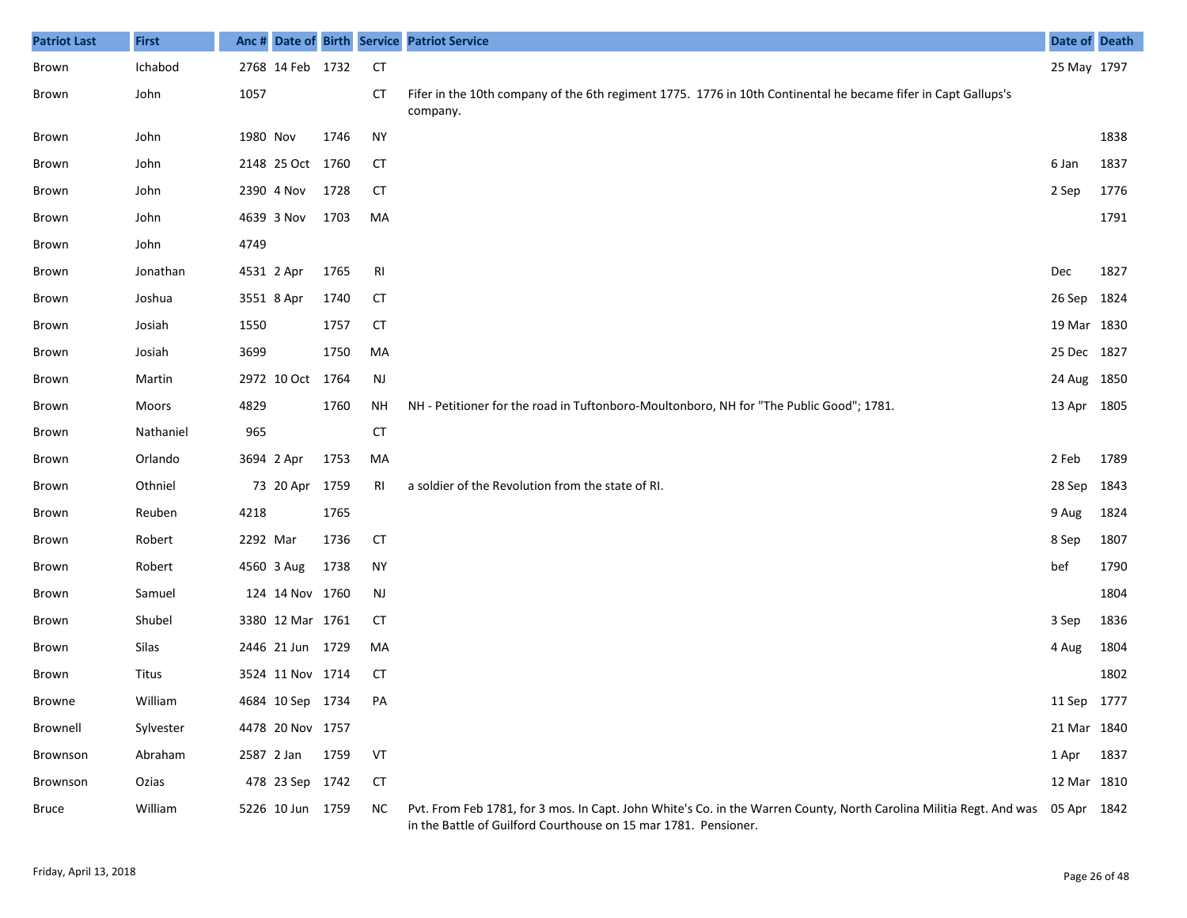| Patriot Last | First | Anc # | Date of Birth | | Service | Patriot Service | Date of Death | |
|---|---|---|---|---|---|---|---|---|
| Brown | Ichabod | 2768 | 14 Feb | 1732 | CT | | 25 May | 1797 |
| Brown | John | 1057 | | | CT | Fifer in the 10th company of the 6th regiment 1775. 1776 in 10th Continental he became fifer in Capt Gallups's company. | | |
| Brown | John | 1980 | Nov | 1746 | NY | | | 1838 |
| Brown | John | 2148 | 25 Oct | 1760 | CT | | 6 Jan | 1837 |
| Brown | John | 2390 | 4 Nov | 1728 | CT | | 2 Sep | 1776 |
| Brown | John | 4639 | 3 Nov | 1703 | MA | | | 1791 |
| Brown | John | 4749 | | | | | | |
| Brown | Jonathan | 4531 | 2 Apr | 1765 | RI | | Dec | 1827 |
| Brown | Joshua | 3551 | 8 Apr | 1740 | CT | | 26 Sep | 1824 |
| Brown | Josiah | 1550 | | 1757 | CT | | 19 Mar | 1830 |
| Brown | Josiah | 3699 | | 1750 | MA | | 25 Dec | 1827 |
| Brown | Martin | 2972 | 10 Oct | 1764 | NJ | | 24 Aug | 1850 |
| Brown | Moors | 4829 | | 1760 | NH | NH - Petitioner for the road in Tuftonboro-Moultonboro, NH for "The Public Good"; 1781. | 13 Apr | 1805 |
| Brown | Nathaniel | 965 | | | CT | | | |
| Brown | Orlando | 3694 | 2 Apr | 1753 | MA | | 2 Feb | 1789 |
| Brown | Othniel | 73 | 20 Apr | 1759 | RI | a soldier of the Revolution from the state of RI. | 28 Sep | 1843 |
| Brown | Reuben | 4218 | | 1765 | | | 9 Aug | 1824 |
| Brown | Robert | 2292 | Mar | 1736 | CT | | 8 Sep | 1807 |
| Brown | Robert | 4560 | 3 Aug | 1738 | NY | | bef | 1790 |
| Brown | Samuel | 124 | 14 Nov | 1760 | NJ | | | 1804 |
| Brown | Shubel | 3380 | 12 Mar | 1761 | CT | | 3 Sep | 1836 |
| Brown | Silas | 2446 | 21 Jun | 1729 | MA | | 4 Aug | 1804 |
| Brown | Titus | 3524 | 11 Nov | 1714 | CT | | | 1802 |
| Browne | William | 4684 | 10 Sep | 1734 | PA | | 11 Sep | 1777 |
| Brownell | Sylvester | 4478 | 20 Nov | 1757 | | | 21 Mar | 1840 |
| Brownson | Abraham | 2587 | 2 Jan | 1759 | VT | | 1 Apr | 1837 |
| Brownson | Ozias | 478 | 23 Sep | 1742 | CT | | 12 Mar | 1810 |
| Bruce | William | 5226 | 10 Jun | 1759 | NC | Pvt. From Feb 1781, for 3 mos. In Capt. John White's Co. in the Warren County, North Carolina Militia Regt. And was in the Battle of Guilford Courthouse on 15 mar 1781. Pensioner. | 05 Apr | 1842 |

Friday, April 13, 2018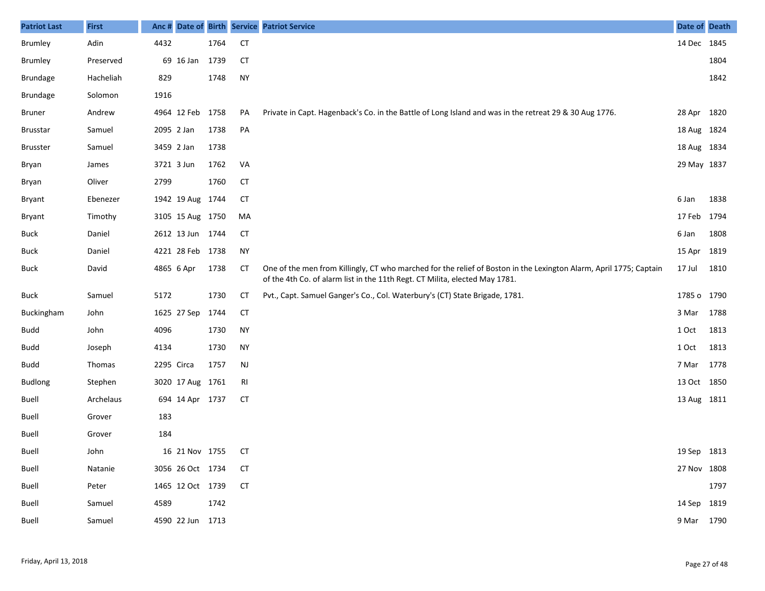| Patriot Last | First | Anc # | Date of | Birth | Service | Patriot Service | Date of | Death |
|---|---|---|---|---|---|---|---|---|
| Brumley | Adin | 4432 | | 1764 | CT | | 14 Dec | 1845 |
| Brumley | Preserved | 69 | 16 Jan | 1739 | CT | | | 1804 |
| Brundage | Hacheliah | 829 | | 1748 | NY | | | 1842 |
| Brundage | Solomon | 1916 | | | | | | |
| Bruner | Andrew | 4964 | 12 Feb | 1758 | PA | Private in Capt. Hagenback's Co. in the Battle of Long Island and was in the retreat 29 & 30 Aug 1776. | 28 Apr | 1820 |
| Brusstar | Samuel | 2095 | 2 Jan | 1738 | PA | | 18 Aug | 1824 |
| Brusster | Samuel | 3459 | 2 Jan | 1738 | | | 18 Aug | 1834 |
| Bryan | James | 3721 | 3 Jun | 1762 | VA | | 29 May | 1837 |
| Bryan | Oliver | 2799 | | 1760 | CT | | | |
| Bryant | Ebenezer | 1942 | 19 Aug | 1744 | CT | | 6 Jan | 1838 |
| Bryant | Timothy | 3105 | 15 Aug | 1750 | MA | | 17 Feb | 1794 |
| Buck | Daniel | 2612 | 13 Jun | 1744 | CT | | 6 Jan | 1808 |
| Buck | Daniel | 4221 | 28 Feb | 1738 | NY | | 15 Apr | 1819 |
| Buck | David | 4865 | 6 Apr | 1738 | CT | One of the men from Killingly, CT who marched for the relief of Boston in the Lexington Alarm, April 1775; Captain of the 4th Co. of alarm list in the 11th Regt. CT Milita, elected May 1781. | 17 Jul | 1810 |
| Buck | Samuel | 5172 | | 1730 | CT | Pvt., Capt. Samuel Ganger's Co., Col. Waterbury's (CT) State Brigade, 1781. | 1785 o | 1790 |
| Buckingham | John | 1625 | 27 Sep | 1744 | CT | | 3 Mar | 1788 |
| Budd | John | 4096 | | 1730 | NY | | 1 Oct | 1813 |
| Budd | Joseph | 4134 | | 1730 | NY | | 1 Oct | 1813 |
| Budd | Thomas | 2295 | Circa | 1757 | NJ | | 7 Mar | 1778 |
| Budlong | Stephen | 3020 | 17 Aug | 1761 | RI | | 13 Oct | 1850 |
| Buell | Archelaus | 694 | 14 Apr | 1737 | CT | | 13 Aug | 1811 |
| Buell | Grover | 183 | | | | | | |
| Buell | Grover | 184 | | | | | | |
| Buell | John | 16 | 21 Nov | 1755 | CT | | 19 Sep | 1813 |
| Buell | Natanie | 3056 | 26 Oct | 1734 | CT | | 27 Nov | 1808 |
| Buell | Peter | 1465 | 12 Oct | 1739 | CT | | | 1797 |
| Buell | Samuel | 4589 | | 1742 | | | 14 Sep | 1819 |
| Buell | Samuel | 4590 | 22 Jun | 1713 | | | 9 Mar | 1790 |

Friday, April 13, 2018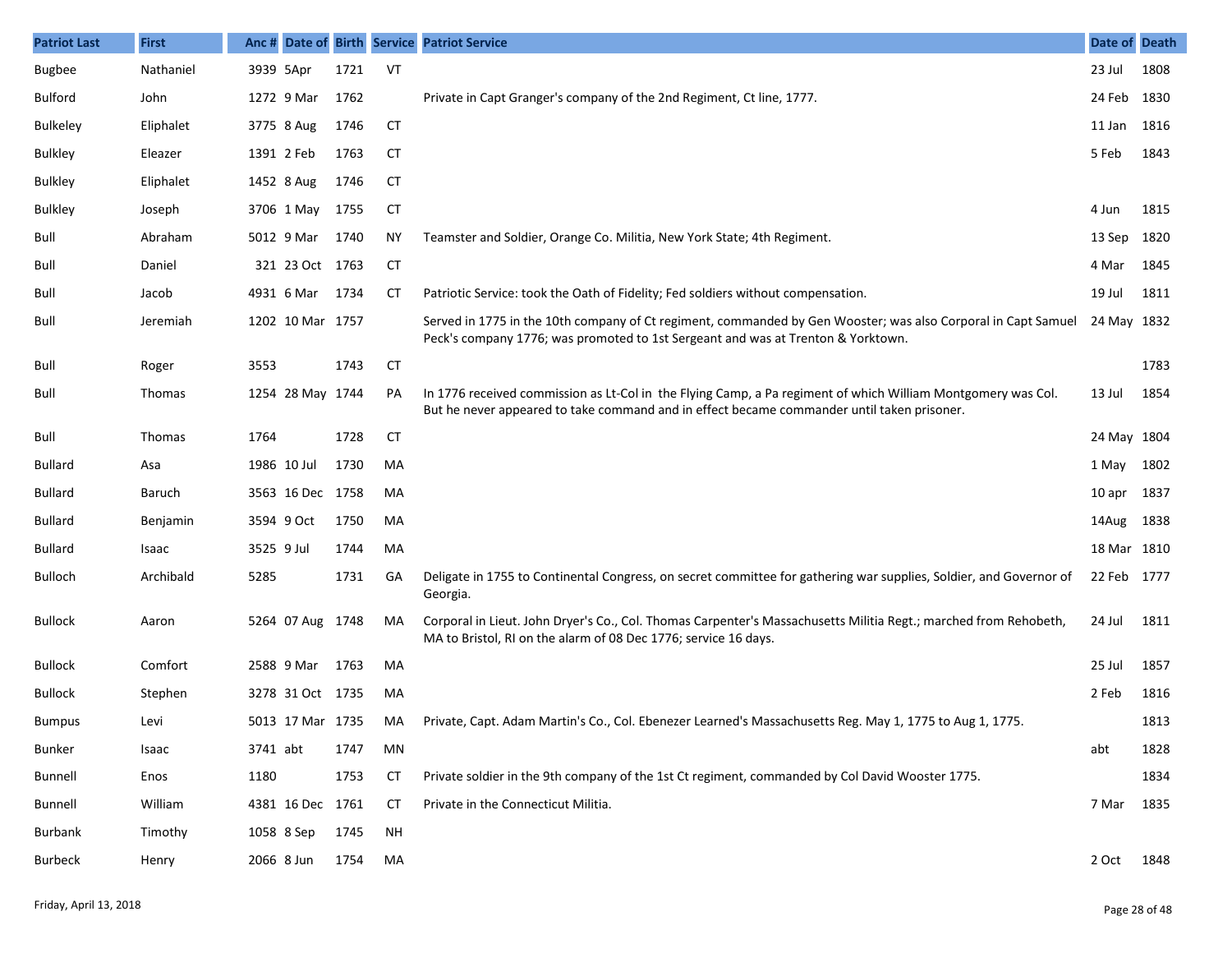| Patriot Last | First | Anc # | Date of | Birth | Service | Patriot Service | Date of | Death |
|---|---|---|---|---|---|---|---|---|
| Bugbee | Nathaniel | 3939 | 5Apr | 1721 | VT | | 23 Jul | 1808 |
| Bulford | John | 1272 | 9 Mar | 1762 | | Private in Capt Granger's company of the 2nd Regiment, Ct line, 1777. | 24 Feb | 1830 |
| Bulkeley | Eliphalet | 3775 | 8 Aug | 1746 | CT | | 11 Jan | 1816 |
| Bulkley | Eleazer | 1391 | 2 Feb | 1763 | CT | | 5 Feb | 1843 |
| Bulkley | Eliphalet | 1452 | 8 Aug | 1746 | CT | | | |
| Bulkley | Joseph | 3706 | 1 May | 1755 | CT | | 4 Jun | 1815 |
| Bull | Abraham | 5012 | 9 Mar | 1740 | NY | Teamster and Soldier, Orange Co. Militia, New York State; 4th Regiment. | 13 Sep | 1820 |
| Bull | Daniel | 321 | 23 Oct | 1763 | CT | | 4 Mar | 1845 |
| Bull | Jacob | 4931 | 6 Mar | 1734 | CT | Patriotic Service: took the Oath of Fidelity; Fed soldiers without compensation. | 19 Jul | 1811 |
| Bull | Jeremiah | 1202 | 10 Mar | 1757 | | Served in 1775 in the 10th company of Ct regiment, commanded by Gen Wooster; was also Corporal in Capt Samuel Peck's company 1776; was promoted to 1st Sergeant and was at Trenton & Yorktown. | 24 May | 1832 |
| Bull | Roger | 3553 | | 1743 | CT | | | 1783 |
| Bull | Thomas | 1254 | 28 May | 1744 | PA | In 1776 received commission as Lt-Col in the Flying Camp, a Pa regiment of which William Montgomery was Col. But he never appeared to take command and in effect became commander until taken prisoner. | 13 Jul | 1854 |
| Bull | Thomas | 1764 | | 1728 | CT | | 24 May | 1804 |
| Bullard | Asa | 1986 | 10 Jul | 1730 | MA | | 1 May | 1802 |
| Bullard | Baruch | 3563 | 16 Dec | 1758 | MA | | 10 apr | 1837 |
| Bullard | Benjamin | 3594 | 9 Oct | 1750 | MA | | 14Aug | 1838 |
| Bullard | Isaac | 3525 | 9 Jul | 1744 | MA | | 18 Mar | 1810 |
| Bulloch | Archibald | 5285 | | 1731 | GA | Deligate in 1755 to Continental Congress, on secret committee for gathering war supplies, Soldier, and Governor of Georgia. | 22 Feb | 1777 |
| Bullock | Aaron | 5264 | 07 Aug | 1748 | MA | Corporal in Lieut. John Dryer's Co., Col. Thomas Carpenter's Massachusetts Militia Regt.; marched from Rehobeth, MA to Bristol, RI on the alarm of 08 Dec 1776; service 16 days. | 24 Jul | 1811 |
| Bullock | Comfort | 2588 | 9 Mar | 1763 | MA | | 25 Jul | 1857 |
| Bullock | Stephen | 3278 | 31 Oct | 1735 | MA | | 2 Feb | 1816 |
| Bumpus | Levi | 5013 | 17 Mar | 1735 | MA | Private, Capt. Adam Martin's Co., Col. Ebenezer Learned's Massachusetts Reg. May 1, 1775 to Aug 1, 1775. | | 1813 |
| Bunker | Isaac | 3741 | abt | 1747 | MN | | abt | 1828 |
| Bunnell | Enos | 1180 | | 1753 | CT | Private soldier in the 9th company of the 1st Ct regiment, commanded by Col David Wooster 1775. | | 1834 |
| Bunnell | William | 4381 | 16 Dec | 1761 | CT | Private in the Connecticut Militia. | 7 Mar | 1835 |
| Burbank | Timothy | 1058 | 8 Sep | 1745 | NH | | | |
| Burbeck | Henry | 2066 | 8 Jun | 1754 | MA | | 2 Oct | 1848 |

Friday, April 13, 2018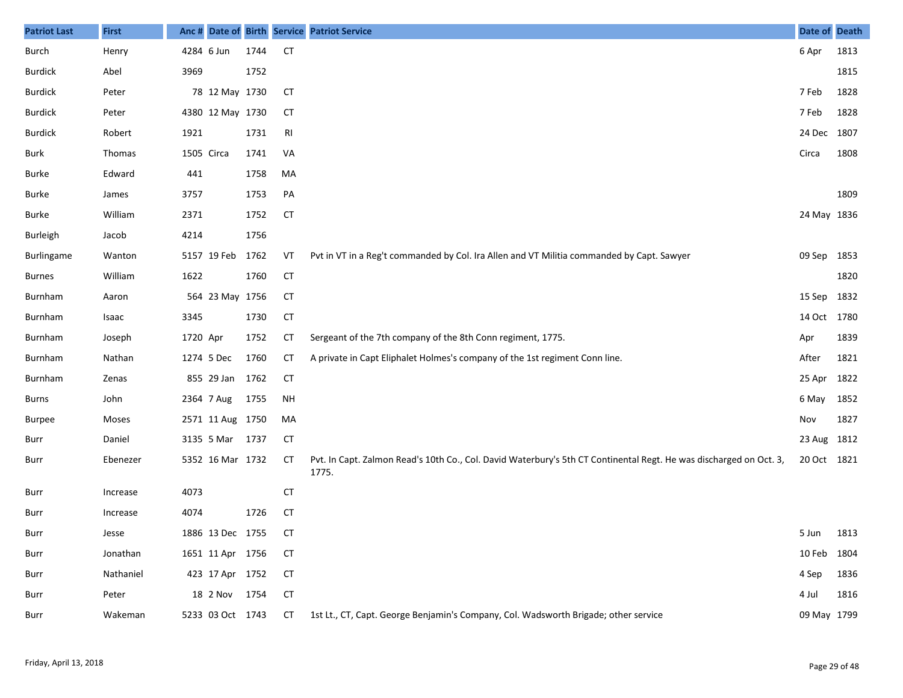| Patriot Last | First | Anc # | Date of | Birth | Service | Patriot Service | Date of | Death |
|---|---|---|---|---|---|---|---|---|
| Burch | Henry | 4284 | 6 Jun | 1744 | CT | | 6 Apr | 1813 |
| Burdick | Abel | 3969 | | 1752 | | | | 1815 |
| Burdick | Peter | 78 | 12 May | 1730 | CT | | 7 Feb | 1828 |
| Burdick | Peter | 4380 | 12 May | 1730 | CT | | 7 Feb | 1828 |
| Burdick | Robert | 1921 | | 1731 | RI | | 24 Dec | 1807 |
| Burk | Thomas | 1505 | Circa | 1741 | VA | | Circa | 1808 |
| Burke | Edward | 441 | | 1758 | MA | | | |
| Burke | James | 3757 | | 1753 | PA | | | 1809 |
| Burke | William | 2371 | | 1752 | CT | | 24 May | 1836 |
| Burleigh | Jacob | 4214 | | 1756 | | | | |
| Burlingame | Wanton | 5157 | 19 Feb | 1762 | VT | Pvt in VT in a Reg't commanded by Col. Ira Allen and VT Militia commanded by Capt. Sawyer | 09 Sep | 1853 |
| Burnes | William | 1622 | | 1760 | CT | | | 1820 |
| Burnham | Aaron | 564 | 23 May | 1756 | CT | | 15 Sep | 1832 |
| Burnham | Isaac | 3345 | | 1730 | CT | | 14 Oct | 1780 |
| Burnham | Joseph | 1720 | Apr | 1752 | CT | Sergeant of the 7th company of the 8th Conn regiment, 1775. | Apr | 1839 |
| Burnham | Nathan | 1274 | 5 Dec | 1760 | CT | A private in Capt Eliphalet Holmes's company of the 1st regiment Conn line. | After | 1821 |
| Burnham | Zenas | 855 | 29 Jan | 1762 | CT | | 25 Apr | 1822 |
| Burns | John | 2364 | 7 Aug | 1755 | NH | | 6 May | 1852 |
| Burpee | Moses | 2571 | 11 Aug | 1750 | MA | | Nov | 1827 |
| Burr | Daniel | 3135 | 5 Mar | 1737 | CT | | 23 Aug | 1812 |
| Burr | Ebenezer | 5352 | 16 Mar | 1732 | CT | Pvt. In Capt. Zalmon Read's 10th Co., Col. David Waterbury's 5th CT Continental Regt. He was discharged on Oct. 3, 1775. | 20 Oct | 1821 |
| Burr | Increase | 4073 | | | CT | | | |
| Burr | Increase | 4074 | | 1726 | CT | | | |
| Burr | Jesse | 1886 | 13 Dec | 1755 | CT | | 5 Jun | 1813 |
| Burr | Jonathan | 1651 | 11 Apr | 1756 | CT | | 10 Feb | 1804 |
| Burr | Nathaniel | 423 | 17 Apr | 1752 | CT | | 4 Sep | 1836 |
| Burr | Peter | 18 | 2 Nov | 1754 | CT | | 4 Jul | 1816 |
| Burr | Wakeman | 5233 | 03 Oct | 1743 | CT | 1st Lt., CT, Capt. George Benjamin's Company, Col. Wadsworth Brigade; other service | 09 May | 1799 |

Friday, April 13, 2018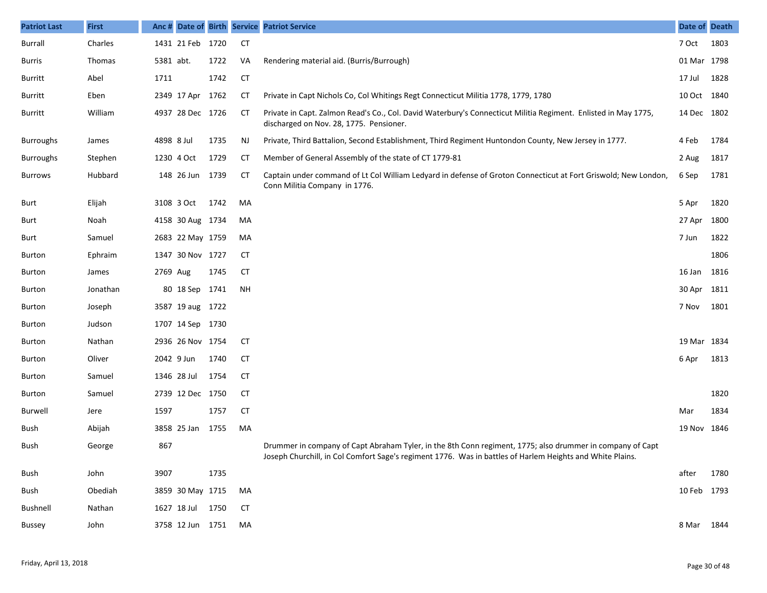| Patriot Last | First | Anc # | Date of | Birth | Service | Patriot Service | Date of | Death |
|---|---|---|---|---|---|---|---|---|
| Burrall | Charles | 1431 | 21 Feb | 1720 | CT | | 7 Oct | 1803 |
| Burris | Thomas | 5381 | abt. | 1722 | VA | Rendering material aid. (Burris/Burrough) | 01 Mar | 1798 |
| Burritt | Abel | 1711 | | 1742 | CT | | 17 Jul | 1828 |
| Burritt | Eben | 2349 | 17 Apr | 1762 | CT | Private in Capt Nichols Co, Col Whitings Regt Connecticut Militia 1778, 1779, 1780 | 10 Oct | 1840 |
| Burritt | William | 4937 | 28 Dec | 1726 | CT | Private in Capt. Zalmon Read's Co., Col. David Waterbury's Connecticut Militia Regiment. Enlisted in May 1775, discharged on Nov. 28, 1775. Pensioner. | 14 Dec | 1802 |
| Burroughs | James | 4898 | 8 Jul | 1735 | NJ | Private, Third Battalion, Second Establishment, Third Regiment Huntondon County, New Jersey in 1777. | 4 Feb | 1784 |
| Burroughs | Stephen | 1230 | 4 Oct | 1729 | CT | Member of General Assembly of the state of CT 1779-81 | 2 Aug | 1817 |
| Burrows | Hubbard | 148 | 26 Jun | 1739 | CT | Captain under command of Lt Col William Ledyard in defense of Groton Connecticut at Fort Griswold; New London, Conn Militia Company in 1776. | 6 Sep | 1781 |
| Burt | Elijah | 3108 | 3 Oct | 1742 | MA | | 5 Apr | 1820 |
| Burt | Noah | 4158 | 30 Aug | 1734 | MA | | 27 Apr | 1800 |
| Burt | Samuel | 2683 | 22 May | 1759 | MA | | 7 Jun | 1822 |
| Burton | Ephraim | 1347 | 30 Nov | 1727 | CT | | | 1806 |
| Burton | James | 2769 | Aug | 1745 | CT | | 16 Jan | 1816 |
| Burton | Jonathan | 80 | 18 Sep | 1741 | NH | | 30 Apr | 1811 |
| Burton | Joseph | 3587 | 19 aug | 1722 | | | 7 Nov | 1801 |
| Burton | Judson | 1707 | 14 Sep | 1730 | | | | |
| Burton | Nathan | 2936 | 26 Nov | 1754 | CT | | 19 Mar | 1834 |
| Burton | Oliver | 2042 | 9 Jun | 1740 | CT | | 6 Apr | 1813 |
| Burton | Samuel | 1346 | 28 Jul | 1754 | CT | | | |
| Burton | Samuel | 2739 | 12 Dec | 1750 | CT | | | 1820 |
| Burwell | Jere | 1597 | | 1757 | CT | | Mar | 1834 |
| Bush | Abijah | 3858 | 25 Jan | 1755 | MA | | 19 Nov | 1846 |
| Bush | George | 867 | | | | Drummer in company of Capt Abraham Tyler, in the 8th Conn regiment, 1775; also drummer in company of Capt Joseph Churchill, in Col Comfort Sage's regiment 1776. Was in battles of Harlem Heights and White Plains. | | |
| Bush | John | 3907 | | 1735 | | | after | 1780 |
| Bush | Obediah | 3859 | 30 May | 1715 | MA | | 10 Feb | 1793 |
| Bushnell | Nathan | 1627 | 18 Jul | 1750 | CT | | | |
| Bussey | John | 3758 | 12 Jun | 1751 | MA | | 8 Mar | 1844 |

Friday, April 13, 2018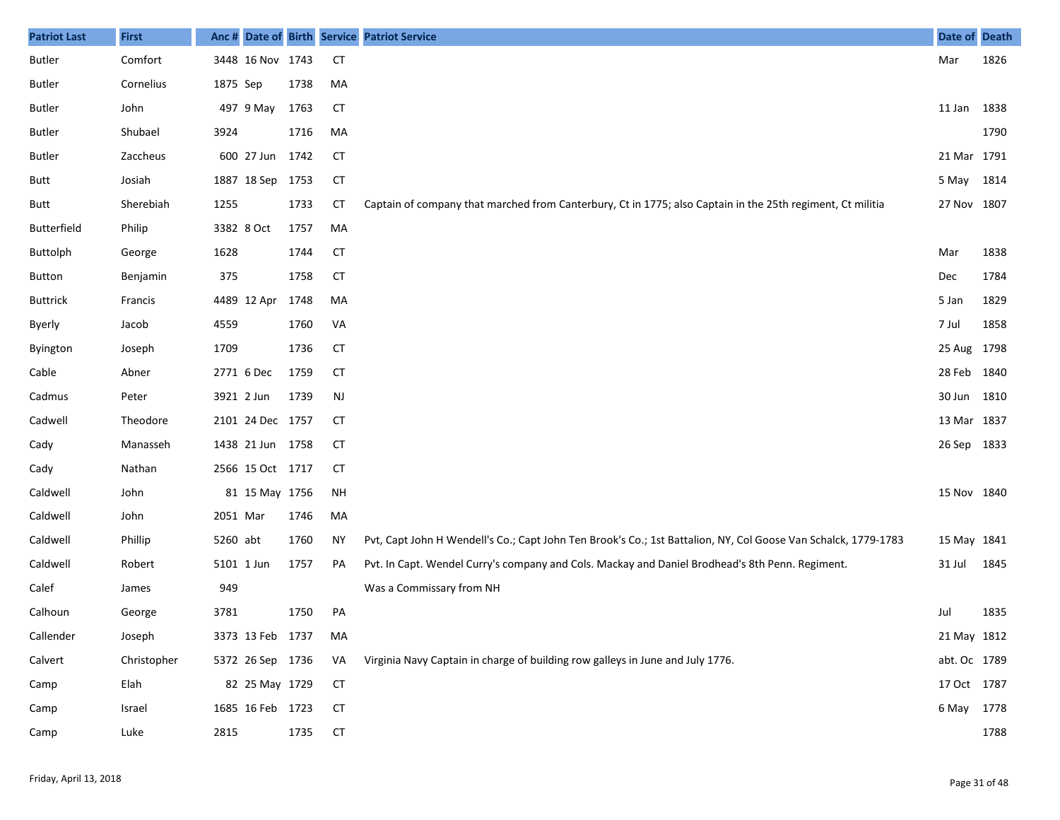| Patriot Last | First | Anc # | Date of Birth | | Service | Patriot Service | Date of Death | |
|---|---|---|---|---|---|---|---|---|
| Butler | Comfort | 3448 | 16 Nov | 1743 | CT | | Mar | 1826 |
| Butler | Cornelius | 1875 | Sep | 1738 | MA | | | |
| Butler | John | 497 | 9 May | 1763 | CT | | 11 Jan | 1838 |
| Butler | Shubael | 3924 | | 1716 | MA | | | 1790 |
| Butler | Zaccheus | 600 | 27 Jun | 1742 | CT | | 21 Mar | 1791 |
| Butt | Josiah | 1887 | 18 Sep | 1753 | CT | | 5 May | 1814 |
| Butt | Sherebiah | 1255 | | 1733 | CT | Captain of company that marched from Canterbury, Ct in 1775; also Captain in the 25th regiment, Ct militia | 27 Nov | 1807 |
| Butterfield | Philip | 3382 | 8 Oct | 1757 | MA | | | |
| Buttolph | George | 1628 | | 1744 | CT | | Mar | 1838 |
| Button | Benjamin | 375 | | 1758 | CT | | Dec | 1784 |
| Buttrick | Francis | 4489 | 12 Apr | 1748 | MA | | 5 Jan | 1829 |
| Byerly | Jacob | 4559 | | 1760 | VA | | 7 Jul | 1858 |
| Byington | Joseph | 1709 | | 1736 | CT | | 25 Aug | 1798 |
| Cable | Abner | 2771 | 6 Dec | 1759 | CT | | 28 Feb | 1840 |
| Cadmus | Peter | 3921 | 2 Jun | 1739 | NJ | | 30 Jun | 1810 |
| Cadwell | Theodore | 2101 | 24 Dec | 1757 | CT | | 13 Mar | 1837 |
| Cady | Manasseh | 1438 | 21 Jun | 1758 | CT | | 26 Sep | 1833 |
| Cady | Nathan | 2566 | 15 Oct | 1717 | CT | | | |
| Caldwell | John | 81 | 15 May | 1756 | NH | | 15 Nov | 1840 |
| Caldwell | John | 2051 | Mar | 1746 | MA | | | |
| Caldwell | Phillip | 5260 | abt | 1760 | NY | Pvt, Capt John H Wendell's Co.; Capt John Ten Brook's Co.; 1st Battalion, NY, Col Goose Van Schalck, 1779-1783 | 15 May | 1841 |
| Caldwell | Robert | 5101 | 1 Jun | 1757 | PA | Pvt. In Capt. Wendel Curry's company and Cols. Mackay and Daniel Brodhead's 8th Penn. Regiment. | 31 Jul | 1845 |
| Calef | James | 949 | | | | Was a Commissary from NH | | |
| Calhoun | George | 3781 | | 1750 | PA | | Jul | 1835 |
| Callender | Joseph | 3373 | 13 Feb | 1737 | MA | | 21 May | 1812 |
| Calvert | Christopher | 5372 | 26 Sep | 1736 | VA | Virginia Navy Captain in charge of building row galleys in June and July 1776. | abt. Oc | 1789 |
| Camp | Elah | 82 | 25 May | 1729 | CT | | 17 Oct | 1787 |
| Camp | Israel | 1685 | 16 Feb | 1723 | CT | | 6 May | 1778 |
| Camp | Luke | 2815 | | 1735 | CT | | | 1788 |

Friday, April 13, 2018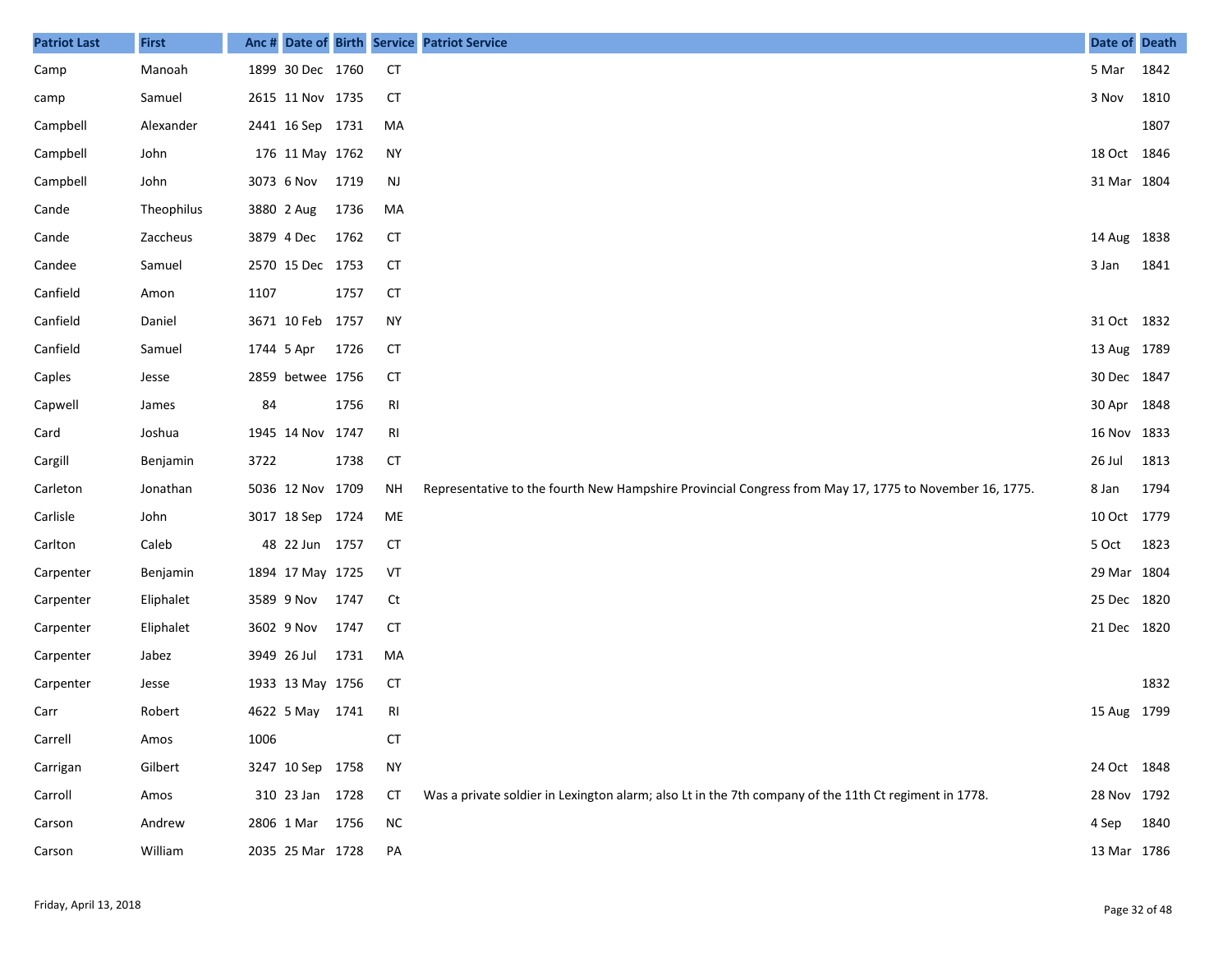| Patriot Last | First | Anc # | Date of | Birth | Service | Patriot Service | Date of | Death |
|---|---|---|---|---|---|---|---|---|
| Camp | Manoah | 1899 | 30 Dec | 1760 | CT | | 5 Mar | 1842 |
| camp | Samuel | 2615 | 11 Nov | 1735 | CT | | 3 Nov | 1810 |
| Campbell | Alexander | 2441 | 16 Sep | 1731 | MA | | | 1807 |
| Campbell | John | 176 | 11 May | 1762 | NY | | 18 Oct | 1846 |
| Campbell | John | 3073 | 6 Nov | 1719 | NJ | | 31 Mar | 1804 |
| Cande | Theophilus | 3880 | 2 Aug | 1736 | MA | | | |
| Cande | Zaccheus | 3879 | 4 Dec | 1762 | CT | | 14 Aug | 1838 |
| Candee | Samuel | 2570 | 15 Dec | 1753 | CT | | 3 Jan | 1841 |
| Canfield | Amon | 1107 | | 1757 | CT | | | |
| Canfield | Daniel | 3671 | 10 Feb | 1757 | NY | | 31 Oct | 1832 |
| Canfield | Samuel | 1744 | 5 Apr | 1726 | CT | | 13 Aug | 1789 |
| Caples | Jesse | 2859 | betwee | 1756 | CT | | 30 Dec | 1847 |
| Capwell | James | 84 | | 1756 | RI | | 30 Apr | 1848 |
| Card | Joshua | 1945 | 14 Nov | 1747 | RI | | 16 Nov | 1833 |
| Cargill | Benjamin | 3722 | | 1738 | CT | | 26 Jul | 1813 |
| Carleton | Jonathan | 5036 | 12 Nov | 1709 | NH | Representative to the fourth New Hampshire Provincial Congress from May 17, 1775 to November 16, 1775. | 8 Jan | 1794 |
| Carlisle | John | 3017 | 18 Sep | 1724 | ME | | 10 Oct | 1779 |
| Carlton | Caleb | 48 | 22 Jun | 1757 | CT | | 5 Oct | 1823 |
| Carpenter | Benjamin | 1894 | 17 May | 1725 | VT | | 29 Mar | 1804 |
| Carpenter | Eliphalet | 3589 | 9 Nov | 1747 | Ct | | 25 Dec | 1820 |
| Carpenter | Eliphalet | 3602 | 9 Nov | 1747 | CT | | 21 Dec | 1820 |
| Carpenter | Jabez | 3949 | 26 Jul | 1731 | MA | | | |
| Carpenter | Jesse | 1933 | 13 May | 1756 | CT | | | 1832 |
| Carr | Robert | 4622 | 5 May | 1741 | RI | | 15 Aug | 1799 |
| Carrell | Amos | 1006 | | | CT | | | |
| Carrigan | Gilbert | 3247 | 10 Sep | 1758 | NY | | 24 Oct | 1848 |
| Carroll | Amos | 310 | 23 Jan | 1728 | CT | Was a private soldier in Lexington alarm; also Lt in the 7th company of the 11th Ct regiment in 1778. | 28 Nov | 1792 |
| Carson | Andrew | 2806 | 1 Mar | 1756 | NC | | 4 Sep | 1840 |
| Carson | William | 2035 | 25 Mar | 1728 | PA | | 13 Mar | 1786 |

Friday, April 13, 2018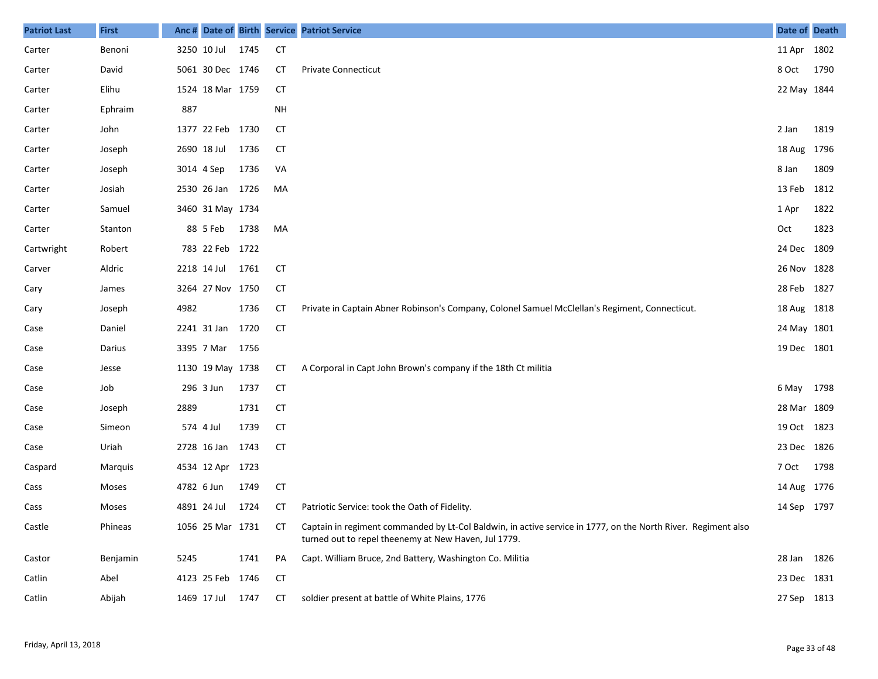| Patriot Last | First | Anc # | Date of | Birth | Service | Patriot Service | Date of | Death |
|---|---|---|---|---|---|---|---|---|
| Carter | Benoni | 3250 | 10 Jul | 1745 | CT | | 11 Apr | 1802 |
| Carter | David | 5061 | 30 Dec | 1746 | CT | Private Connecticut | 8 Oct | 1790 |
| Carter | Elihu | 1524 | 18 Mar | 1759 | CT | | 22 May | 1844 |
| Carter | Ephraim | 887 | | | NH | | | |
| Carter | John | 1377 | 22 Feb | 1730 | CT | | 2 Jan | 1819 |
| Carter | Joseph | 2690 | 18 Jul | 1736 | CT | | 18 Aug | 1796 |
| Carter | Joseph | 3014 | 4 Sep | 1736 | VA | | 8 Jan | 1809 |
| Carter | Josiah | 2530 | 26 Jan | 1726 | MA | | 13 Feb | 1812 |
| Carter | Samuel | 3460 | 31 May | 1734 | | | 1 Apr | 1822 |
| Carter | Stanton | 88 | 5 Feb | 1738 | MA | | Oct | 1823 |
| Cartwright | Robert | 783 | 22 Feb | 1722 | | | 24 Dec | 1809 |
| Carver | Aldric | 2218 | 14 Jul | 1761 | CT | | 26 Nov | 1828 |
| Cary | James | 3264 | 27 Nov | 1750 | CT | | 28 Feb | 1827 |
| Cary | Joseph | 4982 | | 1736 | CT | Private in Captain Abner Robinson's Company, Colonel Samuel McClellan's Regiment, Connecticut. | 18 Aug | 1818 |
| Case | Daniel | 2241 | 31 Jan | 1720 | CT | | 24 May | 1801 |
| Case | Darius | 3395 | 7 Mar | 1756 | | | 19 Dec | 1801 |
| Case | Jesse | 1130 | 19 May | 1738 | CT | A Corporal in Capt John Brown's company if the 18th Ct militia | | |
| Case | Job | 296 | 3 Jun | 1737 | CT | | 6 May | 1798 |
| Case | Joseph | 2889 | | 1731 | CT | | 28 Mar | 1809 |
| Case | Simeon | 574 | 4 Jul | 1739 | CT | | 19 Oct | 1823 |
| Case | Uriah | 2728 | 16 Jan | 1743 | CT | | 23 Dec | 1826 |
| Caspard | Marquis | 4534 | 12 Apr | 1723 | | | 7 Oct | 1798 |
| Cass | Moses | 4782 | 6 Jun | 1749 | CT | | 14 Aug | 1776 |
| Cass | Moses | 4891 | 24 Jul | 1724 | CT | Patriotic Service: took the Oath of Fidelity. | 14 Sep | 1797 |
| Castle | Phineas | 1056 | 25 Mar | 1731 | CT | Captain in regiment commanded by Lt-Col Baldwin, in active service in 1777, on the North River. Regiment also turned out to repel theenemy at New Haven, Jul 1779. | | |
| Castor | Benjamin | 5245 | | 1741 | PA | Capt. William Bruce, 2nd Battery, Washington Co. Militia | 28 Jan | 1826 |
| Catlin | Abel | 4123 | 25 Feb | 1746 | CT | | 23 Dec | 1831 |
| Catlin | Abijah | 1469 | 17 Jul | 1747 | CT | soldier present at battle of White Plains, 1776 | 27 Sep | 1813 |

Friday, April 13, 2018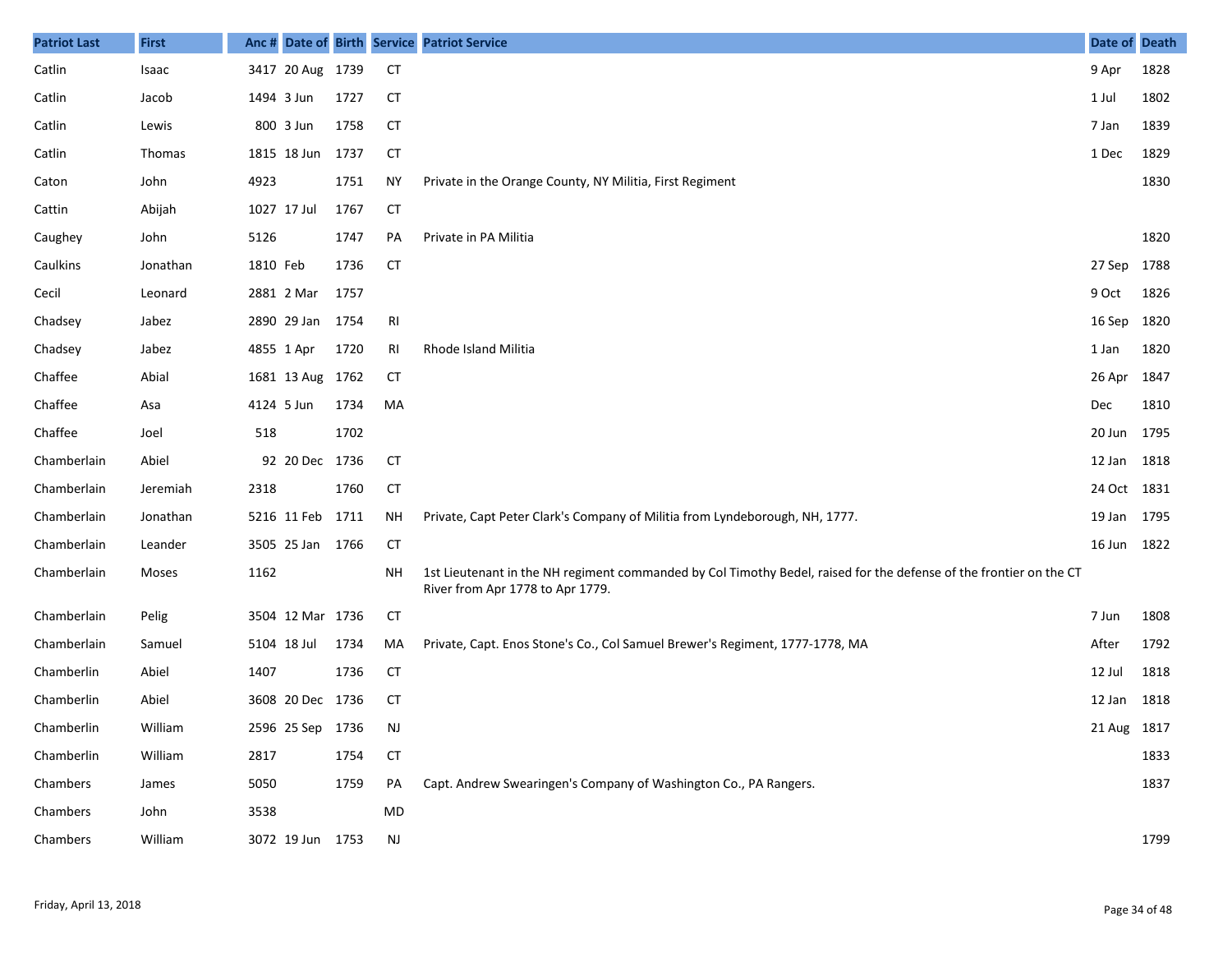| Patriot Last | First | Anc # | Date of | Birth | Service | Patriot Service | Date of | Death |
|---|---|---|---|---|---|---|---|---|
| Catlin | Isaac | 3417 | 20 Aug | 1739 | CT | | 9 Apr | 1828 |
| Catlin | Jacob | 1494 | 3 Jun | 1727 | CT | | 1 Jul | 1802 |
| Catlin | Lewis | 800 | 3 Jun | 1758 | CT | | 7 Jan | 1839 |
| Catlin | Thomas | 1815 | 18 Jun | 1737 | CT | | 1 Dec | 1829 |
| Caton | John | 4923 | | 1751 | NY | Private in the Orange County, NY Militia, First Regiment | | 1830 |
| Cattin | Abijah | 1027 | 17 Jul | 1767 | CT | | | |
| Caughey | John | 5126 | | 1747 | PA | Private in PA Militia | | 1820 |
| Caulkins | Jonathan | 1810 | Feb | 1736 | CT | | 27 Sep | 1788 |
| Cecil | Leonard | 2881 | 2 Mar | 1757 | | | 9 Oct | 1826 |
| Chadsey | Jabez | 2890 | 29 Jan | 1754 | RI | | 16 Sep | 1820 |
| Chadsey | Jabez | 4855 | 1 Apr | 1720 | RI | Rhode Island Militia | 1 Jan | 1820 |
| Chaffee | Abial | 1681 | 13 Aug | 1762 | CT | | 26 Apr | 1847 |
| Chaffee | Asa | 4124 | 5 Jun | 1734 | MA | | Dec | 1810 |
| Chaffee | Joel | 518 | | 1702 | | | 20 Jun | 1795 |
| Chamberlain | Abiel | 92 | 20 Dec | 1736 | CT | | 12 Jan | 1818 |
| Chamberlain | Jeremiah | 2318 | | 1760 | CT | | 24 Oct | 1831 |
| Chamberlain | Jonathan | 5216 | 11 Feb | 1711 | NH | Private, Capt Peter Clark's Company of Militia from Lyndeborough, NH, 1777. | 19 Jan | 1795 |
| Chamberlain | Leander | 3505 | 25 Jan | 1766 | CT | | 16 Jun | 1822 |
| Chamberlain | Moses | 1162 | | | NH | 1st Lieutenant in the NH regiment commanded by Col Timothy Bedel, raised for the defense of the frontier on the CT River from Apr 1778 to Apr 1779. | | |
| Chamberlain | Pelig | 3504 | 12 Mar | 1736 | CT | | 7 Jun | 1808 |
| Chamberlain | Samuel | 5104 | 18 Jul | 1734 | MA | Private, Capt. Enos Stone's Co., Col Samuel Brewer's Regiment, 1777-1778, MA | After | 1792 |
| Chamberlin | Abiel | 1407 | | 1736 | CT | | 12 Jul | 1818 |
| Chamberlin | Abiel | 3608 | 20 Dec | 1736 | CT | | 12 Jan | 1818 |
| Chamberlin | William | 2596 | 25 Sep | 1736 | NJ | | 21 Aug | 1817 |
| Chamberlin | William | 2817 | | 1754 | CT | | | 1833 |
| Chambers | James | 5050 | | 1759 | PA | Capt. Andrew Swearingen's Company of Washington Co., PA Rangers. | | 1837 |
| Chambers | John | 3538 | | | MD | | | |
| Chambers | William | 3072 | 19 Jun | 1753 | NJ | | | 1799 |

Friday, April 13, 2018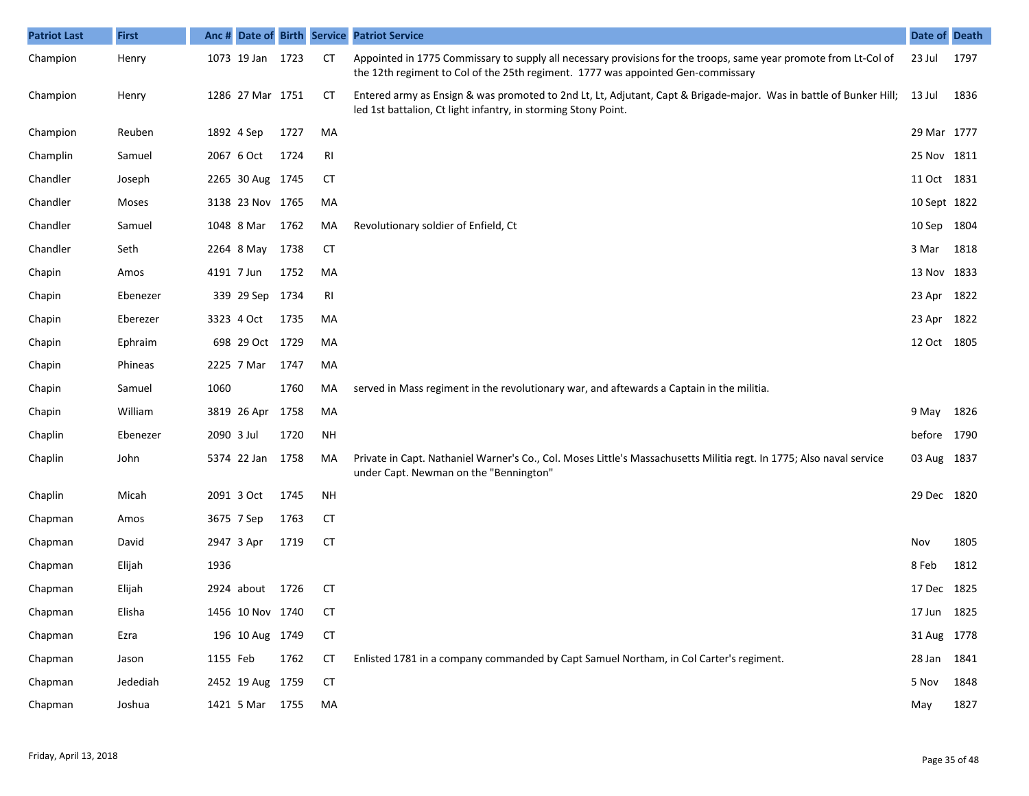| Patriot Last | First | Anc # | Date of | Birth | Service | Patriot Service | Date of | Death |
|---|---|---|---|---|---|---|---|---|
| Champion | Henry | 1073 | 19 Jan | 1723 | CT | Appointed in 1775 Commissary to supply all necessary provisions for the troops, same year promote from Lt-Col of the 12th regiment to Col of the 25th regiment. 1777 was appointed Gen-commissary | 23 Jul | 1797 |
| Champion | Henry | 1286 | 27 Mar | 1751 | CT | Entered army as Ensign & was promoted to 2nd Lt, Lt, Adjutant, Capt & Brigade-major. Was in battle of Bunker Hill; led 1st battalion, Ct light infantry, in storming Stony Point. | 13 Jul | 1836 |
| Champion | Reuben | 1892 | 4 Sep | 1727 | MA | | 29 Mar | 1777 |
| Champlin | Samuel | 2067 | 6 Oct | 1724 | RI | | 25 Nov | 1811 |
| Chandler | Joseph | 2265 | 30 Aug | 1745 | CT | | 11 Oct | 1831 |
| Chandler | Moses | 3138 | 23 Nov | 1765 | MA | | 10 Sept | 1822 |
| Chandler | Samuel | 1048 | 8 Mar | 1762 | MA | Revolutionary soldier of Enfield, Ct | 10 Sep | 1804 |
| Chandler | Seth | 2264 | 8 May | 1738 | CT | | 3 Mar | 1818 |
| Chapin | Amos | 4191 | 7 Jun | 1752 | MA | | 13 Nov | 1833 |
| Chapin | Ebenezer | 339 | 29 Sep | 1734 | RI | | 23 Apr | 1822 |
| Chapin | Eberezer | 3323 | 4 Oct | 1735 | MA | | 23 Apr | 1822 |
| Chapin | Ephraim | 698 | 29 Oct | 1729 | MA | | 12 Oct | 1805 |
| Chapin | Phineas | 2225 | 7 Mar | 1747 | MA | | | |
| Chapin | Samuel | 1060 | | 1760 | MA | served in Mass regiment in the revolutionary war, and aftewards a Captain in the militia. | | |
| Chapin | William | 3819 | 26 Apr | 1758 | MA | | 9 May | 1826 |
| Chaplin | Ebenezer | 2090 | 3 Jul | 1720 | NH | | before | 1790 |
| Chaplin | John | 5374 | 22 Jan | 1758 | MA | Private in Capt. Nathaniel Warner's Co., Col. Moses Little's Massachusetts Militia regt. In 1775; Also naval service under Capt. Newman on the "Bennington" | 03 Aug | 1837 |
| Chaplin | Micah | 2091 | 3 Oct | 1745 | NH | | 29 Dec | 1820 |
| Chapman | Amos | 3675 | 7 Sep | 1763 | CT | | | |
| Chapman | David | 2947 | 3 Apr | 1719 | CT | | Nov | 1805 |
| Chapman | Elijah | 1936 | | | | | 8 Feb | 1812 |
| Chapman | Elijah | 2924 | about | 1726 | CT | | 17 Dec | 1825 |
| Chapman | Elisha | 1456 | 10 Nov | 1740 | CT | | 17 Jun | 1825 |
| Chapman | Ezra | 196 | 10 Aug | 1749 | CT | | 31 Aug | 1778 |
| Chapman | Jason | 1155 | Feb | 1762 | CT | Enlisted 1781 in a company commanded by Capt Samuel Northam, in Col Carter's regiment. | 28 Jan | 1841 |
| Chapman | Jedediah | 2452 | 19 Aug | 1759 | CT | | 5 Nov | 1848 |
| Chapman | Joshua | 1421 | 5 Mar | 1755 | MA | | May | 1827 |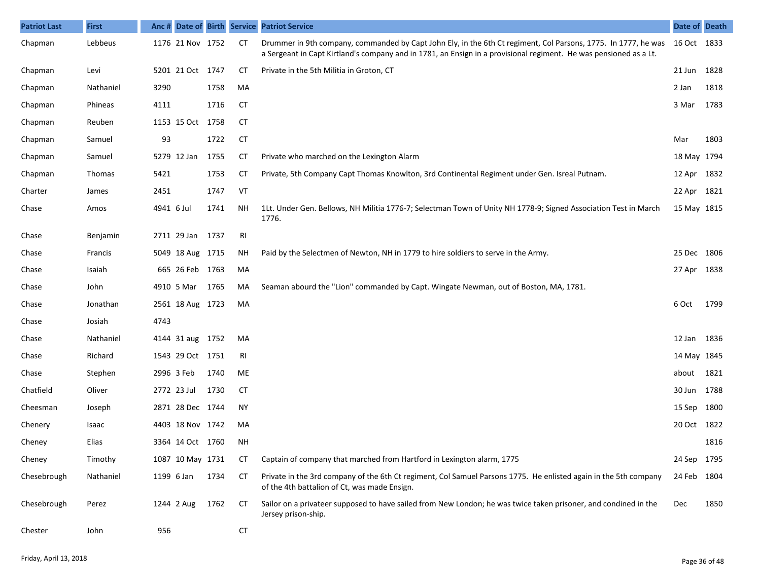| Patriot Last | First | Anc # | Date of | Birth | Service | Patriot Service | Date of | Death |
|---|---|---|---|---|---|---|---|---|
| Chapman | Lebbeus | 1176 | 21 Nov | 1752 | CT | Drummer in 9th company, commanded by Capt John Ely, in the 6th Ct regiment, Col Parsons, 1775. In 1777, he was a Sergeant in Capt Kirtland's company and in 1781, an Ensign in a provisional regiment. He was pensioned as a Lt. | 16 Oct | 1833 |
| Chapman | Levi | 5201 | 21 Oct | 1747 | CT | Private in the 5th Militia in Groton, CT | 21 Jun | 1828 |
| Chapman | Nathaniel | 3290 | | 1758 | MA | | 2 Jan | 1818 |
| Chapman | Phineas | 4111 | | 1716 | CT | | 3 Mar | 1783 |
| Chapman | Reuben | 1153 | 15 Oct | 1758 | CT | | | |
| Chapman | Samuel | 93 | | 1722 | CT | | Mar | 1803 |
| Chapman | Samuel | 5279 | 12 Jan | 1755 | CT | Private who marched on the Lexington Alarm | 18 May | 1794 |
| Chapman | Thomas | 5421 | | 1753 | CT | Private, 5th Company Capt Thomas Knowlton, 3rd Continental Regiment under Gen. Isreal Putnam. | 12 Apr | 1832 |
| Charter | James | 2451 | | 1747 | VT | | 22 Apr | 1821 |
| Chase | Amos | 4941 | 6 Jul | 1741 | NH | 1Lt. Under Gen. Bellows, NH Militia 1776-7; Selectman Town of Unity NH 1778-9; Signed Association Test in March 1776. | 15 May | 1815 |
| Chase | Benjamin | 2711 | 29 Jan | 1737 | RI | | | |
| Chase | Francis | 5049 | 18 Aug | 1715 | NH | Paid by the Selectmen of Newton, NH in 1779 to hire soldiers to serve in the Army. | 25 Dec | 1806 |
| Chase | Isaiah | 665 | 26 Feb | 1763 | MA | | 27 Apr | 1838 |
| Chase | John | 4910 | 5 Mar | 1765 | MA | Seaman abourd the "Lion" commanded by Capt. Wingate Newman, out of Boston, MA, 1781. | | |
| Chase | Jonathan | 2561 | 18 Aug | 1723 | MA | | 6 Oct | 1799 |
| Chase | Josiah | 4743 | | | | | | |
| Chase | Nathaniel | 4144 | 31 aug | 1752 | MA | | 12 Jan | 1836 |
| Chase | Richard | 1543 | 29 Oct | 1751 | RI | | 14 May | 1845 |
| Chase | Stephen | 2996 | 3 Feb | 1740 | ME | | about | 1821 |
| Chatfield | Oliver | 2772 | 23 Jul | 1730 | CT | | 30 Jun | 1788 |
| Cheesman | Joseph | 2871 | 28 Dec | 1744 | NY | | 15 Sep | 1800 |
| Chenery | Isaac | 4403 | 18 Nov | 1742 | MA | | 20 Oct | 1822 |
| Cheney | Elias | 3364 | 14 Oct | 1760 | NH | | | 1816 |
| Cheney | Timothy | 1087 | 10 May | 1731 | CT | Captain of company that marched from Hartford in Lexington alarm, 1775 | 24 Sep | 1795 |
| Chesebrough | Nathaniel | 1199 | 6 Jan | 1734 | CT | Private in the 3rd company of the 6th Ct regiment, Col Samuel Parsons 1775. He enlisted again in the 5th company of the 4th battalion of Ct, was made Ensign. | 24 Feb | 1804 |
| Chesebrough | Perez | 1244 | 2 Aug | 1762 | CT | Sailor on a privateer supposed to have sailed from New London; he was twice taken prisoner, and condined in the Jersey prison-ship. | Dec | 1850 |
| Chester | John | 956 | | | CT | | | |

Friday, April 13, 2018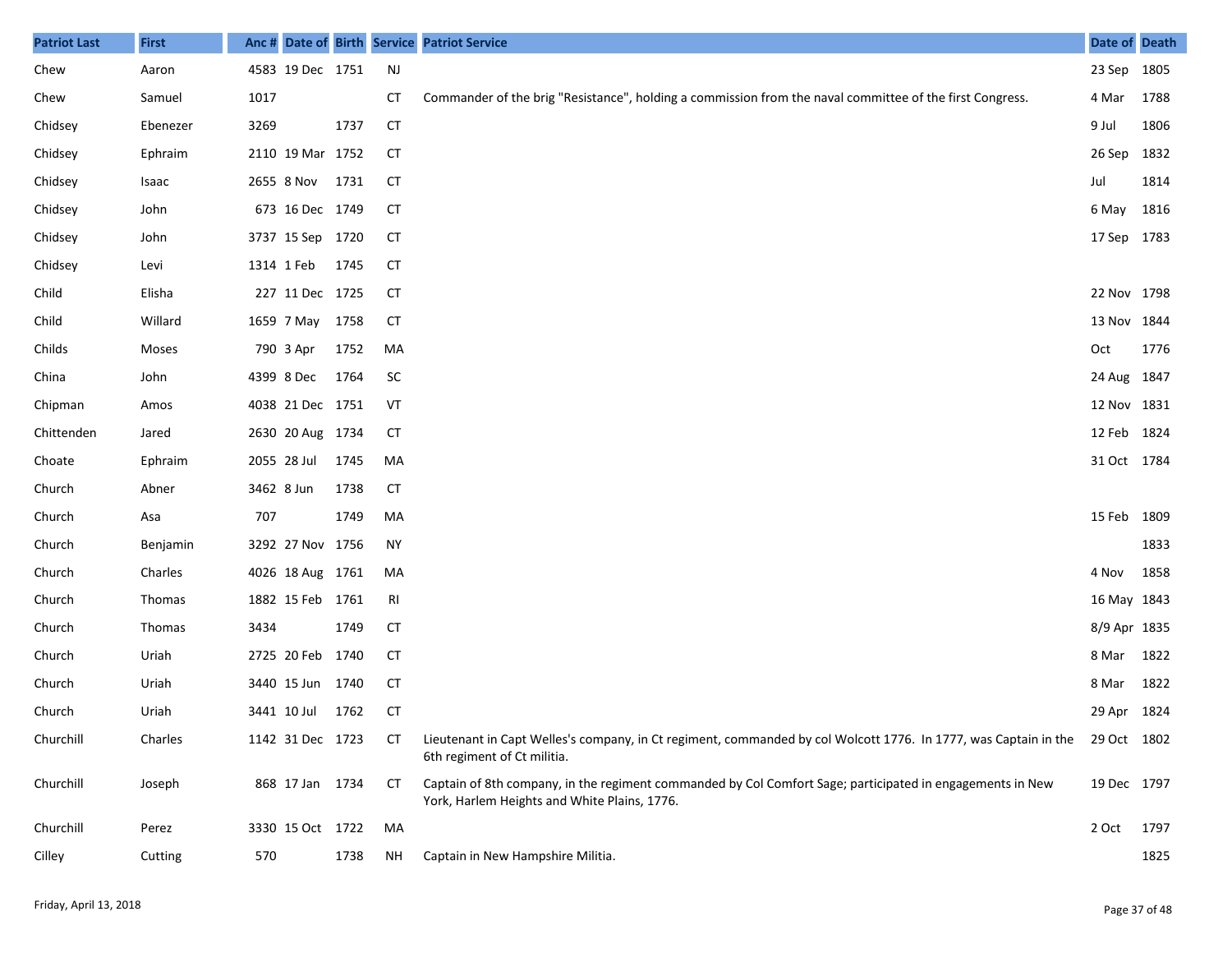| Patriot Last | First | Anc # | Date of | Birth | Service | Patriot Service | Date of | Death |
|---|---|---|---|---|---|---|---|---|
| Chew | Aaron | 4583 | 19 Dec | 1751 | NJ | | 23 Sep | 1805 |
| Chew | Samuel | 1017 | | | CT | Commander of the brig "Resistance", holding a commission from the naval committee of the first Congress. | 4 Mar | 1788 |
| Chidsey | Ebenezer | 3269 | | 1737 | CT | | 9 Jul | 1806 |
| Chidsey | Ephraim | 2110 | 19 Mar | 1752 | CT | | 26 Sep | 1832 |
| Chidsey | Isaac | 2655 | 8 Nov | 1731 | CT | | Jul | 1814 |
| Chidsey | John | 673 | 16 Dec | 1749 | CT | | 6 May | 1816 |
| Chidsey | John | 3737 | 15 Sep | 1720 | CT | | 17 Sep | 1783 |
| Chidsey | Levi | 1314 | 1 Feb | 1745 | CT | | | |
| Child | Elisha | 227 | 11 Dec | 1725 | CT | | 22 Nov | 1798 |
| Child | Willard | 1659 | 7 May | 1758 | CT | | 13 Nov | 1844 |
| Childs | Moses | 790 | 3 Apr | 1752 | MA | | Oct | 1776 |
| China | John | 4399 | 8 Dec | 1764 | SC | | 24 Aug | 1847 |
| Chipman | Amos | 4038 | 21 Dec | 1751 | VT | | 12 Nov | 1831 |
| Chittenden | Jared | 2630 | 20 Aug | 1734 | CT | | 12 Feb | 1824 |
| Choate | Ephraim | 2055 | 28 Jul | 1745 | MA | | 31 Oct | 1784 |
| Church | Abner | 3462 | 8 Jun | 1738 | CT | | | |
| Church | Asa | 707 | | 1749 | MA | | 15 Feb | 1809 |
| Church | Benjamin | 3292 | 27 Nov | 1756 | NY | | | 1833 |
| Church | Charles | 4026 | 18 Aug | 1761 | MA | | 4 Nov | 1858 |
| Church | Thomas | 1882 | 15 Feb | 1761 | RI | | 16 May | 1843 |
| Church | Thomas | 3434 | | 1749 | CT | | 8/9 Apr | 1835 |
| Church | Uriah | 2725 | 20 Feb | 1740 | CT | | 8 Mar | 1822 |
| Church | Uriah | 3440 | 15 Jun | 1740 | CT | | 8 Mar | 1822 |
| Church | Uriah | 3441 | 10 Jul | 1762 | CT | | 29 Apr | 1824 |
| Churchill | Charles | 1142 | 31 Dec | 1723 | CT | Lieutenant in Capt Welles's company, in Ct regiment, commanded by col Wolcott 1776. In 1777, was Captain in the 6th regiment of Ct militia. | 29 Oct | 1802 |
| Churchill | Joseph | 868 | 17 Jan | 1734 | CT | Captain of 8th company, in the regiment commanded by Col Comfort Sage; participated in engagements in New York, Harlem Heights and White Plains, 1776. | 19 Dec | 1797 |
| Churchill | Perez | 3330 | 15 Oct | 1722 | MA | | 2 Oct | 1797 |
| Cilley | Cutting | 570 | | 1738 | NH | Captain in New Hampshire Militia. | | 1825 |

Friday, April 13, 2018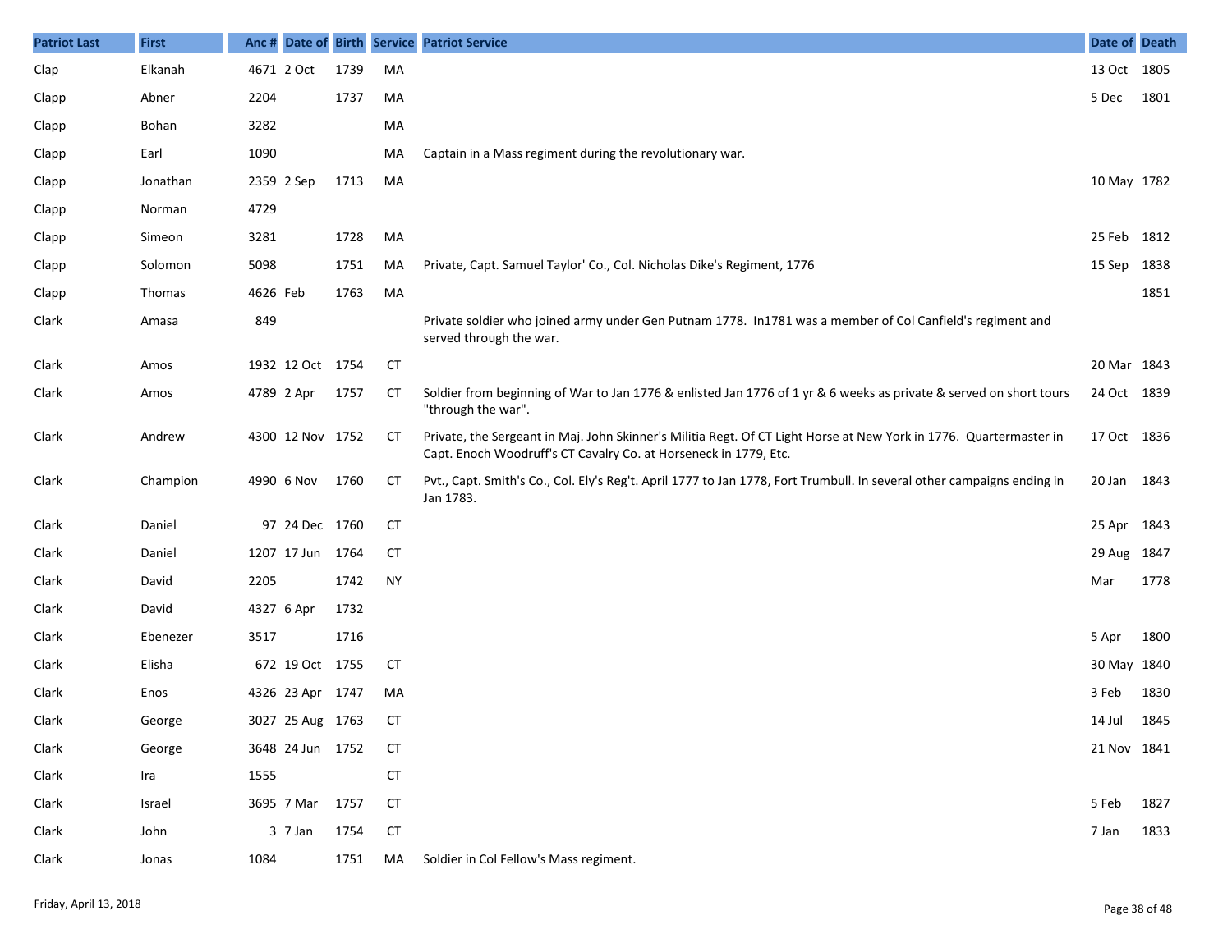| Patriot Last | First | Anc # | Date of | Birth | Service | Patriot Service | Date of | Death |
|---|---|---|---|---|---|---|---|---|
| Clap | Elkanah | 4671 | 2 Oct | 1739 | MA | | 13 Oct | 1805 |
| Clapp | Abner | 2204 | | 1737 | MA | | 5 Dec | 1801 |
| Clapp | Bohan | 3282 | | | MA | | | |
| Clapp | Earl | 1090 | | | MA | Captain in a Mass regiment during the revolutionary war. | | |
| Clapp | Jonathan | 2359 | 2 Sep | 1713 | MA | | 10 May | 1782 |
| Clapp | Norman | 4729 | | | | | | |
| Clapp | Simeon | 3281 | | 1728 | MA | | 25 Feb | 1812 |
| Clapp | Solomon | 5098 | | 1751 | MA | Private, Capt. Samuel Taylor' Co., Col. Nicholas Dike's Regiment, 1776 | 15 Sep | 1838 |
| Clapp | Thomas | 4626 | Feb | 1763 | MA | | | 1851 |
| Clark | Amasa | 849 | | | | Private soldier who joined army under Gen Putnam 1778. In1781 was a member of Col Canfield's regiment and served through the war. | | |
| Clark | Amos | 1932 | 12 Oct | 1754 | CT | | 20 Mar | 1843 |
| Clark | Amos | 4789 | 2 Apr | 1757 | CT | Soldier from beginning of War to Jan 1776 & enlisted Jan 1776 of 1 yr & 6 weeks as private & served on short tours "through the war". | 24 Oct | 1839 |
| Clark | Andrew | 4300 | 12 Nov | 1752 | CT | Private, the Sergeant in Maj. John Skinner's Militia Regt. Of CT Light Horse at New York in 1776. Quartermaster in Capt. Enoch Woodruff's CT Cavalry Co. at Horseneck in 1779, Etc. | 17 Oct | 1836 |
| Clark | Champion | 4990 | 6 Nov | 1760 | CT | Pvt., Capt. Smith's Co., Col. Ely's Reg't. April 1777 to Jan 1778, Fort Trumbull. In several other campaigns ending in Jan 1783. | 20 Jan | 1843 |
| Clark | Daniel | 97 | 24 Dec | 1760 | CT | | 25 Apr | 1843 |
| Clark | Daniel | 1207 | 17 Jun | 1764 | CT | | 29 Aug | 1847 |
| Clark | David | 2205 | | 1742 | NY | | Mar | 1778 |
| Clark | David | 4327 | 6 Apr | 1732 | | | | |
| Clark | Ebenezer | 3517 | | 1716 | | | 5 Apr | 1800 |
| Clark | Elisha | 672 | 19 Oct | 1755 | CT | | 30 May | 1840 |
| Clark | Enos | 4326 | 23 Apr | 1747 | MA | | 3 Feb | 1830 |
| Clark | George | 3027 | 25 Aug | 1763 | CT | | 14 Jul | 1845 |
| Clark | George | 3648 | 24 Jun | 1752 | CT | | 21 Nov | 1841 |
| Clark | Ira | 1555 | | | CT | | | |
| Clark | Israel | 3695 | 7 Mar | 1757 | CT | | 5 Feb | 1827 |
| Clark | John | 3 | 7 Jan | 1754 | CT | | 7 Jan | 1833 |
| Clark | Jonas | 1084 | | 1751 | MA | Soldier in Col Fellow's Mass regiment. | | |

Friday, April 13, 2018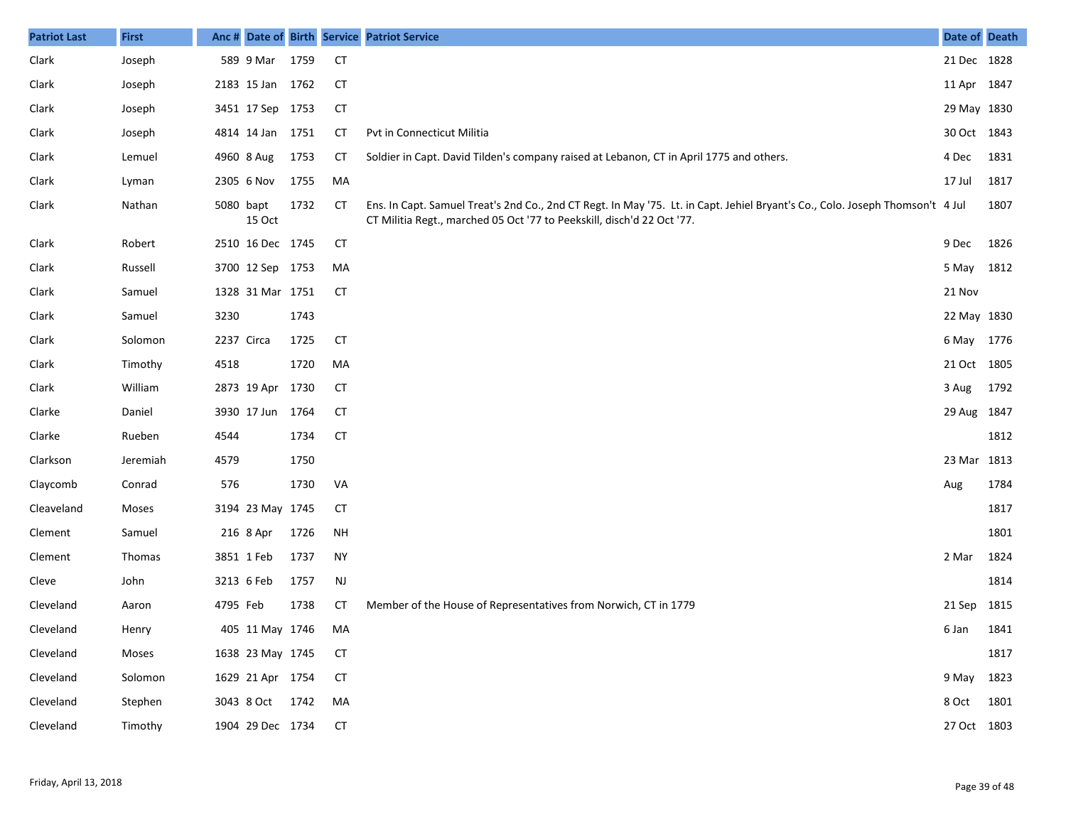| Patriot Last | First | Anc # | Date of | Birth | Service | Patriot Service | Date of | Death |
|---|---|---|---|---|---|---|---|---|
| Clark | Joseph | 589 | 9 Mar | 1759 | CT | | 21 Dec | 1828 |
| Clark | Joseph | 2183 | 15 Jan | 1762 | CT | | 11 Apr | 1847 |
| Clark | Joseph | 3451 | 17 Sep | 1753 | CT | | 29 May | 1830 |
| Clark | Joseph | 4814 | 14 Jan | 1751 | CT | Pvt in Connecticut Militia | 30 Oct | 1843 |
| Clark | Lemuel | 4960 | 8 Aug | 1753 | CT | Soldier in Capt. David Tilden's company raised at Lebanon, CT in April 1775 and others. | 4 Dec | 1831 |
| Clark | Lyman | 2305 | 6 Nov | 1755 | MA | | 17 Jul | 1817 |
| Clark | Nathan | 5080 | bapt 15 Oct | 1732 | CT | Ens. In Capt. Samuel Treat's 2nd Co., 2nd CT Regt. In May '75. Lt. in Capt. Jehiel Bryant's Co., Colo. Joseph Thomson't CT Militia Regt., marched 05 Oct '77 to Peekskill, disch'd 22 Oct '77. | 4 Jul | 1807 |
| Clark | Robert | 2510 | 16 Dec | 1745 | CT | | 9 Dec | 1826 |
| Clark | Russell | 3700 | 12 Sep | 1753 | MA | | 5 May | 1812 |
| Clark | Samuel | 1328 | 31 Mar | 1751 | CT | | 21 Nov | |
| Clark | Samuel | 3230 | | 1743 | | | 22 May | 1830 |
| Clark | Solomon | 2237 | Circa | 1725 | CT | | 6 May | 1776 |
| Clark | Timothy | 4518 | | 1720 | MA | | 21 Oct | 1805 |
| Clark | William | 2873 | 19 Apr | 1730 | CT | | 3 Aug | 1792 |
| Clarke | Daniel | 3930 | 17 Jun | 1764 | CT | | 29 Aug | 1847 |
| Clarke | Rueben | 4544 | | 1734 | CT | | | 1812 |
| Clarkson | Jeremiah | 4579 | | 1750 | | | 23 Mar | 1813 |
| Claycomb | Conrad | 576 | | 1730 | VA | | Aug | 1784 |
| Cleaveland | Moses | 3194 | 23 May | 1745 | CT | | | 1817 |
| Clement | Samuel | 216 | 8 Apr | 1726 | NH | | | 1801 |
| Clement | Thomas | 3851 | 1 Feb | 1737 | NY | | 2 Mar | 1824 |
| Cleve | John | 3213 | 6 Feb | 1757 | NJ | | | 1814 |
| Cleveland | Aaron | 4795 | Feb | 1738 | CT | Member of the House of Representatives from Norwich, CT in 1779 | 21 Sep | 1815 |
| Cleveland | Henry | 405 | 11 May | 1746 | MA | | 6 Jan | 1841 |
| Cleveland | Moses | 1638 | 23 May | 1745 | CT | | | 1817 |
| Cleveland | Solomon | 1629 | 21 Apr | 1754 | CT | | 9 May | 1823 |
| Cleveland | Stephen | 3043 | 8 Oct | 1742 | MA | | 8 Oct | 1801 |
| Cleveland | Timothy | 1904 | 29 Dec | 1734 | CT | | 27 Oct | 1803 |

Friday, April 13, 2018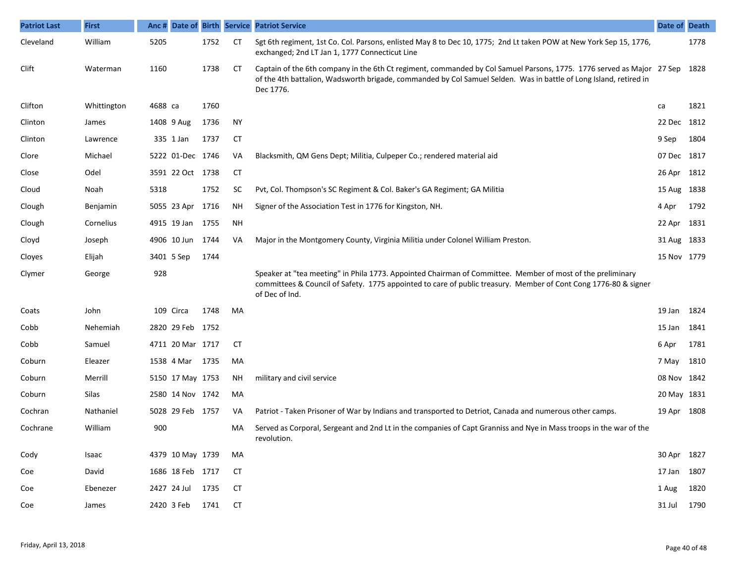| Patriot Last | First | Anc # | Date of | Birth | Service | Patriot Service | Date of | Death |
|---|---|---|---|---|---|---|---|---|
| Cleveland | William | 5205 | | 1752 | CT | Sgt 6th regiment, 1st Co. Col. Parsons, enlisted May 8 to Dec 10, 1775; 2nd Lt taken POW at New York Sep 15, 1776, exchanged; 2nd LT Jan 1, 1777 Connecticut Line | | 1778 |
| Clift | Waterman | 1160 | | 1738 | CT | Captain of the 6th company in the 6th Ct regiment, commanded by Col Samuel Parsons, 1775. 1776 served as Major of the 4th battalion, Wadsworth brigade, commanded by Col Samuel Selden. Was in battle of Long Island, retired in Dec 1776. | 27 Sep | 1828 |
| Clifton | Whittington | 4688 | ca | 1760 | | | ca | 1821 |
| Clinton | James | 1408 | 9 Aug | 1736 | NY | | 22 Dec | 1812 |
| Clinton | Lawrence | 335 | 1 Jan | 1737 | CT | | 9 Sep | 1804 |
| Clore | Michael | 5222 | 01-Dec | 1746 | VA | Blacksmith, QM Gens Dept; Militia, Culpeper Co.; rendered material aid | 07 Dec | 1817 |
| Close | Odel | 3591 | 22 Oct | 1738 | CT | | 26 Apr | 1812 |
| Cloud | Noah | 5318 | | 1752 | SC | Pvt, Col. Thompson's SC Regiment & Col. Baker's GA Regiment; GA Militia | 15 Aug | 1838 |
| Clough | Benjamin | 5055 | 23 Apr | 1716 | NH | Signer of the Association Test in 1776 for Kingston, NH. | 4 Apr | 1792 |
| Clough | Cornelius | 4915 | 19 Jan | 1755 | NH | | 22 Apr | 1831 |
| Cloyd | Joseph | 4906 | 10 Jun | 1744 | VA | Major in the Montgomery County, Virginia Militia under Colonel William Preston. | 31 Aug | 1833 |
| Cloyes | Elijah | 3401 | 5 Sep | 1744 | | | 15 Nov | 1779 |
| Clymer | George | 928 | | | | Speaker at "tea meeting" in Phila 1773. Appointed Chairman of Committee. Member of most of the preliminary committees & Council of Safety. 1775 appointed to care of public treasury. Member of Cont Cong 1776-80 & signer of Dec of Ind. | | |
| Coats | John | 109 | Circa | 1748 | MA | | 19 Jan | 1824 |
| Cobb | Nehemiah | 2820 | 29 Feb | 1752 | | | 15 Jan | 1841 |
| Cobb | Samuel | 4711 | 20 Mar | 1717 | CT | | 6 Apr | 1781 |
| Coburn | Eleazer | 1538 | 4 Mar | 1735 | MA | | 7 May | 1810 |
| Coburn | Merrill | 5150 | 17 May | 1753 | NH | military and civil service | 08 Nov | 1842 |
| Coburn | Silas | 2580 | 14 Nov | 1742 | MA | | 20 May | 1831 |
| Cochran | Nathaniel | 5028 | 29 Feb | 1757 | VA | Patriot - Taken Prisoner of War by Indians and transported to Detriot, Canada and numerous other camps. | 19 Apr | 1808 |
| Cochrane | William | 900 | | | MA | Served as Corporal, Sergeant and 2nd Lt in the companies of Capt Granniss and Nye in Mass troops in the war of the revolution. | | |
| Cody | Isaac | 4379 | 10 May | 1739 | MA | | 30 Apr | 1827 |
| Coe | David | 1686 | 18 Feb | 1717 | CT | | 17 Jan | 1807 |
| Coe | Ebenezer | 2427 | 24 Jul | 1735 | CT | | 1 Aug | 1820 |
| Coe | James | 2420 | 3 Feb | 1741 | CT | | 31 Jul | 1790 |

Friday, April 13, 2018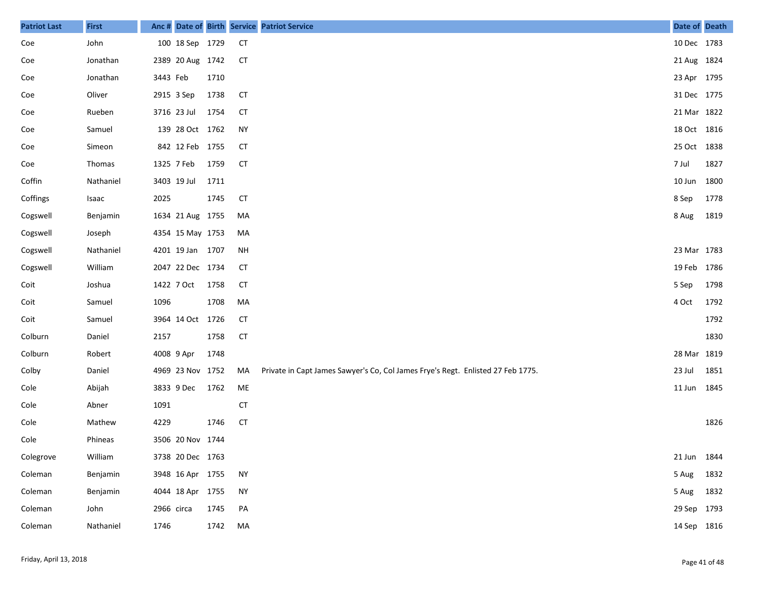| Patriot Last | First | Anc # | Date of | Birth | Service | Patriot Service | Date of | Death |
|---|---|---|---|---|---|---|---|---|
| Coe | John | 100 | 18 Sep | 1729 | CT | | 10 Dec | 1783 |
| Coe | Jonathan | 2389 | 20 Aug | 1742 | CT | | 21 Aug | 1824 |
| Coe | Jonathan | 3443 | Feb | 1710 | | | 23 Apr | 1795 |
| Coe | Oliver | 2915 | 3 Sep | 1738 | CT | | 31 Dec | 1775 |
| Coe | Rueben | 3716 | 23 Jul | 1754 | CT | | 21 Mar | 1822 |
| Coe | Samuel | 139 | 28 Oct | 1762 | NY | | 18 Oct | 1816 |
| Coe | Simeon | 842 | 12 Feb | 1755 | CT | | 25 Oct | 1838 |
| Coe | Thomas | 1325 | 7 Feb | 1759 | CT | | 7 Jul | 1827 |
| Coffin | Nathaniel | 3403 | 19 Jul | 1711 | | | 10 Jun | 1800 |
| Coffings | Isaac | 2025 | | 1745 | CT | | 8 Sep | 1778 |
| Cogswell | Benjamin | 1634 | 21 Aug | 1755 | MA | | 8 Aug | 1819 |
| Cogswell | Joseph | 4354 | 15 May | 1753 | MA | | | |
| Cogswell | Nathaniel | 4201 | 19 Jan | 1707 | NH | | 23 Mar | 1783 |
| Cogswell | William | 2047 | 22 Dec | 1734 | CT | | 19 Feb | 1786 |
| Coit | Joshua | 1422 | 7 Oct | 1758 | CT | | 5 Sep | 1798 |
| Coit | Samuel | 1096 | | 1708 | MA | | 4 Oct | 1792 |
| Coit | Samuel | 3964 | 14 Oct | 1726 | CT | | | 1792 |
| Colburn | Daniel | 2157 | | 1758 | CT | | | 1830 |
| Colburn | Robert | 4008 | 9 Apr | 1748 | | | 28 Mar | 1819 |
| Colby | Daniel | 4969 | 23 Nov | 1752 | MA | Private in Capt James Sawyer's Co, Col James Frye's Regt. Enlisted 27 Feb 1775. | 23 Jul | 1851 |
| Cole | Abijah | 3833 | 9 Dec | 1762 | ME | | 11 Jun | 1845 |
| Cole | Abner | 1091 | | | CT | | | |
| Cole | Mathew | 4229 | | 1746 | CT | | | 1826 |
| Cole | Phineas | 3506 | 20 Nov | 1744 | | | | |
| Colegrove | William | 3738 | 20 Dec | 1763 | | | 21 Jun | 1844 |
| Coleman | Benjamin | 3948 | 16 Apr | 1755 | NY | | 5 Aug | 1832 |
| Coleman | Benjamin | 4044 | 18 Apr | 1755 | NY | | 5 Aug | 1832 |
| Coleman | John | 2966 | circa | 1745 | PA | | 29 Sep | 1793 |
| Coleman | Nathaniel | 1746 | | 1742 | MA | | 14 Sep | 1816 |

Friday, April 13, 2018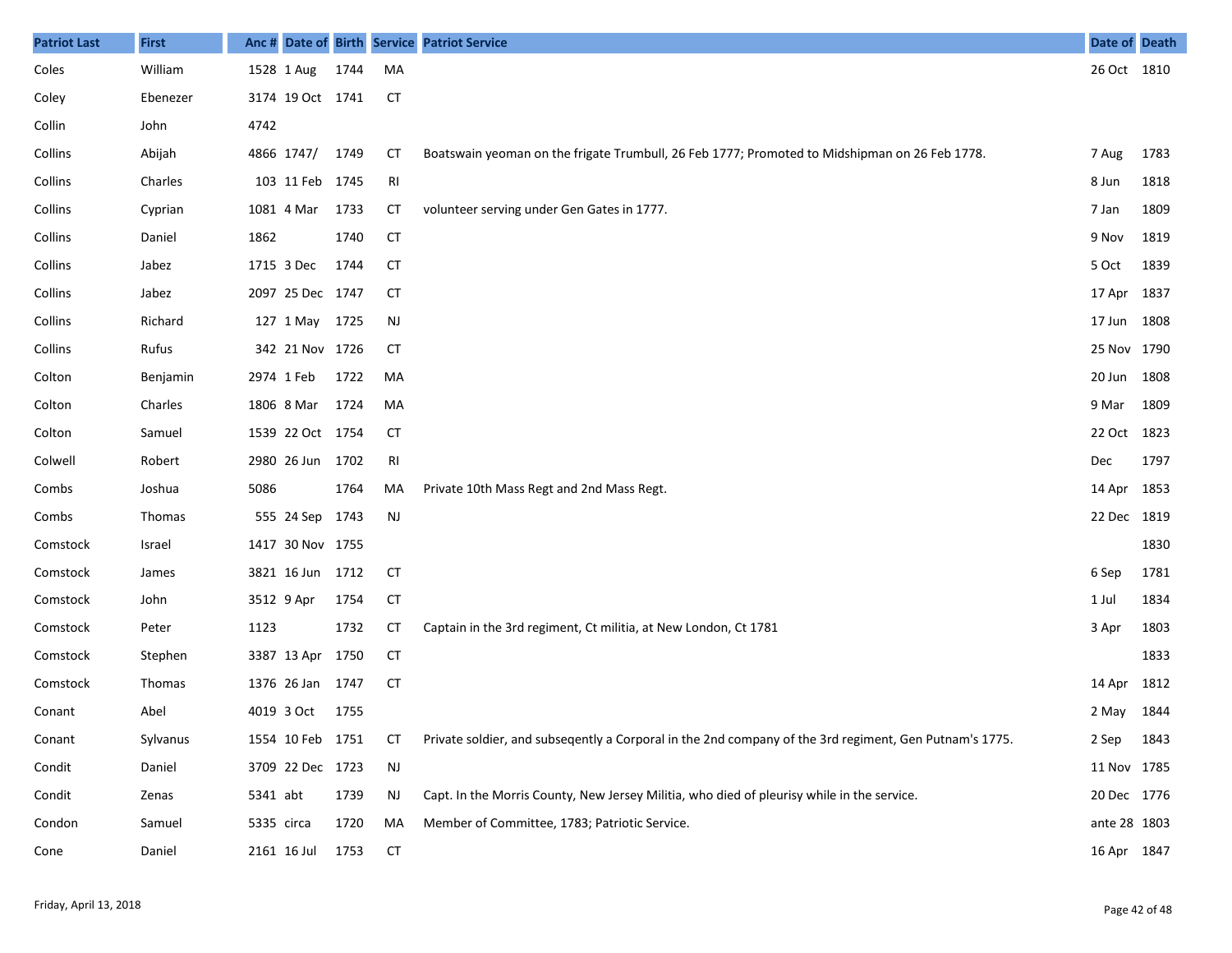| Patriot Last | First | Anc # | Date of | Birth | Service | Patriot Service | Date of | Death |
|---|---|---|---|---|---|---|---|---|
| Coles | William | 1528 | 1 Aug | 1744 | MA | | 26 Oct | 1810 |
| Coley | Ebenezer | 3174 | 19 Oct | 1741 | CT | | | |
| Collin | John | 4742 | | | | | | |
| Collins | Abijah | 4866 | 1747/ | 1749 | CT | Boatswain yeoman on the frigate Trumbull, 26 Feb 1777; Promoted to Midshipman on 26 Feb 1778. | 7 Aug | 1783 |
| Collins | Charles | 103 | 11 Feb | 1745 | RI | | 8 Jun | 1818 |
| Collins | Cyprian | 1081 | 4 Mar | 1733 | CT | volunteer serving under Gen Gates in 1777. | 7 Jan | 1809 |
| Collins | Daniel | 1862 | | 1740 | CT | | 9 Nov | 1819 |
| Collins | Jabez | 1715 | 3 Dec | 1744 | CT | | 5 Oct | 1839 |
| Collins | Jabez | 2097 | 25 Dec | 1747 | CT | | 17 Apr | 1837 |
| Collins | Richard | 127 | 1 May | 1725 | NJ | | 17 Jun | 1808 |
| Collins | Rufus | 342 | 21 Nov | 1726 | CT | | 25 Nov | 1790 |
| Colton | Benjamin | 2974 | 1 Feb | 1722 | MA | | 20 Jun | 1808 |
| Colton | Charles | 1806 | 8 Mar | 1724 | MA | | 9 Mar | 1809 |
| Colton | Samuel | 1539 | 22 Oct | 1754 | CT | | 22 Oct | 1823 |
| Colwell | Robert | 2980 | 26 Jun | 1702 | RI | | Dec | 1797 |
| Combs | Joshua | 5086 | | 1764 | MA | Private 10th Mass Regt and 2nd Mass Regt. | 14 Apr | 1853 |
| Combs | Thomas | 555 | 24 Sep | 1743 | NJ | | 22 Dec | 1819 |
| Comstock | Israel | 1417 | 30 Nov | 1755 | | | | 1830 |
| Comstock | James | 3821 | 16 Jun | 1712 | CT | | 6 Sep | 1781 |
| Comstock | John | 3512 | 9 Apr | 1754 | CT | | 1 Jul | 1834 |
| Comstock | Peter | 1123 | | 1732 | CT | Captain in the 3rd regiment, Ct militia, at New London, Ct 1781 | 3 Apr | 1803 |
| Comstock | Stephen | 3387 | 13 Apr | 1750 | CT | | | 1833 |
| Comstock | Thomas | 1376 | 26 Jan | 1747 | CT | | 14 Apr | 1812 |
| Conant | Abel | 4019 | 3 Oct | 1755 | | | 2 May | 1844 |
| Conant | Sylvanus | 1554 | 10 Feb | 1751 | CT | Private soldier, and subseqently a Corporal in the 2nd company of the 3rd regiment, Gen Putnam's 1775. | 2 Sep | 1843 |
| Condit | Daniel | 3709 | 22 Dec | 1723 | NJ | | 11 Nov | 1785 |
| Condit | Zenas | 5341 | abt | 1739 | NJ | Capt. In the Morris County, New Jersey Militia, who died of pleurisy while in the service. | 20 Dec | 1776 |
| Condon | Samuel | 5335 | circa | 1720 | MA | Member of Committee, 1783; Patriotic Service. | ante 28 | 1803 |
| Cone | Daniel | 2161 | 16 Jul | 1753 | CT | | 16 Apr | 1847 |

Friday, April 13, 2018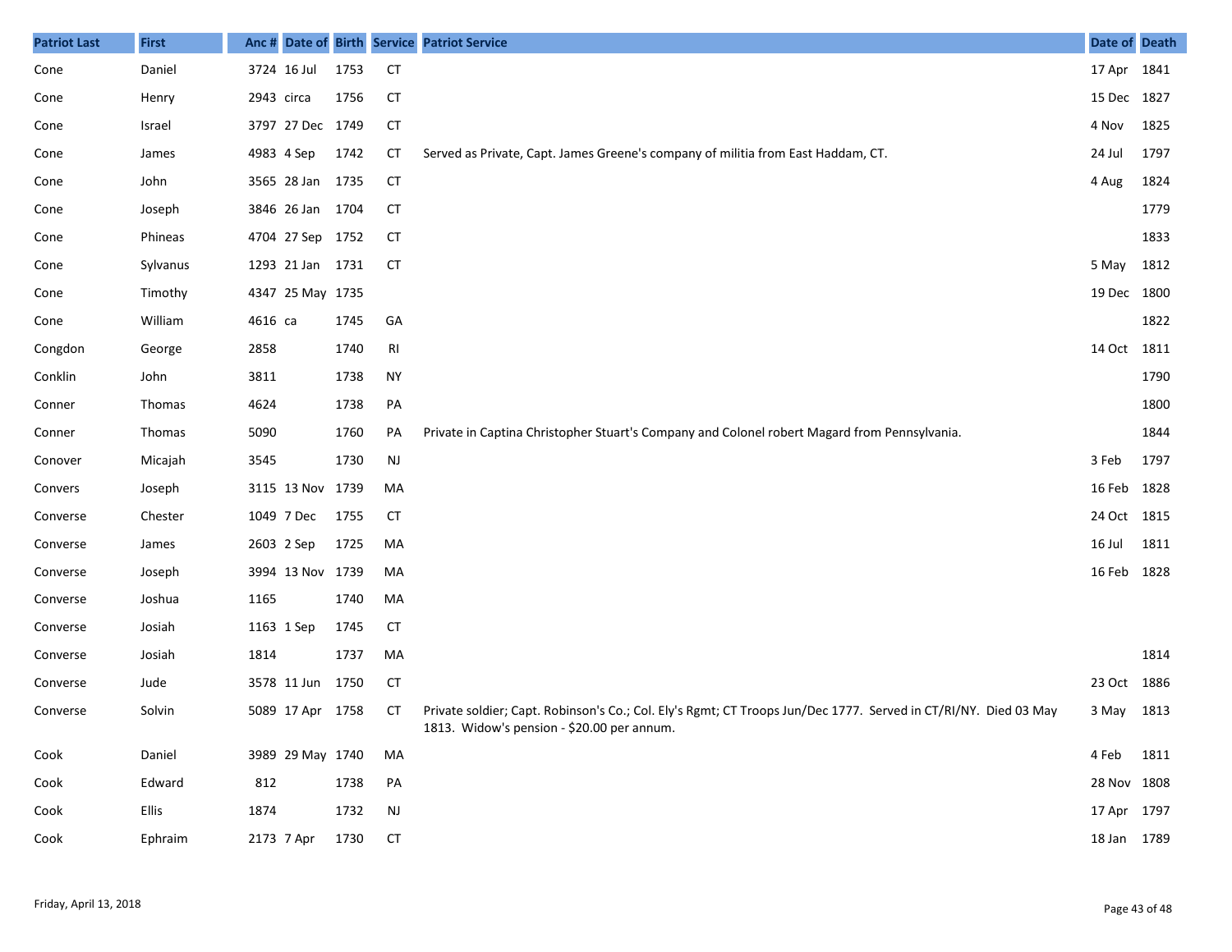| Patriot Last | First | Anc # | Date of | Birth | Service | Patriot Service | Date of | Death |
|---|---|---|---|---|---|---|---|---|
| Cone | Daniel | 3724 | 16 Jul | 1753 | CT | | 17 Apr | 1841 |
| Cone | Henry | 2943 | circa | 1756 | CT | | 15 Dec | 1827 |
| Cone | Israel | 3797 | 27 Dec | 1749 | CT | | 4 Nov | 1825 |
| Cone | James | 4983 | 4 Sep | 1742 | CT | Served as Private, Capt. James Greene's company of militia from East Haddam, CT. | 24 Jul | 1797 |
| Cone | John | 3565 | 28 Jan | 1735 | CT | | 4 Aug | 1824 |
| Cone | Joseph | 3846 | 26 Jan | 1704 | CT | | | 1779 |
| Cone | Phineas | 4704 | 27 Sep | 1752 | CT | | | 1833 |
| Cone | Sylvanus | 1293 | 21 Jan | 1731 | CT | | 5 May | 1812 |
| Cone | Timothy | 4347 | 25 May | 1735 | | | 19 Dec | 1800 |
| Cone | William | 4616 | ca | 1745 | GA | | | 1822 |
| Congdon | George | 2858 | | 1740 | RI | | 14 Oct | 1811 |
| Conklin | John | 3811 | | 1738 | NY | | | 1790 |
| Conner | Thomas | 4624 | | 1738 | PA | | | 1800 |
| Conner | Thomas | 5090 | | 1760 | PA | Private in Captina Christopher Stuart's Company and Colonel robert Magard from Pennsylvania. | | 1844 |
| Conover | Micajah | 3545 | | 1730 | NJ | | 3 Feb | 1797 |
| Convers | Joseph | 3115 | 13 Nov | 1739 | MA | | 16 Feb | 1828 |
| Converse | Chester | 1049 | 7 Dec | 1755 | CT | | 24 Oct | 1815 |
| Converse | James | 2603 | 2 Sep | 1725 | MA | | 16 Jul | 1811 |
| Converse | Joseph | 3994 | 13 Nov | 1739 | MA | | 16 Feb | 1828 |
| Converse | Joshua | 1165 | | 1740 | MA | | | |
| Converse | Josiah | 1163 | 1 Sep | 1745 | CT | | | |
| Converse | Josiah | 1814 | | 1737 | MA | | | 1814 |
| Converse | Jude | 3578 | 11 Jun | 1750 | CT | | 23 Oct | 1886 |
| Converse | Solvin | 5089 | 17 Apr | 1758 | CT | Private soldier; Capt. Robinson's Co.; Col. Ely's Rgmt; CT Troops Jun/Dec 1777. Served in CT/RI/NY. Died 03 May 1813. Widow's pension - $20.00 per annum. | 3 May | 1813 |
| Cook | Daniel | 3989 | 29 May | 1740 | MA | | 4 Feb | 1811 |
| Cook | Edward | 812 | | 1738 | PA | | 28 Nov | 1808 |
| Cook | Ellis | 1874 | | 1732 | NJ | | 17 Apr | 1797 |
| Cook | Ephraim | 2173 | 7 Apr | 1730 | CT | | 18 Jan | 1789 |

Friday, April 13, 2018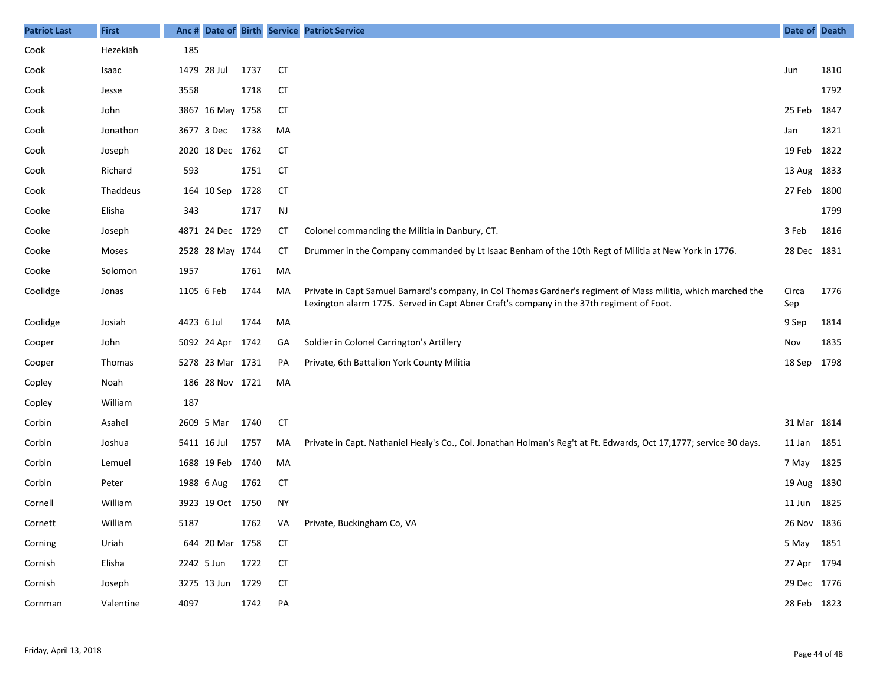| Patriot Last | First | Anc # | Date of | Birth | Service | Patriot Service | Date of | Death |
|---|---|---|---|---|---|---|---|---|
| Cook | Hezekiah | 185 | | | | | | |
| Cook | Isaac | 1479 | 28 Jul | 1737 | CT | | Jun | 1810 |
| Cook | Jesse | 3558 | | 1718 | CT | | | 1792 |
| Cook | John | 3867 | 16 May | 1758 | CT | | 25 Feb | 1847 |
| Cook | Jonathon | 3677 | 3 Dec | 1738 | MA | | Jan | 1821 |
| Cook | Joseph | 2020 | 18 Dec | 1762 | CT | | 19 Feb | 1822 |
| Cook | Richard | 593 | | 1751 | CT | | 13 Aug | 1833 |
| Cook | Thaddeus | 164 | 10 Sep | 1728 | CT | | 27 Feb | 1800 |
| Cooke | Elisha | 343 | | 1717 | NJ | | | 1799 |
| Cooke | Joseph | 4871 | 24 Dec | 1729 | CT | Colonel commanding the Militia in Danbury, CT. | 3 Feb | 1816 |
| Cooke | Moses | 2528 | 28 May | 1744 | CT | Drummer in the Company commanded by Lt Isaac Benham of the 10th Regt of Militia at New York in 1776. | 28 Dec | 1831 |
| Cooke | Solomon | 1957 | | 1761 | MA | | | |
| Coolidge | Jonas | 1105 | 6 Feb | 1744 | MA | Private in Capt Samuel Barnard's company, in Col Thomas Gardner's regiment of Mass militia, which marched the Lexington alarm 1775. Served in Capt Abner Craft's company in the 37th regiment of Foot. | Circa Sep | 1776 |
| Coolidge | Josiah | 4423 | 6 Jul | 1744 | MA | | 9 Sep | 1814 |
| Cooper | John | 5092 | 24 Apr | 1742 | GA | Soldier in Colonel Carrington's Artillery | Nov | 1835 |
| Cooper | Thomas | 5278 | 23 Mar | 1731 | PA | Private, 6th Battalion York County Militia | 18 Sep | 1798 |
| Copley | Noah | 186 | 28 Nov | 1721 | MA | | | |
| Copley | William | 187 | | | | | | |
| Corbin | Asahel | 2609 | 5 Mar | 1740 | CT | | 31 Mar | 1814 |
| Corbin | Joshua | 5411 | 16 Jul | 1757 | MA | Private in Capt. Nathaniel Healy's Co., Col. Jonathan Holman's Reg't at Ft. Edwards, Oct 17,1777; service 30 days. | 11 Jan | 1851 |
| Corbin | Lemuel | 1688 | 19 Feb | 1740 | MA | | 7 May | 1825 |
| Corbin | Peter | 1988 | 6 Aug | 1762 | CT | | 19 Aug | 1830 |
| Cornell | William | 3923 | 19 Oct | 1750 | NY | | 11 Jun | 1825 |
| Cornett | William | 5187 | | 1762 | VA | Private, Buckingham Co, VA | 26 Nov | 1836 |
| Corning | Uriah | 644 | 20 Mar | 1758 | CT | | 5 May | 1851 |
| Cornish | Elisha | 2242 | 5 Jun | 1722 | CT | | 27 Apr | 1794 |
| Cornish | Joseph | 3275 | 13 Jun | 1729 | CT | | 29 Dec | 1776 |
| Cornman | Valentine | 4097 | | 1742 | PA | | 28 Feb | 1823 |

Friday, April 13, 2018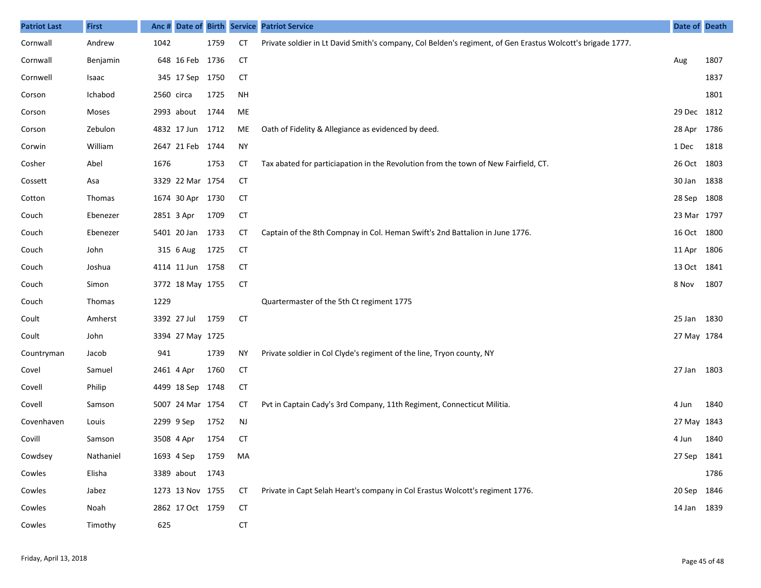| Patriot Last | First | Anc # | Date of | Birth | Service | Patriot Service | Date of | Death |
|---|---|---|---|---|---|---|---|---|
| Cornwall | Andrew | 1042 | | 1759 | CT | Private soldier in Lt David Smith's company, Col Belden's regiment, of Gen Erastus Wolcott's brigade 1777. | | |
| Cornwall | Benjamin | 648 | 16 Feb | 1736 | CT | | Aug | 1807 |
| Cornwell | Isaac | 345 | 17 Sep | 1750 | CT | | | 1837 |
| Corson | Ichabod | 2560 | circa | 1725 | NH | | | 1801 |
| Corson | Moses | 2993 | about | 1744 | ME | | 29 Dec | 1812 |
| Corson | Zebulon | 4832 | 17 Jun | 1712 | ME | Oath of Fidelity & Allegiance as evidenced by deed. | 28 Apr | 1786 |
| Corwin | William | 2647 | 21 Feb | 1744 | NY | | 1 Dec | 1818 |
| Cosher | Abel | 1676 | | 1753 | CT | Tax abated for particiapation in the Revolution from the town of New Fairfield, CT. | 26 Oct | 1803 |
| Cossett | Asa | 3329 | 22 Mar | 1754 | CT | | 30 Jan | 1838 |
| Cotton | Thomas | 1674 | 30 Apr | 1730 | CT | | 28 Sep | 1808 |
| Couch | Ebenezer | 2851 | 3 Apr | 1709 | CT | | 23 Mar | 1797 |
| Couch | Ebenezer | 5401 | 20 Jan | 1733 | CT | Captain of the 8th Compnay in Col. Heman Swift's 2nd Battalion in June 1776. | 16 Oct | 1800 |
| Couch | John | 315 | 6 Aug | 1725 | CT | | 11 Apr | 1806 |
| Couch | Joshua | 4114 | 11 Jun | 1758 | CT | | 13 Oct | 1841 |
| Couch | Simon | 3772 | 18 May | 1755 | CT | | 8 Nov | 1807 |
| Couch | Thomas | 1229 | | | | Quartermaster of the 5th Ct regiment 1775 | | |
| Coult | Amherst | 3392 | 27 Jul | 1759 | CT | | 25 Jan | 1830 |
| Coult | John | 3394 | 27 May | 1725 | | | 27 May | 1784 |
| Countryman | Jacob | 941 | | 1739 | NY | Private soldier in Col Clyde's regiment of the line, Tryon county, NY | | |
| Covel | Samuel | 2461 | 4 Apr | 1760 | CT | | 27 Jan | 1803 |
| Covell | Philip | 4499 | 18 Sep | 1748 | CT | | | |
| Covell | Samson | 5007 | 24 Mar | 1754 | CT | Pvt in Captain Cady's 3rd Company, 11th Regiment, Connecticut Militia. | 4 Jun | 1840 |
| Covenhaven | Louis | 2299 | 9 Sep | 1752 | NJ | | 27 May | 1843 |
| Covill | Samson | 3508 | 4 Apr | 1754 | CT | | 4 Jun | 1840 |
| Cowdsey | Nathaniel | 1693 | 4 Sep | 1759 | MA | | 27 Sep | 1841 |
| Cowles | Elisha | 3389 | about | 1743 | | | | 1786 |
| Cowles | Jabez | 1273 | 13 Nov | 1755 | CT | Private in Capt Selah Heart's company in Col Erastus Wolcott's regiment 1776. | 20 Sep | 1846 |
| Cowles | Noah | 2862 | 17 Oct | 1759 | CT | | 14 Jan | 1839 |
| Cowles | Timothy | 625 | | | CT | | | |

Friday, April 13, 2018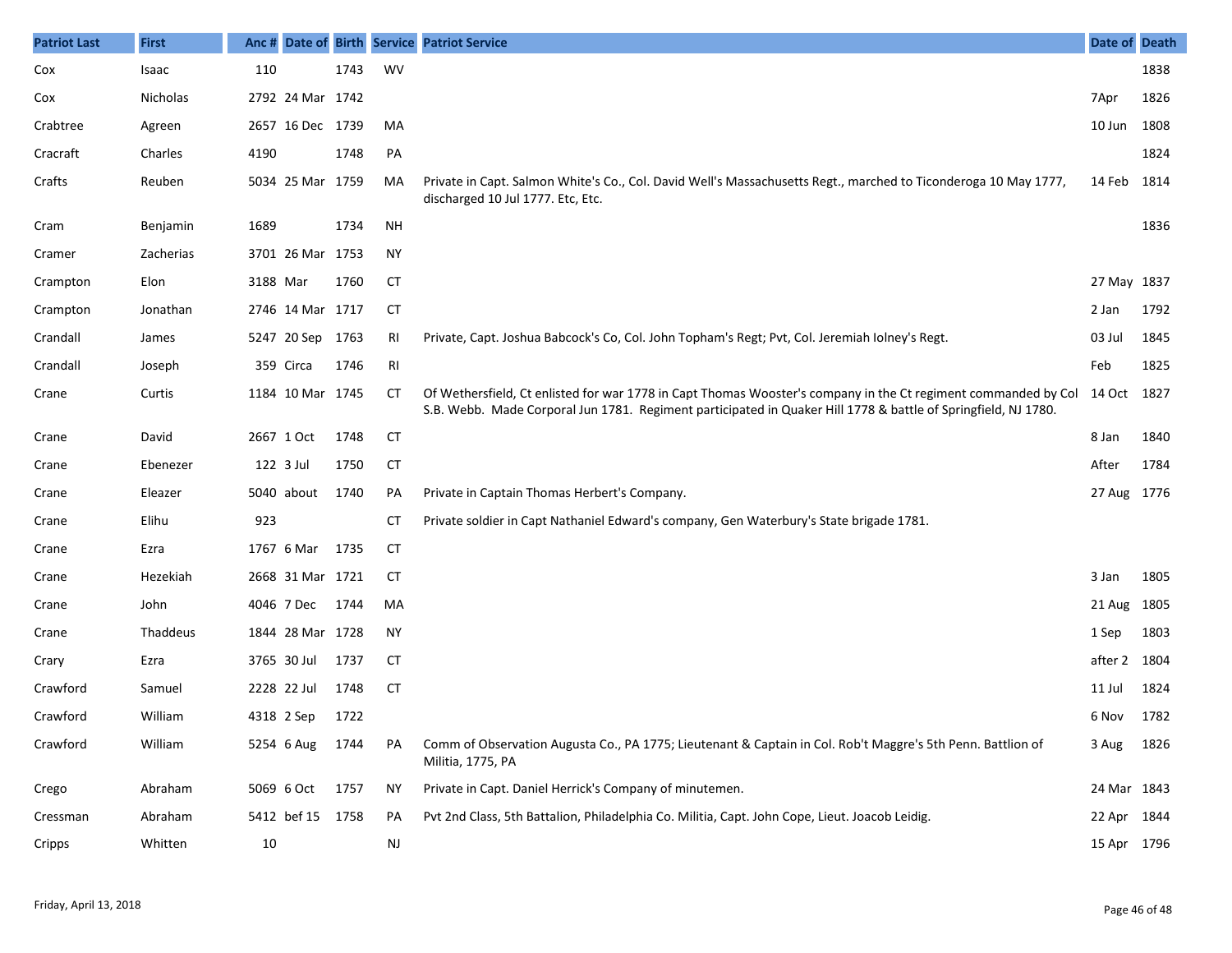| Patriot Last | First | Anc # | Date of | Birth | Service | Patriot Service | Date of | Death |
|---|---|---|---|---|---|---|---|---|
| Cox | Isaac | 110 | | 1743 | WV | | | 1838 |
| Cox | Nicholas | 2792 | 24 Mar | 1742 | | | 7Apr | 1826 |
| Crabtree | Agreen | 2657 | 16 Dec | 1739 | MA | | 10 Jun | 1808 |
| Cracraft | Charles | 4190 | | 1748 | PA | | | 1824 |
| Crafts | Reuben | 5034 | 25 Mar | 1759 | MA | Private in Capt. Salmon White's Co., Col. David Well's Massachusetts Regt., marched to Ticonderoga 10 May 1777, discharged 10 Jul 1777. Etc, Etc. | 14 Feb | 1814 |
| Cram | Benjamin | 1689 | | 1734 | NH | | | 1836 |
| Cramer | Zacherias | 3701 | 26 Mar | 1753 | NY | | | |
| Crampton | Elon | 3188 | Mar | 1760 | CT | | 27 May | 1837 |
| Crampton | Jonathan | 2746 | 14 Mar | 1717 | CT | | 2 Jan | 1792 |
| Crandall | James | 5247 | 20 Sep | 1763 | RI | Private, Capt. Joshua Babcock's Co, Col. John Topham's Regt; Pvt, Col. Jeremiah Iolney's Regt. | 03 Jul | 1845 |
| Crandall | Joseph | 359 | Circa | 1746 | RI | | Feb | 1825 |
| Crane | Curtis | 1184 | 10 Mar | 1745 | CT | Of Wethersfield, Ct enlisted for war 1778 in Capt Thomas Wooster's company in the Ct regiment commanded by Col S.B. Webb. Made Corporal Jun 1781. Regiment participated in Quaker Hill 1778 & battle of Springfield, NJ 1780. | 14 Oct | 1827 |
| Crane | David | 2667 | 1 Oct | 1748 | CT | | 8 Jan | 1840 |
| Crane | Ebenezer | 122 | 3 Jul | 1750 | CT | | After | 1784 |
| Crane | Eleazer | 5040 | about | 1740 | PA | Private in Captain Thomas Herbert's Company. | 27 Aug | 1776 |
| Crane | Elihu | 923 | | | CT | Private soldier in Capt Nathaniel Edward's company, Gen Waterbury's State brigade 1781. | | |
| Crane | Ezra | 1767 | 6 Mar | 1735 | CT | | | |
| Crane | Hezekiah | 2668 | 31 Mar | 1721 | CT | | 3 Jan | 1805 |
| Crane | John | 4046 | 7 Dec | 1744 | MA | | 21 Aug | 1805 |
| Crane | Thaddeus | 1844 | 28 Mar | 1728 | NY | | 1 Sep | 1803 |
| Crary | Ezra | 3765 | 30 Jul | 1737 | CT | | after 2 | 1804 |
| Crawford | Samuel | 2228 | 22 Jul | 1748 | CT | | 11 Jul | 1824 |
| Crawford | William | 4318 | 2 Sep | 1722 | | | 6 Nov | 1782 |
| Crawford | William | 5254 | 6 Aug | 1744 | PA | Comm of Observation Augusta Co., PA 1775; Lieutenant & Captain in Col. Rob't Maggre's 5th Penn. Battlion of Militia, 1775, PA | 3 Aug | 1826 |
| Crego | Abraham | 5069 | 6 Oct | 1757 | NY | Private in Capt. Daniel Herrick's Company of minutemen. | 24 Mar | 1843 |
| Cressman | Abraham | 5412 | bef 15 | 1758 | PA | Pvt 2nd Class, 5th Battalion, Philadelphia Co. Militia, Capt. John Cope, Lieut. Joacob Leidig. | 22 Apr | 1844 |
| Cripps | Whitten | 10 | | | NJ | | 15 Apr | 1796 |

Friday, April 13, 2018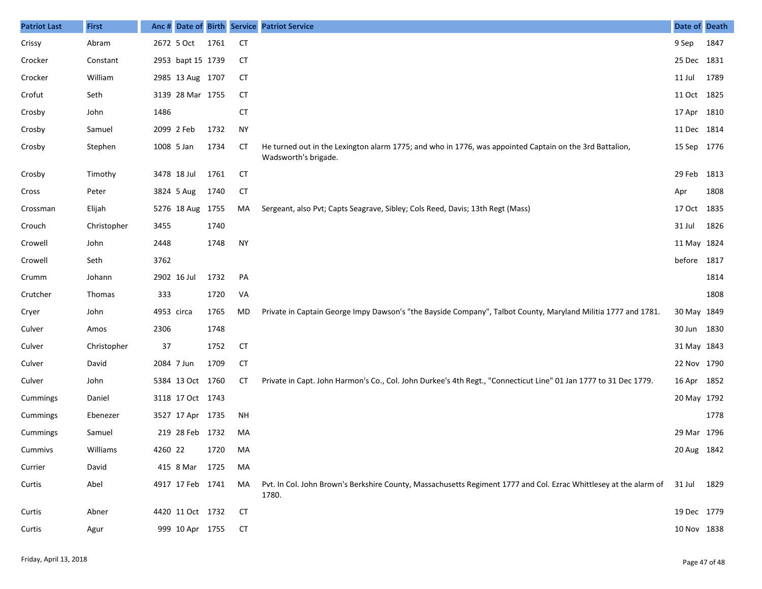| Patriot Last | First | Anc # | Date of | Birth | Service | Patriot Service | Date of | Death |
|---|---|---|---|---|---|---|---|---|
| Crissy | Abram | 2672 | 5 Oct | 1761 | CT | | 9 Sep | 1847 |
| Crocker | Constant | 2953 | bapt 15 | 1739 | CT | | 25 Dec | 1831 |
| Crocker | William | 2985 | 13 Aug | 1707 | CT | | 11 Jul | 1789 |
| Crofut | Seth | 3139 | 28 Mar | 1755 | CT | | 11 Oct | 1825 |
| Crosby | John | 1486 | | | CT | | 17 Apr | 1810 |
| Crosby | Samuel | 2099 | 2 Feb | 1732 | NY | | 11 Dec | 1814 |
| Crosby | Stephen | 1008 | 5 Jan | 1734 | CT | He turned out in the Lexington alarm 1775; and who in 1776, was appointed Captain on the 3rd Battalion, Wadsworth's brigade. | 15 Sep | 1776 |
| Crosby | Timothy | 3478 | 18 Jul | 1761 | CT | | 29 Feb | 1813 |
| Cross | Peter | 3824 | 5 Aug | 1740 | CT | | Apr | 1808 |
| Crossman | Elijah | 5276 | 18 Aug | 1755 | MA | Sergeant, also Pvt; Capts Seagrave, Sibley; Cols Reed, Davis; 13th Regt (Mass) | 17 Oct | 1835 |
| Crouch | Christopher | 3455 | | 1740 | | | 31 Jul | 1826 |
| Crowell | John | 2448 | | 1748 | NY | | 11 May | 1824 |
| Crowell | Seth | 3762 | | | | | before | 1817 |
| Crumm | Johann | 2902 | 16 Jul | 1732 | PA | | | 1814 |
| Crutcher | Thomas | 333 | | 1720 | VA | | | 1808 |
| Cryer | John | 4953 | circa | 1765 | MD | Private in Captain George Impy Dawson's "the Bayside Company", Talbot County, Maryland Militia 1777 and 1781. | 30 May | 1849 |
| Culver | Amos | 2306 | | 1748 | | | 30 Jun | 1830 |
| Culver | Christopher | 37 | | 1752 | CT | | 31 May | 1843 |
| Culver | David | 2084 | 7 Jun | 1709 | CT | | 22 Nov | 1790 |
| Culver | John | 5384 | 13 Oct | 1760 | CT | Private in Capt. John Harmon's Co., Col. John Durkee's 4th Regt., "Connecticut Line" 01 Jan 1777 to 31 Dec 1779. | 16 Apr | 1852 |
| Cummings | Daniel | 3118 | 17 Oct | 1743 | | | 20 May | 1792 |
| Cummings | Ebenezer | 3527 | 17 Apr | 1735 | NH | | | 1778 |
| Cummings | Samuel | 219 | 28 Feb | 1732 | MA | | 29 Mar | 1796 |
| Cummivs | Williams | 4260 | 22 | 1720 | MA | | 20 Aug | 1842 |
| Currier | David | 415 | 8 Mar | 1725 | MA | | | |
| Curtis | Abel | 4917 | 17 Feb | 1741 | MA | Pvt. In Col. John Brown's Berkshire County, Massachusetts Regiment 1777 and Col. Ezrac Whittlesey at the alarm of 1780. | 31 Jul | 1829 |
| Curtis | Abner | 4420 | 11 Oct | 1732 | CT | | 19 Dec | 1779 |
| Curtis | Agur | 999 | 10 Apr | 1755 | CT | | 10 Nov | 1838 |

Friday, April 13, 2018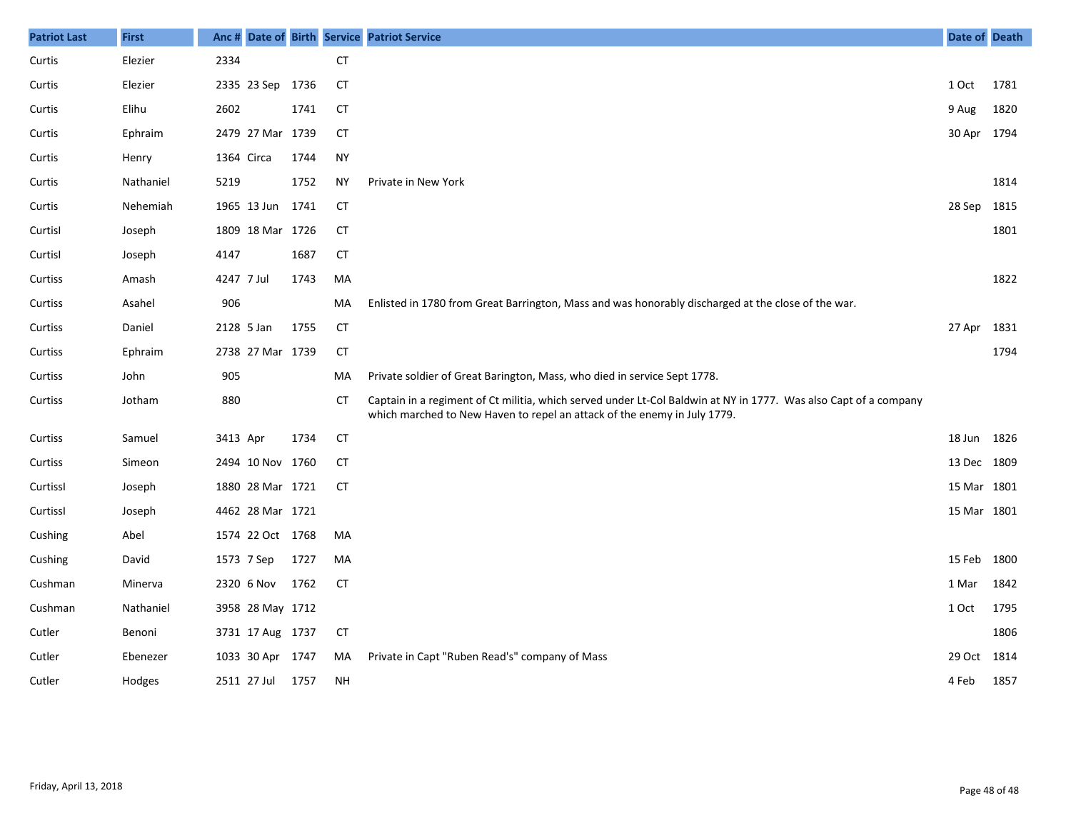| Patriot Last | First | Anc # | Date of | Birth | Service | Patriot Service | Date of | Death |
|---|---|---|---|---|---|---|---|---|
| Curtis | Elezier | 2334 | | | CT | | | |
| Curtis | Elezier | 2335 | 23 Sep | 1736 | CT | | 1 Oct | 1781 |
| Curtis | Elihu | 2602 | | 1741 | CT | | 9 Aug | 1820 |
| Curtis | Ephraim | 2479 | 27 Mar | 1739 | CT | | 30 Apr | 1794 |
| Curtis | Henry | 1364 | Circa | 1744 | NY | | | |
| Curtis | Nathaniel | 5219 | | 1752 | NY | Private in New York | | 1814 |
| Curtis | Nehemiah | 1965 | 13 Jun | 1741 | CT | | 28 Sep | 1815 |
| Curtisl | Joseph | 1809 | 18 Mar | 1726 | CT | | | 1801 |
| Curtisl | Joseph | 4147 | | 1687 | CT | | | |
| Curtiss | Amash | 4247 | 7 Jul | 1743 | MA | | | 1822 |
| Curtiss | Asahel | 906 | | | MA | Enlisted in 1780 from Great Barrington, Mass and was honorably discharged at the close of the war. | | |
| Curtiss | Daniel | 2128 | 5 Jan | 1755 | CT | | 27 Apr | 1831 |
| Curtiss | Ephraim | 2738 | 27 Mar | 1739 | CT | | | 1794 |
| Curtiss | John | 905 | | | MA | Private soldier of Great Barington, Mass, who died in service Sept 1778. | | |
| Curtiss | Jotham | 880 | | | CT | Captain in a regiment of Ct militia, which served under Lt-Col Baldwin at NY in 1777. Was also Capt of a company which marched to New Haven to repel an attack of the enemy in July 1779. | | |
| Curtiss | Samuel | 3413 | Apr | 1734 | CT | | 18 Jun | 1826 |
| Curtiss | Simeon | 2494 | 10 Nov | 1760 | CT | | 13 Dec | 1809 |
| Curtissl | Joseph | 1880 | 28 Mar | 1721 | CT | | 15 Mar | 1801 |
| Curtissl | Joseph | 4462 | 28 Mar | 1721 | | | 15 Mar | 1801 |
| Cushing | Abel | 1574 | 22 Oct | 1768 | MA | | | |
| Cushing | David | 1573 | 7 Sep | 1727 | MA | | 15 Feb | 1800 |
| Cushman | Minerva | 2320 | 6 Nov | 1762 | CT | | 1 Mar | 1842 |
| Cushman | Nathaniel | 3958 | 28 May | 1712 | | | 1 Oct | 1795 |
| Cutler | Benoni | 3731 | 17 Aug | 1737 | CT | | | 1806 |
| Cutler | Ebenezer | 1033 | 30 Apr | 1747 | MA | Private in Capt "Ruben Read's" company of Mass | 29 Oct | 1814 |
| Cutler | Hodges | 2511 | 27 Jul | 1757 | NH | | 4 Feb | 1857 |

Friday, April 13, 2018